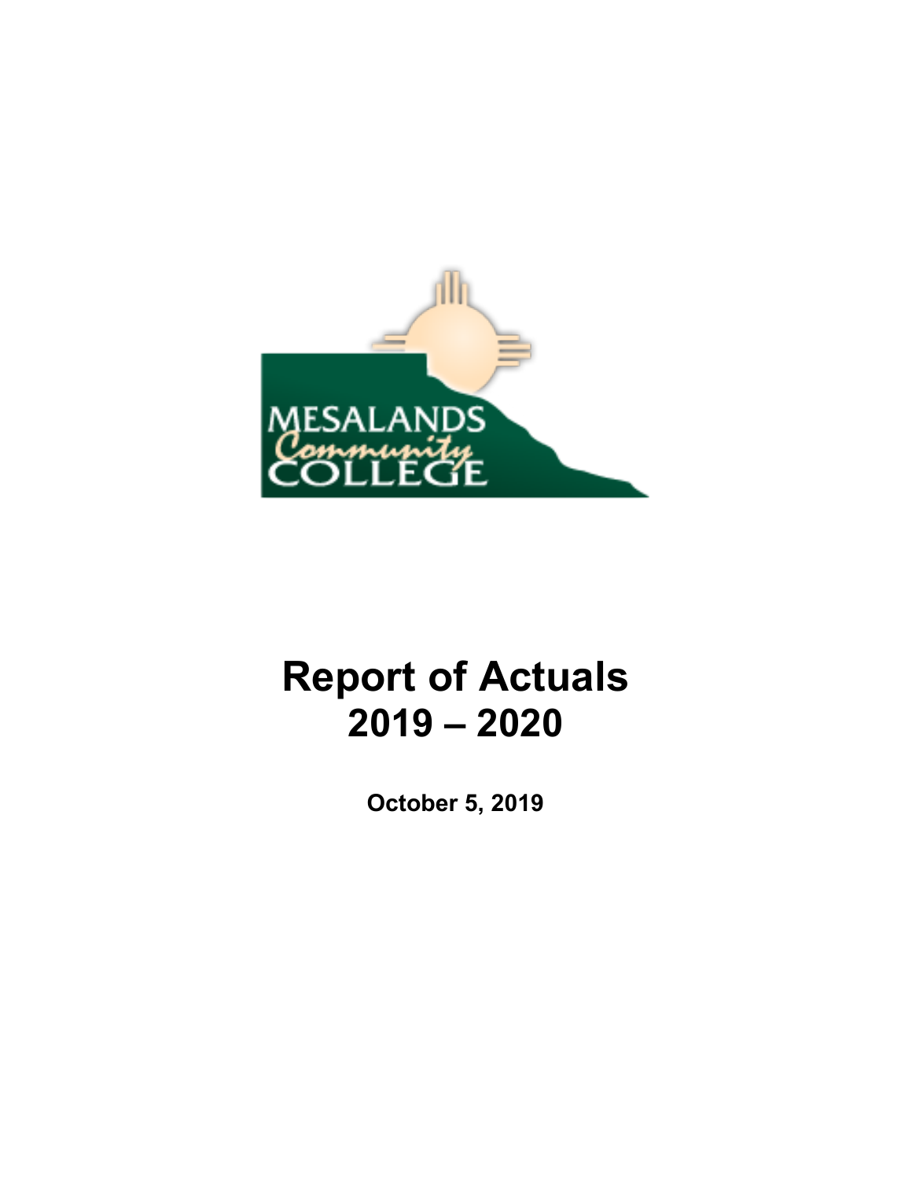# Report of Actuals
# 2019 – 2020

**October 5, 2019**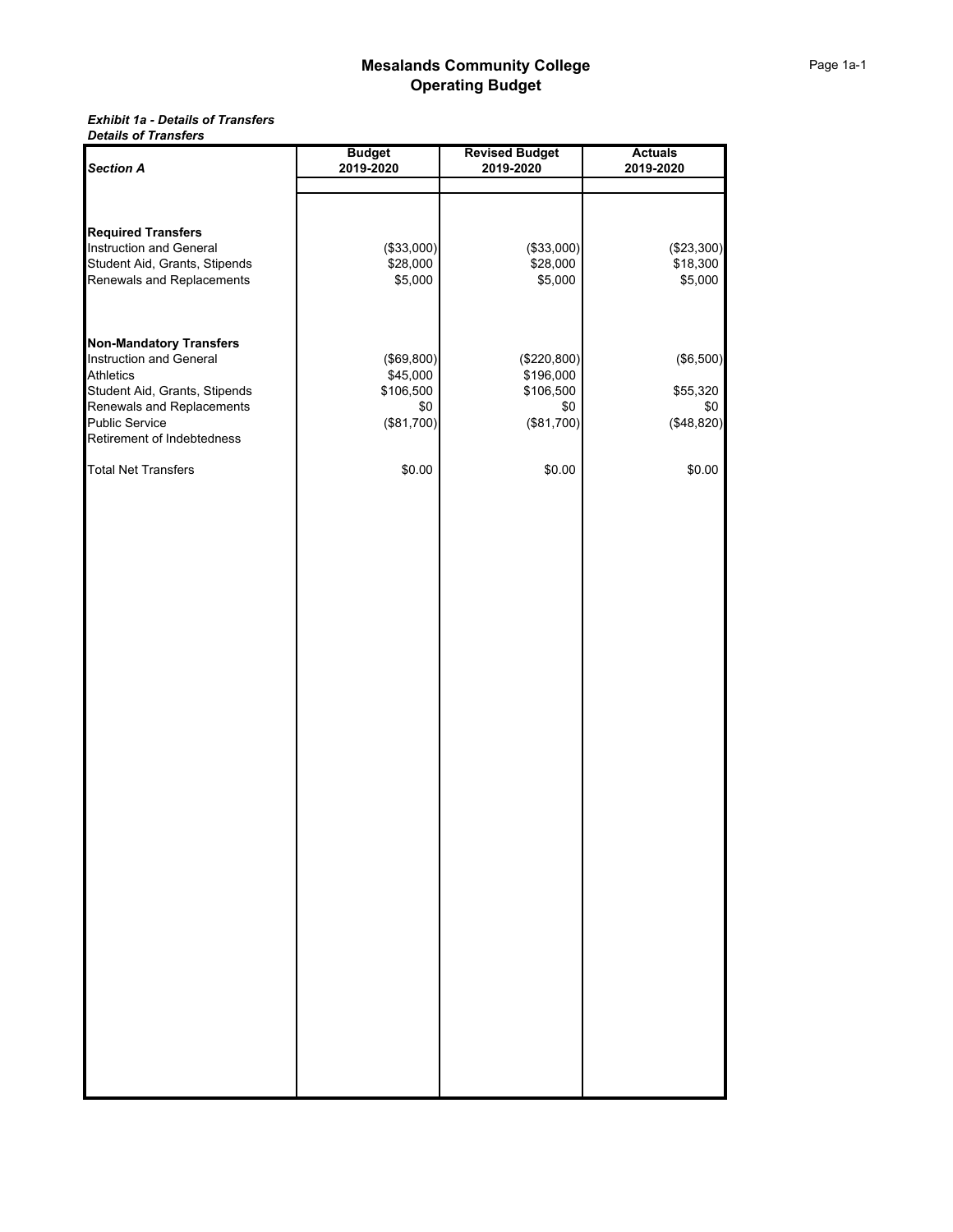# Mesalands Community College
## Operating Budget

***Exhibit 1a - Details of Transfers***
***Details of Transfers***

| *Section A* | Budget 2019-2020 | Revised Budget 2019-2020 | Actuals 2019-2020 |
|---|---|---|---|
| **Required Transfers** | | | |
| Instruction and General | ($33,000) | ($33,000) | ($23,300) |
| Student Aid, Grants, Stipends | $28,000 | $28,000 | $18,300 |
| Renewals and Replacements | $5,000 | $5,000 | $5,000 |
| **Non-Mandatory Transfers** | | | |
| Instruction and General | ($69,800) | ($220,800) | ($6,500) |
| Athletics | $45,000 | $196,000 | |
| Student Aid, Grants, Stipends | $106,500 | $106,500 | $55,320 |
| Renewals and Replacements | $0 | $0 | $0 |
| Public Service | ($81,700) | ($81,700) | ($48,820) |
| Retirement of Indebtedness | | | |
| Total Net Transfers | $0.00 | $0.00 | $0.00 |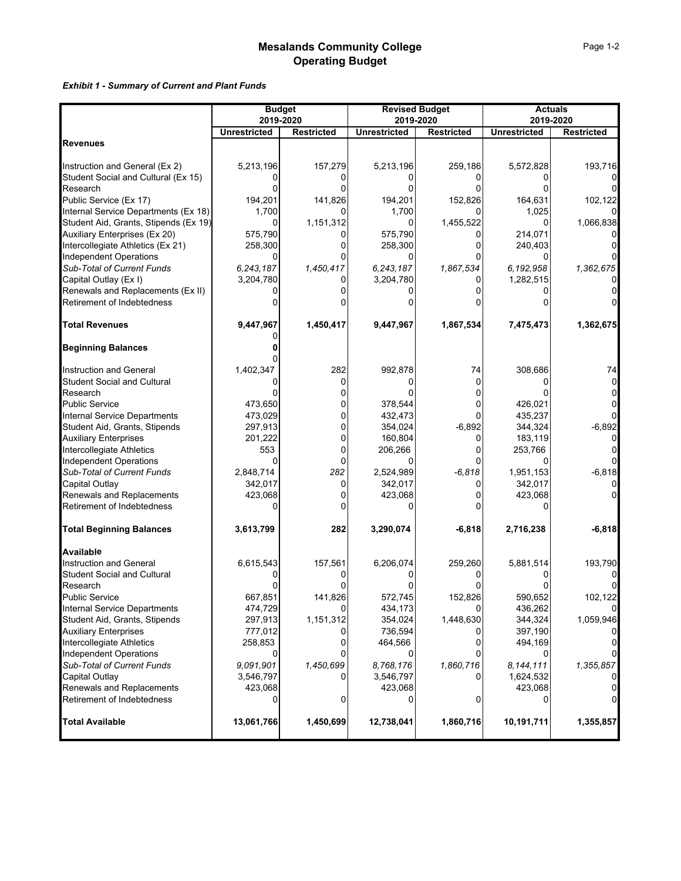# Mesalands Community College
## Operating Budget

***Exhibit 1 - Summary of Current and Plant Funds***

| | Budget 2019-2020 | | Revised Budget 2019-2020 | | Actuals 2019-2020 | |
|---|---|---|---|---|---|---|
| | **Unrestricted** | **Restricted** | **Unrestricted** | **Restricted** | **Unrestricted** | **Restricted** |
| **Revenues** | | | | | | |
| Instruction and General (Ex 2) | 5,213,196 | 157,279 | 5,213,196 | 259,186 | 5,572,828 | 193,716 |
| Student Social and Cultural (Ex 15) | 0 | 0 | 0 | 0 | 0 | 0 |
| Research | 0 | 0 | 0 | 0 | 0 | 0 |
| Public Service (Ex 17) | 194,201 | 141,826 | 194,201 | 152,826 | 164,631 | 102,122 |
| Internal Service Departments (Ex 18) | 1,700 | 0 | 1,700 | 0 | 1,025 | 0 |
| Student Aid, Grants, Stipends (Ex 19) | 0 | 1,151,312 | 0 | 1,455,522 | 0 | 1,066,838 |
| Auxiliary Enterprises (Ex 20) | 575,790 | 0 | 575,790 | 0 | 214,071 | 0 |
| Intercollegiate Athletics (Ex 21) | 258,300 | 0 | 258,300 | 0 | 240,403 | 0 |
| Independent Operations | 0 | 0 | 0 | 0 | 0 | 0 |
| *Sub-Total of Current Funds* | *6,243,187* | *1,450,417* | *6,243,187* | *1,867,534* | *6,192,958* | *1,362,675* |
| Capital Outlay (Ex I) | 3,204,780 | 0 | 3,204,780 | 0 | 1,282,515 | 0 |
| Renewals and Replacements (Ex II) | 0 | 0 | 0 | 0 | 0 | 0 |
| Retirement of Indebtedness | 0 | 0 | 0 | 0 | 0 | 0 |
| **Total Revenues** | **9,447,967** | **1,450,417** | **9,447,967** | **1,867,534** | **7,475,473** | **1,362,675** |
| | 0 | | | | | |
| **Beginning Balances** | **0** | | | | | |
| | 0 | | | | | |
| Instruction and General | 1,402,347 | 282 | 992,878 | 74 | 308,686 | 74 |
| Student Social and Cultural | 0 | 0 | 0 | 0 | 0 | 0 |
| Research | 0 | 0 | 0 | 0 | 0 | 0 |
| Public Service | 473,650 | 0 | 378,544 | 0 | 426,021 | 0 |
| Internal Service Departments | 473,029 | 0 | 432,473 | 0 | 435,237 | 0 |
| Student Aid, Grants, Stipends | 297,913 | 0 | 354,024 | -6,892 | 344,324 | -6,892 |
| Auxiliary Enterprises | 201,222 | 0 | 160,804 | 0 | 183,119 | 0 |
| Intercollegiate Athletics | 553 | 0 | 206,266 | 0 | 253,766 | 0 |
| Independent Operations | 0 | 0 | 0 | 0 | 0 | 0 |
| *Sub-Total of Current Funds* | 2,848,714 | *282* | 2,524,989 | *-6,818* | 1,951,153 | -6,818 |
| Capital Outlay | 342,017 | 0 | 342,017 | 0 | 342,017 | 0 |
| Renewals and Replacements | 423,068 | 0 | 423,068 | 0 | 423,068 | 0 |
| Retirement of Indebtedness | 0 | 0 | 0 | 0 | 0 | |
| **Total Beginning Balances** | **3,613,799** | **282** | **3,290,074** | **-6,818** | **2,716,238** | **-6,818** |
| **Available** | | | | | | |
| Instruction and General | 6,615,543 | 157,561 | 6,206,074 | 259,260 | 5,881,514 | 193,790 |
| Student Social and Cultural | 0 | 0 | 0 | 0 | 0 | 0 |
| Research | 0 | 0 | 0 | 0 | 0 | 0 |
| Public Service | 667,851 | 141,826 | 572,745 | 152,826 | 590,652 | 102,122 |
| Internal Service Departments | 474,729 | 0 | 434,173 | 0 | 436,262 | 0 |
| Student Aid, Grants, Stipends | 297,913 | 1,151,312 | 354,024 | 1,448,630 | 344,324 | 1,059,946 |
| Auxiliary Enterprises | 777,012 | 0 | 736,594 | 0 | 397,190 | 0 |
| Intercollegiate Athletics | 258,853 | 0 | 464,566 | 0 | 494,169 | 0 |
| Independent Operations | 0 | 0 | 0 | 0 | 0 | 0 |
| *Sub-Total of Current Funds* | *9,091,901* | *1,450,699* | *8,768,176* | *1,860,716* | *8,144,111* | *1,355,857* |
| Capital Outlay | 3,546,797 | 0 | 3,546,797 | 0 | 1,624,532 | 0 |
| Renewals and Replacements | 423,068 | | 423,068 | | 423,068 | 0 |
| Retirement of Indebtedness | 0 | 0 | 0 | 0 | 0 | 0 |
| **Total Available** | **13,061,766** | **1,450,699** | **12,738,041** | **1,860,716** | **10,191,711** | **1,355,857** |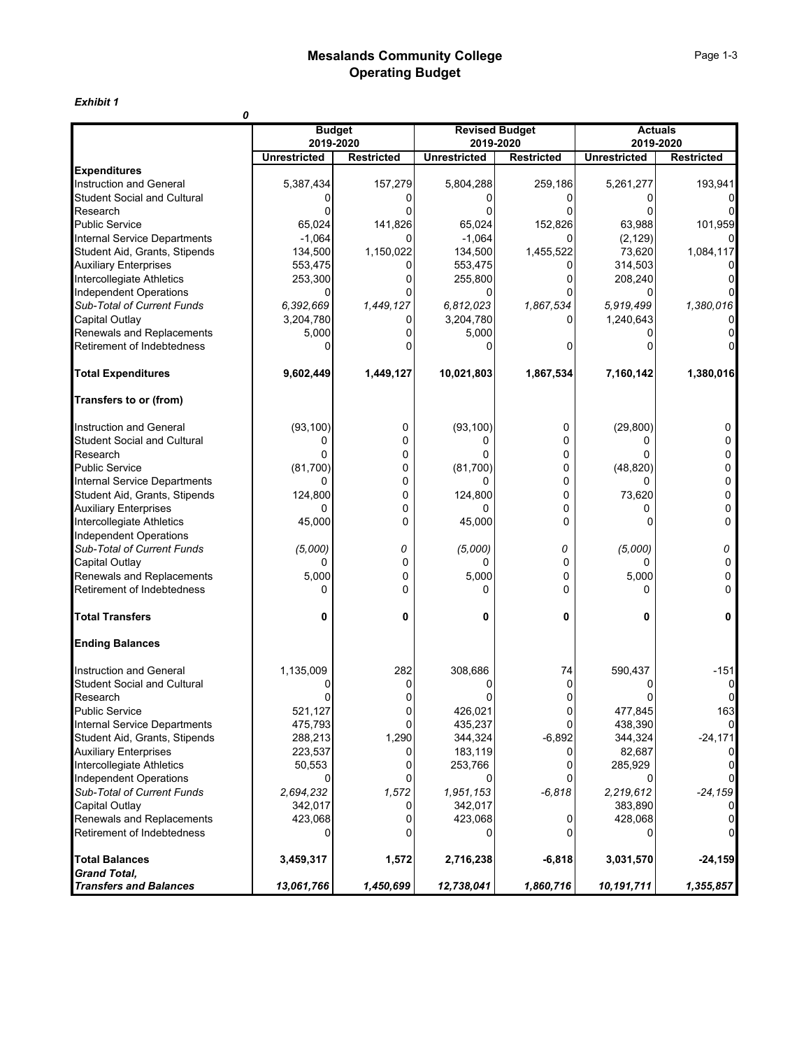# Mesalands Community College
## Operating Budget

*Exhibit 1*

*0*

| | Budget 2019-2020 | | Revised Budget 2019-2020 | | Actuals 2019-2020 | |
|---|---|---|---|---|---|---|
| | **Unrestricted** | **Restricted** | **Unrestricted** | **Restricted** | **Unrestricted** | **Restricted** |
| **Expenditures** | | | | | | |
| Instruction and General | 5,387,434 | 157,279 | 5,804,288 | 259,186 | 5,261,277 | 193,941 |
| Student Social and Cultural | 0 | 0 | 0 | 0 | 0 | 0 |
| Research | 0 | 0 | 0 | 0 | 0 | 0 |
| Public Service | 65,024 | 141,826 | 65,024 | 152,826 | 63,988 | 101,959 |
| Internal Service Departments | -1,064 | 0 | -1,064 | 0 | (2,129) | 0 |
| Student Aid, Grants, Stipends | 134,500 | 1,150,022 | 134,500 | 1,455,522 | 73,620 | 1,084,117 |
| Auxiliary Enterprises | 553,475 | 0 | 553,475 | 0 | 314,503 | 0 |
| Intercollegiate Athletics | 253,300 | 0 | 255,800 | 0 | 208,240 | 0 |
| Independent Operations | 0 | 0 | 0 | 0 | 0 | 0 |
| *Sub-Total of Current Funds* | *6,392,669* | *1,449,127* | *6,812,023* | *1,867,534* | *5,919,499* | *1,380,016* |
| Capital Outlay | 3,204,780 | 0 | 3,204,780 | 0 | 1,240,643 | 0 |
| Renewals and Replacements | 5,000 | 0 | 5,000 | | 0 | 0 |
| Retirement of Indebtedness | 0 | 0 | 0 | 0 | 0 | 0 |
| **Total Expenditures** | **9,602,449** | **1,449,127** | **10,021,803** | **1,867,534** | **7,160,142** | **1,380,016** |
| **Transfers to or (from)** | | | | | | |
| Instruction and General | (93,100) | 0 | (93,100) | 0 | (29,800) | 0 |
| Student Social and Cultural | 0 | 0 | 0 | 0 | 0 | 0 |
| Research | 0 | 0 | 0 | 0 | 0 | 0 |
| Public Service | (81,700) | 0 | (81,700) | 0 | (48,820) | 0 |
| Internal Service Departments | 0 | 0 | 0 | 0 | 0 | 0 |
| Student Aid, Grants, Stipends | 124,800 | 0 | 124,800 | 0 | 73,620 | 0 |
| Auxiliary Enterprises | 0 | 0 | 0 | 0 | 0 | 0 |
| Intercollegiate Athletics | 45,000 | 0 | 45,000 | 0 | 0 | 0 |
| Independent Operations | | | | | | |
| *Sub-Total of Current Funds* | *(5,000)* | *0* | *(5,000)* | *0* | *(5,000)* | *0* |
| Capital Outlay | 0 | 0 | 0 | 0 | 0 | 0 |
| Renewals and Replacements | 5,000 | 0 | 5,000 | 0 | 5,000 | 0 |
| Retirement of Indebtedness | 0 | 0 | 0 | 0 | 0 | 0 |
| **Total Transfers** | **0** | **0** | **0** | **0** | **0** | **0** |
| **Ending Balances** | | | | | | |
| Instruction and General | 1,135,009 | 282 | 308,686 | 74 | 590,437 | -151 |
| Student Social and Cultural | 0 | 0 | 0 | 0 | 0 | 0 |
| Research | 0 | 0 | 0 | 0 | 0 | 0 |
| Public Service | 521,127 | 0 | 426,021 | 0 | 477,845 | 163 |
| Internal Service Departments | 475,793 | 0 | 435,237 | 0 | 438,390 | 0 |
| Student Aid, Grants, Stipends | 288,213 | 1,290 | 344,324 | -6,892 | 344,324 | -24,171 |
| Auxiliary Enterprises | 223,537 | 0 | 183,119 | 0 | 82,687 | 0 |
| Intercollegiate Athletics | 50,553 | 0 | 253,766 | 0 | 285,929 | 0 |
| Independent Operations | 0 | 0 | 0 | 0 | 0 | 0 |
| *Sub-Total of Current Funds* | *2,694,232* | *1,572* | *1,951,153* | *-6,818* | *2,219,612* | *-24,159* |
| Capital Outlay | 342,017 | 0 | 342,017 | | 383,890 | 0 |
| Renewals and Replacements | 423,068 | 0 | 423,068 | 0 | 428,068 | 0 |
| Retirement of Indebtedness | 0 | 0 | 0 | 0 | 0 | 0 |
| **Total Balances** | **3,459,317** | **1,572** | **2,716,238** | **-6,818** | **3,031,570** | **-24,159** |
| ***Grand Total, Transfers and Balances*** | ***13,061,766*** | ***1,450,699*** | ***12,738,041*** | ***1,860,716*** | ***10,191,711*** | ***1,355,857*** |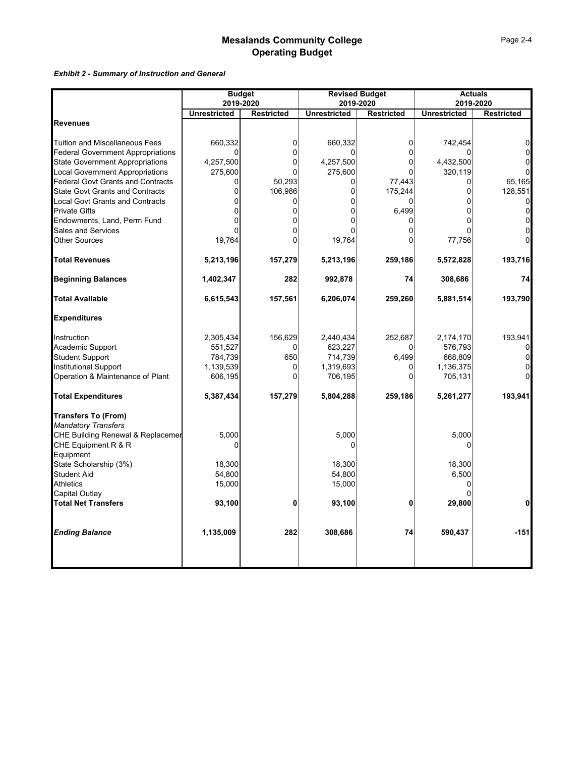# Mesalands Community College
## Operating Budget

***Exhibit 2 - Summary of Instruction and General***

| | Budget 2019-2020 | | Revised Budget 2019-2020 | | Actuals 2019-2020 | |
|---|---|---|---|---|---|---|
| | **Unrestricted** | **Restricted** | **Unrestricted** | **Restricted** | **Unrestricted** | **Restricted** |
| **Revenues** | | | | | | |
| Tuition and Miscellaneous Fees | 660,332 | 0 | 660,332 | 0 | 742,454 | 0 |
| Federal Government Appropriations | 0 | 0 | 0 | 0 | 0 | 0 |
| State Government Appropriations | 4,257,500 | 0 | 4,257,500 | 0 | 4,432,500 | 0 |
| Local Government Appropriations | 275,600 | 0 | 275,600 | 0 | 320,119 | 0 |
| Federal Govt Grants and Contracts | 0 | 50,293 | 0 | 77,443 | 0 | 65,165 |
| State Govt Grants and Contracts | 0 | 106,986 | 0 | 175,244 | 0 | 128,551 |
| Local Govt Grants and Contracts | 0 | 0 | 0 | 0 | 0 | 0 |
| Private Gifts | 0 | 0 | 0 | 6,499 | 0 | 0 |
| Endowments, Land, Perm Fund | 0 | 0 | 0 | 0 | 0 | 0 |
| Sales and Services | 0 | 0 | 0 | 0 | 0 | 0 |
| Other Sources | 19,764 | 0 | 19,764 | 0 | 77,756 | 0 |
| **Total Revenues** | **5,213,196** | **157,279** | **5,213,196** | **259,186** | **5,572,828** | **193,716** |
| **Beginning Balances** | **1,402,347** | **282** | **992,878** | **74** | **308,686** | **74** |
| **Total Available** | **6,615,543** | **157,561** | **6,206,074** | **259,260** | **5,881,514** | **193,790** |
| **Expenditures** | | | | | | |
| Instruction | 2,305,434 | 156,629 | 2,440,434 | 252,687 | 2,174,170 | 193,941 |
| Academic Support | 551,527 | 0 | 623,227 | 0 | 576,793 | 0 |
| Student Support | 784,739 | 650 | 714,739 | 6,499 | 668,809 | 0 |
| Institutional Support | 1,139,539 | 0 | 1,319,693 | 0 | 1,136,375 | 0 |
| Operation & Maintenance of Plant | 606,195 | 0 | 706,195 | 0 | 705,131 | 0 |
| **Total Expenditures** | **5,387,434** | **157,279** | **5,804,288** | **259,186** | **5,261,277** | **193,941** |
| **Transfers To (From)** | | | | | | |
| *Mandatory Transfers* | | | | | | |
| CHE Building Renewal & Replacemer | 5,000 | | 5,000 | | 5,000 | |
| CHE Equipment R & R | 0 | | 0 | | 0 | |
| Equipment | | | | | | |
| State Scholarship (3%) | 18,300 | | 18,300 | | 18,300 | |
| Student Aid | 54,800 | | 54,800 | | 6,500 | |
| Athletics | 15,000 | | 15,000 | | 0 | |
| Capital Outlay | | | | | 0 | |
| **Total Net Transfers** | **93,100** | **0** | **93,100** | **0** | **29,800** | **0** |
| ***Ending Balance*** | **1,135,009** | **282** | **308,686** | **74** | **590,437** | **-151** |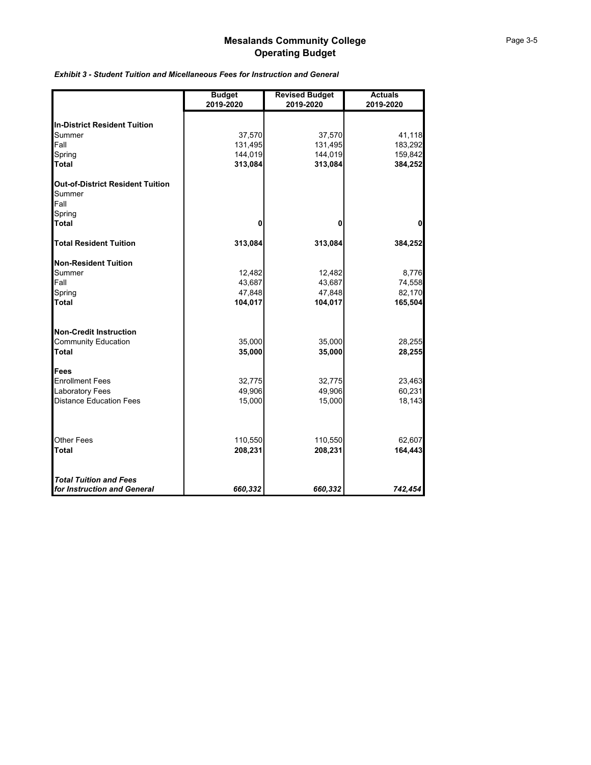# Mesalands Community College
## Operating Budget

***Exhibit 3 - Student Tuition and Micellaneous Fees for Instruction and General***

| | Budget 2019-2020 | Revised Budget 2019-2020 | Actuals 2019-2020 |
|---|---|---|---|
| **In-District Resident Tuition** | | | |
| Summer | 37,570 | 37,570 | 41,118 |
| Fall | 131,495 | 131,495 | 183,292 |
| Spring | 144,019 | 144,019 | 159,842 |
| **Total** | **313,084** | **313,084** | **384,252** |
| **Out-of-District Resident Tuition** | | | |
| Summer | | | |
| Fall | | | |
| Spring | | | |
| **Total** | **0** | **0** | **0** |
| **Total Resident Tuition** | **313,084** | **313,084** | **384,252** |
| **Non-Resident Tuition** | | | |
| Summer | 12,482 | 12,482 | 8,776 |
| Fall | 43,687 | 43,687 | 74,558 |
| Spring | 47,848 | 47,848 | 82,170 |
| **Total** | **104,017** | **104,017** | **165,504** |
| **Non-Credit Instruction** | | | |
| Community Education | 35,000 | 35,000 | 28,255 |
| **Total** | **35,000** | **35,000** | **28,255** |
| **Fees** | | | |
| Enrollment Fees | 32,775 | 32,775 | 23,463 |
| Laboratory Fees | 49,906 | 49,906 | 60,231 |
| Distance Education Fees | 15,000 | 15,000 | 18,143 |
| Other Fees | 110,550 | 110,550 | 62,607 |
| **Total** | **208,231** | **208,231** | **164,443** |
| ***Total Tuition and Fees for Instruction and General*** | ***660,332*** | ***660,332*** | ***742,454*** |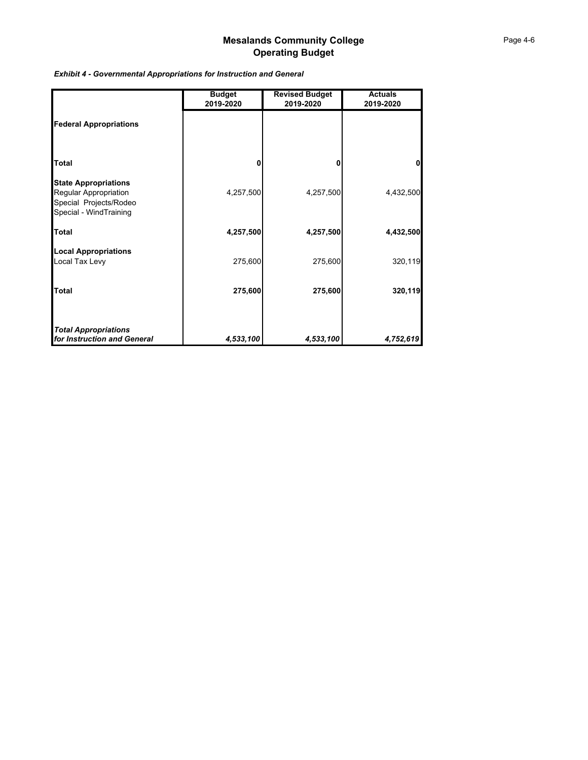# Mesalands Community College
## Operating Budget

***Exhibit 4 - Governmental Appropriations for Instruction and General***

| | Budget 2019-2020 | Revised Budget 2019-2020 | Actuals 2019-2020 |
|---|---|---|---|
| **Federal Appropriations** | | | |
| **Total** | **0** | **0** | **0** |
| **State Appropriations** | | | |
| Regular Appropriation | 4,257,500 | 4,257,500 | 4,432,500 |
| Special Projects/Rodeo | | | |
| Special - WindTraining | | | |
| **Total** | **4,257,500** | **4,257,500** | **4,432,500** |
| **Local Appropriations** | | | |
| Local Tax Levy | 275,600 | 275,600 | 320,119 |
| **Total** | **275,600** | **275,600** | **320,119** |
| ***Total Appropriations for Instruction and General*** | ***4,533,100*** | ***4,533,100*** | ***4,752,619*** |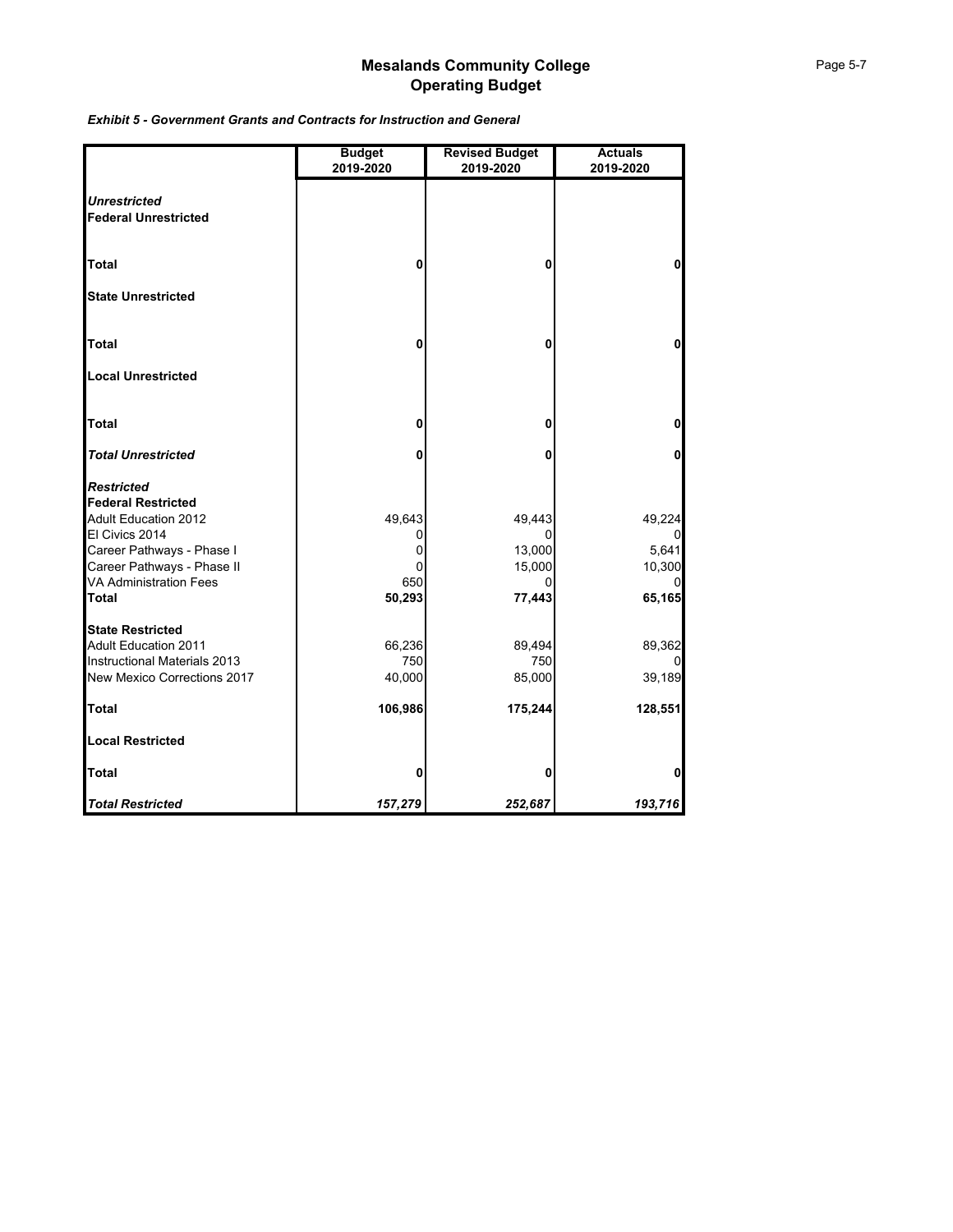# Mesalands Community College
# Operating Budget

***Exhibit 5 - Government Grants and Contracts for Instruction and General***

| | Budget 2019-2020 | Revised Budget 2019-2020 | Actuals 2019-2020 |
|---|---|---|---|
| ***Unrestricted*** | | | |
| **Federal Unrestricted** | | | |
| **Total** | **0** | **0** | **0** |
| **State Unrestricted** | | | |
| **Total** | **0** | **0** | **0** |
| **Local Unrestricted** | | | |
| **Total** | **0** | **0** | **0** |
| ***Total Unrestricted*** | **0** | **0** | **0** |
| ***Restricted*** | | | |
| **Federal Restricted** | | | |
| Adult Education 2012 | 49,643 | 49,443 | 49,224 |
| El Civics 2014 | 0 | 0 | 0 |
| Career Pathways - Phase I | 0 | 13,000 | 5,641 |
| Career Pathways - Phase II | 0 | 15,000 | 10,300 |
| VA Administration Fees | 650 | 0 | 0 |
| **Total** | **50,293** | **77,443** | **65,165** |
| **State Restricted** | | | |
| Adult Education 2011 | 66,236 | 89,494 | 89,362 |
| Instructional Materials 2013 | 750 | 750 | 0 |
| New Mexico Corrections 2017 | 40,000 | 85,000 | 39,189 |
| **Total** | **106,986** | **175,244** | **128,551** |
| **Local Restricted** | | | |
| **Total** | **0** | **0** | **0** |
| ***Total Restricted*** | ***157,279*** | ***252,687*** | ***193,716*** |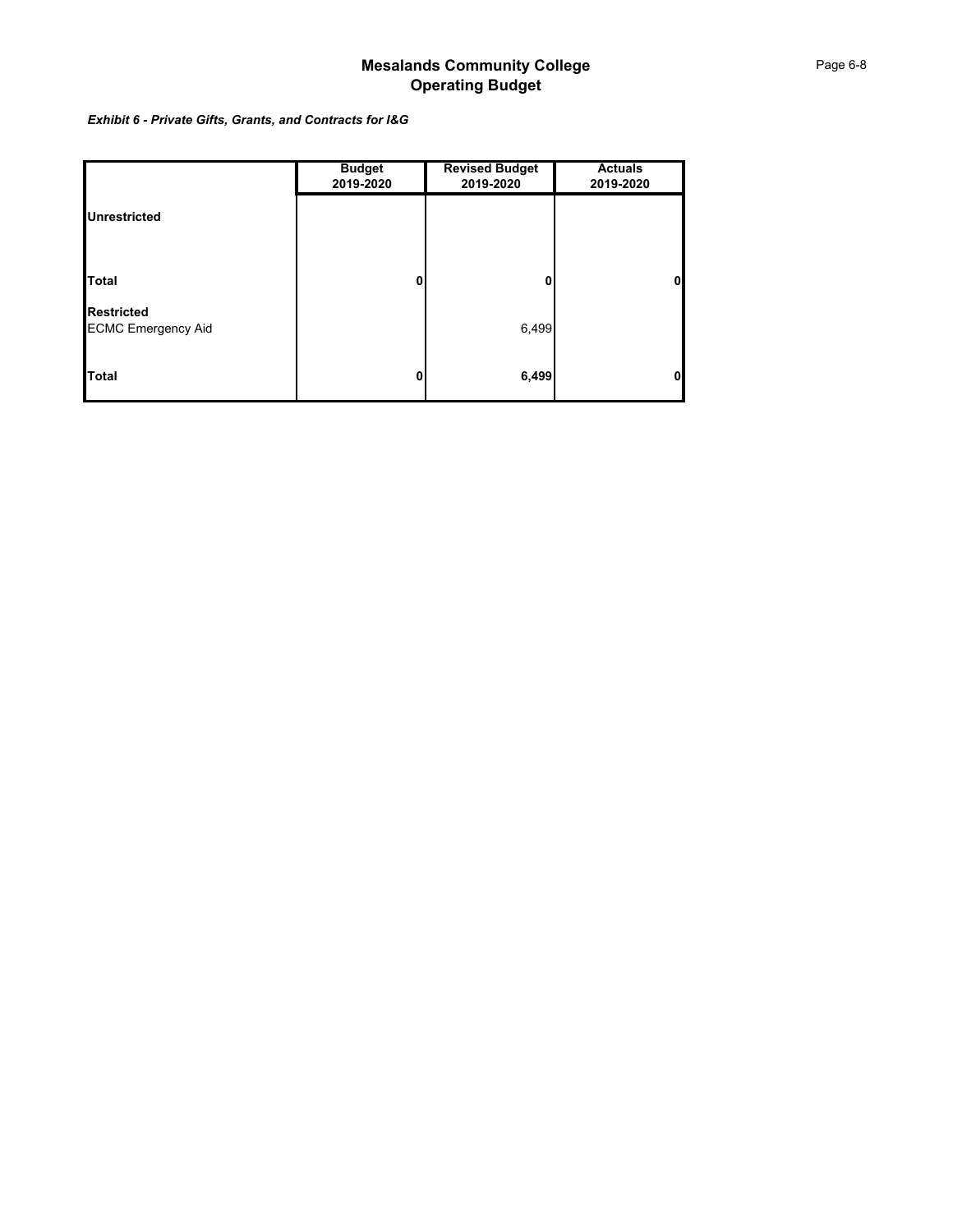# Mesalands Community College
## Operating Budget

***Exhibit 6 - Private Gifts, Grants, and Contracts for I&G***

| | Budget 2019-2020 | Revised Budget 2019-2020 | Actuals 2019-2020 |
|---|---|---|---|
| **Unrestricted** | | | |
| **Total** | **0** | **0** | **0** |
| **Restricted** | | | |
| ECMC Emergency Aid | | 6,499 | |
| **Total** | **0** | **6,499** | **0** |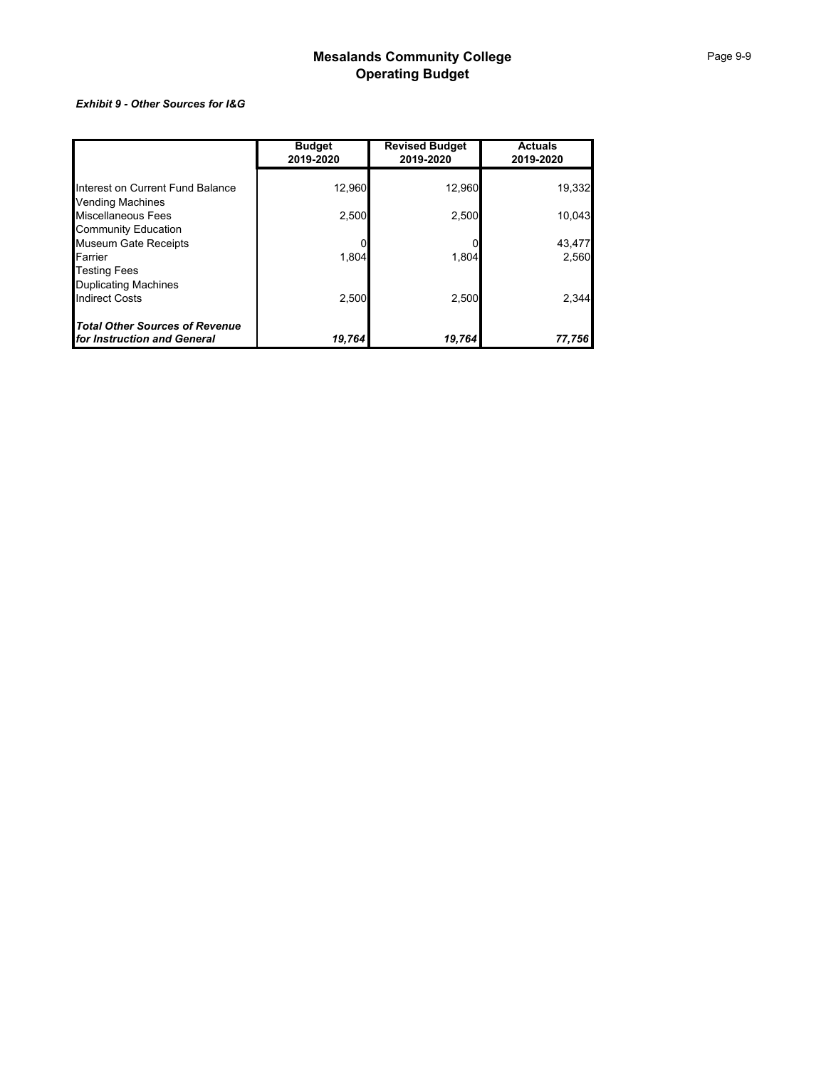# Mesalands Community College
# Operating Budget

***Exhibit 9 - Other Sources for I&G***

| | Budget 2019-2020 | Revised Budget 2019-2020 | Actuals 2019-2020 |
|---|---|---|---|
| Interest on Current Fund Balance | 12,960 | 12,960 | 19,332 |
| Vending Machines | | | |
| Miscellaneous Fees | 2,500 | 2,500 | 10,043 |
| Community Education | | | |
| Museum Gate Receipts | 0 | 0 | 43,477 |
| Farrier | 1,804 | 1,804 | 2,560 |
| Testing Fees | | | |
| Duplicating Machines | | | |
| Indirect Costs | 2,500 | 2,500 | 2,344 |
| ***Total Other Sources of Revenue for Instruction and General*** | ***19,764*** | ***19,764*** | ***77,756*** |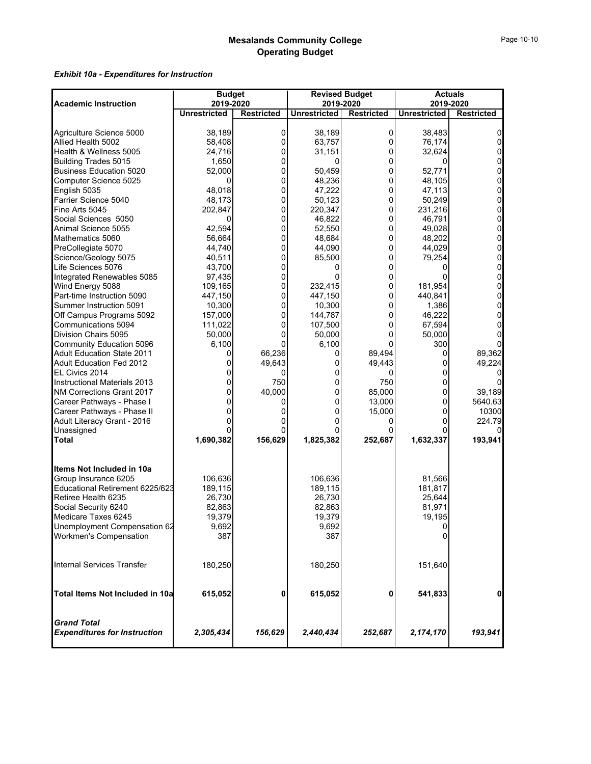# Mesalands Community College
# Operating Budget

***Exhibit 10a - Expenditures for Instruction***

| Academic Instruction | Budget 2019-2020 | | Revised Budget 2019-2020 | | Actuals 2019-2020 | |
|---|---|---|---|---|---|---|
| | **Unrestricted** | **Restricted** | **Unrestricted** | **Restricted** | **Unrestricted** | **Restricted** |
| Agriculture Science 5000 | 38,189 | 0 | 38,189 | 0 | 38,483 | 0 |
| Allied Health 5002 | 58,408 | 0 | 63,757 | 0 | 76,174 | 0 |
| Health & Wellness 5005 | 24,716 | 0 | 31,151 | 0 | 32,624 | 0 |
| Building Trades 5015 | 1,650 | 0 | 0 | 0 | 0 | 0 |
| Business Education 5020 | 52,000 | 0 | 50,459 | 0 | 52,771 | 0 |
| Computer Science 5025 | 0 | 0 | 48,236 | 0 | 48,105 | 0 |
| English 5035 | 48,018 | 0 | 47,222 | 0 | 47,113 | 0 |
| Farrier Science 5040 | 48,173 | 0 | 50,123 | 0 | 50,249 | 0 |
| Fine Arts 5045 | 202,847 | 0 | 220,347 | 0 | 231,216 | 0 |
| Social Sciences 5050 | 0 | 0 | 46,822 | 0 | 46,791 | 0 |
| Animal Science 5055 | 42,594 | 0 | 52,550 | 0 | 49,028 | 0 |
| Mathematics 5060 | 56,664 | 0 | 48,684 | 0 | 48,202 | 0 |
| PreCollegiate 5070 | 44,740 | 0 | 44,090 | 0 | 44,029 | 0 |
| Science/Geology 5075 | 40,511 | 0 | 85,500 | 0 | 79,254 | 0 |
| Life Sciences 5076 | 43,700 | 0 | 0 | 0 | 0 | 0 |
| Integrated Renewables 5085 | 97,435 | 0 | 0 | 0 | 0 | 0 |
| Wind Energy 5088 | 109,165 | 0 | 232,415 | 0 | 181,954 | 0 |
| Part-time Instruction 5090 | 447,150 | 0 | 447,150 | 0 | 440,841 | 0 |
| Summer Instruction 5091 | 10,300 | 0 | 10,300 | 0 | 1,386 | 0 |
| Off Campus Programs 5092 | 157,000 | 0 | 144,787 | 0 | 46,222 | 0 |
| Communications 5094 | 111,022 | 0 | 107,500 | 0 | 67,594 | 0 |
| Division Chairs 5095 | 50,000 | 0 | 50,000 | 0 | 50,000 | 0 |
| Community Education 5096 | 6,100 | 0 | 6,100 | 0 | 300 | 0 |
| Adult Education State 2011 | 0 | 66,236 | 0 | 89,494 | 0 | 89,362 |
| Adult Education Fed 2012 | 0 | 49,643 | 0 | 49,443 | 0 | 49,224 |
| EL Civics 2014 | 0 | 0 | 0 | 0 | 0 | 0 |
| Instructional Materials 2013 | 0 | 750 | 0 | 750 | 0 | 0 |
| NM Corrections Grant 2017 | 0 | 40,000 | 0 | 85,000 | 0 | 39,189 |
| Career Pathways - Phase I | 0 | 0 | 0 | 13,000 | 0 | 5640.63 |
| Career Pathways - Phase II | 0 | 0 | 0 | 15,000 | 0 | 10300 |
| Adult Literacy Grant - 2016 | 0 | 0 | 0 | 0 | 0 | 224.79 |
| Unassigned | 0 | 0 | 0 | 0 | 0 | 0 |
| **Total** | **1,690,382** | **156,629** | **1,825,382** | **252,687** | **1,632,337** | **193,941** |
| **Items Not Included in 10a** | | | | | | |
| Group Insurance 6205 | 106,636 | | 106,636 | | 81,566 | |
| Educational Retirement 6225/623 | 189,115 | | 189,115 | | 181,817 | |
| Retiree Health 6235 | 26,730 | | 26,730 | | 25,644 | |
| Social Security 6240 | 82,863 | | 82,863 | | 81,971 | |
| Medicare Taxes 6245 | 19,379 | | 19,379 | | 19,195 | |
| Unemployment Compensation 62 | 9,692 | | 9,692 | | 0 | |
| Workmen's Compensation | 387 | | 387 | | 0 | |
| Internal Services Transfer | 180,250 | | 180,250 | | 151,640 | |
| **Total Items Not Included in 10a** | **615,052** | **0** | **615,052** | **0** | **541,833** | **0** |
| ***Grand Total Expenditures for Instruction*** | ***2,305,434*** | ***156,629*** | ***2,440,434*** | ***252,687*** | ***2,174,170*** | ***193,941*** |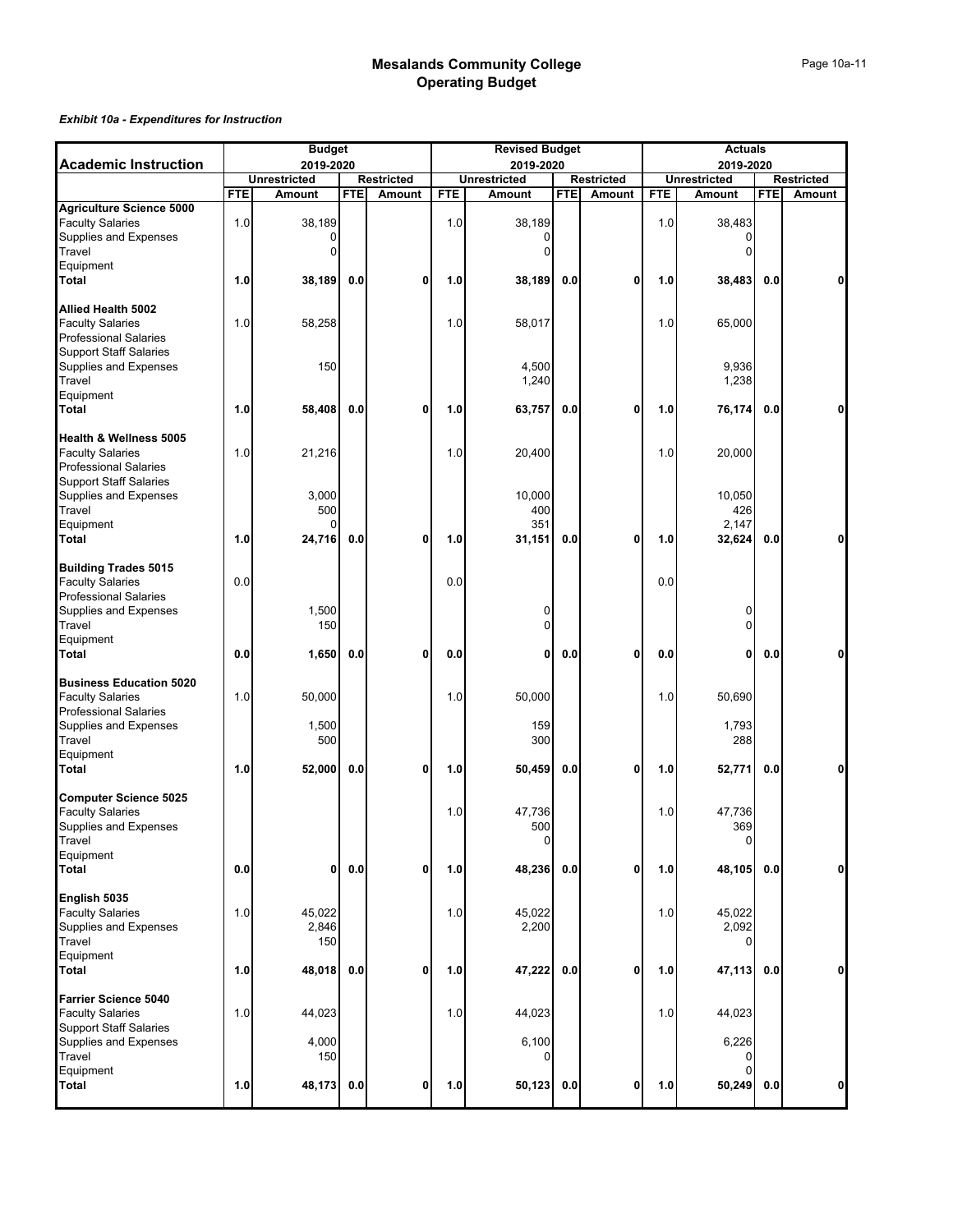# Mesalands Community College
## Operating Budget

***Exhibit 10a - Expenditures for Instruction***

| Academic Instruction | Budget 2019-2020 | | | | Revised Budget 2019-2020 | | | | Actuals 2019-2020 | | | |
|---|---|---|---|---|---|---|---|---|---|---|---|---|
| | Unrestricted | | Restricted | | Unrestricted | | Restricted | | Unrestricted | | Restricted | |
| | FTE | Amount | FTE | Amount | FTE | Amount | FTE | Amount | FTE | Amount | FTE | Amount |
| **Agriculture Science 5000** | | | | | | | | | | | | |
| Faculty Salaries | 1.0 | 38,189 | | | 1.0 | 38,189 | | | 1.0 | 38,483 | | |
| Supplies and Expenses | | 0 | | | | 0 | | | | 0 | | |
| Travel | | 0 | | | | 0 | | | | 0 | | |
| Equipment | | | | | | | | | | | | |
| **Total** | **1.0** | **38,189** | **0.0** | **0** | **1.0** | **38,189** | **0.0** | **0** | **1.0** | **38,483** | **0.0** | **0** |
| **Allied Health 5002** | | | | | | | | | | | | |
| Faculty Salaries | 1.0 | 58,258 | | | 1.0 | 58,017 | | | 1.0 | 65,000 | | |
| Professional Salaries | | | | | | | | | | | | |
| Support Staff Salaries | | | | | | | | | | | | |
| Supplies and Expenses | | 150 | | | | 4,500 | | | | 9,936 | | |
| Travel | | | | | | 1,240 | | | | 1,238 | | |
| Equipment | | | | | | | | | | | | |
| **Total** | **1.0** | **58,408** | **0.0** | **0** | **1.0** | **63,757** | **0.0** | **0** | **1.0** | **76,174** | **0.0** | **0** |
| **Health & Wellness 5005** | | | | | | | | | | | | |
| Faculty Salaries | 1.0 | 21,216 | | | 1.0 | 20,400 | | | 1.0 | 20,000 | | |
| Professional Salaries | | | | | | | | | | | | |
| Support Staff Salaries | | | | | | | | | | | | |
| Supplies and Expenses | | 3,000 | | | | 10,000 | | | | 10,050 | | |
| Travel | | 500 | | | | 400 | | | | 426 | | |
| Equipment | | 0 | | | | 351 | | | | 2,147 | | |
| **Total** | **1.0** | **24,716** | **0.0** | **0** | **1.0** | **31,151** | **0.0** | **0** | **1.0** | **32,624** | **0.0** | **0** |
| **Building Trades 5015** | | | | | | | | | | | | |
| Faculty Salaries | 0.0 | | | | 0.0 | | | | 0.0 | | | |
| Professional Salaries | | | | | | | | | | | | |
| Supplies and Expenses | | 1,500 | | | | 0 | | | | 0 | | |
| Travel | | 150 | | | | 0 | | | | 0 | | |
| Equipment | | | | | | | | | | | | |
| **Total** | **0.0** | **1,650** | **0.0** | **0** | **0.0** | **0** | **0.0** | **0** | **0.0** | **0** | **0.0** | **0** |
| **Business Education 5020** | | | | | | | | | | | | |
| Faculty Salaries | 1.0 | 50,000 | | | 1.0 | 50,000 | | | 1.0 | 50,690 | | |
| Professional Salaries | | | | | | | | | | | | |
| Supplies and Expenses | | 1,500 | | | | 159 | | | | 1,793 | | |
| Travel | | 500 | | | | 300 | | | | 288 | | |
| Equipment | | | | | | | | | | | | |
| **Total** | **1.0** | **52,000** | **0.0** | **0** | **1.0** | **50,459** | **0.0** | **0** | **1.0** | **52,771** | **0.0** | **0** |
| **Computer Science 5025** | | | | | | | | | | | | |
| Faculty Salaries | | | | | 1.0 | 47,736 | | | 1.0 | 47,736 | | |
| Supplies and Expenses | | | | | | 500 | | | | 369 | | |
| Travel | | | | | | 0 | | | | 0 | | |
| Equipment | | | | | | | | | | | | |
| **Total** | **0.0** | **0** | **0.0** | **0** | **1.0** | **48,236** | **0.0** | **0** | **1.0** | **48,105** | **0.0** | **0** |
| **English 5035** | | | | | | | | | | | | |
| Faculty Salaries | 1.0 | 45,022 | | | 1.0 | 45,022 | | | 1.0 | 45,022 | | |
| Supplies and Expenses | | 2,846 | | | | 2,200 | | | | 2,092 | | |
| Travel | | 150 | | | | | | | | 0 | | |
| Equipment | | | | | | | | | | | | |
| **Total** | **1.0** | **48,018** | **0.0** | **0** | **1.0** | **47,222** | **0.0** | **0** | **1.0** | **47,113** | **0.0** | **0** |
| **Farrier Science 5040** | | | | | | | | | | | | |
| Faculty Salaries | 1.0 | 44,023 | | | 1.0 | 44,023 | | | 1.0 | 44,023 | | |
| Support Staff Salaries | | | | | | | | | | | | |
| Supplies and Expenses | | 4,000 | | | | 6,100 | | | | 6,226 | | |
| Travel | | 150 | | | | 0 | | | | 0 | | |
| Equipment | | | | | | | | | | 0 | | |
| **Total** | **1.0** | **48,173** | **0.0** | **0** | **1.0** | **50,123** | **0.0** | **0** | **1.0** | **50,249** | **0.0** | **0** |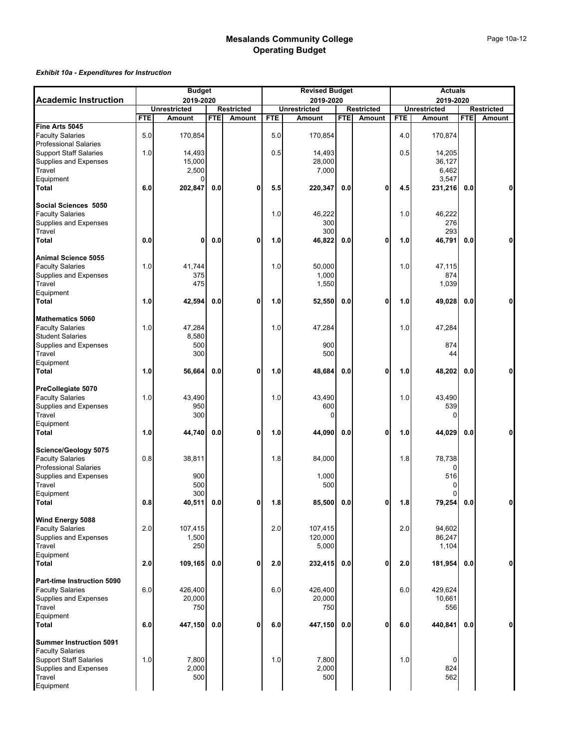# Mesalands Community College
## Operating Budget

***Exhibit 10a - Expenditures for Instruction***

| Academic Instruction | Budget 2019-2020 | | | | Revised Budget 2019-2020 | | | | Actuals 2019-2020 | | | |
|---|---|---|---|---|---|---|---|---|---|---|---|---|
| | Unrestricted | | Restricted | | Unrestricted | | Restricted | | Unrestricted | | Restricted | |
| | FTE | Amount | FTE | Amount | FTE | Amount | FTE | Amount | FTE | Amount | FTE | Amount |
| **Fine Arts 5045** | | | | | | | | | | | | |
| Faculty Salaries | 5.0 | 170,854 | | | 5.0 | 170,854 | | | 4.0 | 170,874 | | |
| Professional Salaries | | | | | | | | | | | | |
| Support Staff Salaries | 1.0 | 14,493 | | | 0.5 | 14,493 | | | 0.5 | 14,205 | | |
| Supplies and Expenses | | 15,000 | | | | 28,000 | | | | 36,127 | | |
| Travel | | 2,500 | | | | 7,000 | | | | 6,462 | | |
| Equipment | | 0 | | | | | | | | 3,547 | | |
| **Total** | **6.0** | **202,847** | **0.0** | **0** | **5.5** | **220,347** | **0.0** | **0** | **4.5** | **231,216** | **0.0** | **0** |
| | | | | | | | | | | | | |
| **Social Sciences 5050** | | | | | | | | | | | | |
| Faculty Salaries | | | | | 1.0 | 46,222 | | | 1.0 | 46,222 | | |
| Supplies and Expenses | | | | | | 300 | | | | 276 | | |
| Travel | | | | | | 300 | | | | 293 | | |
| **Total** | **0.0** | **0** | **0.0** | **0** | **1.0** | **46,822** | **0.0** | **0** | **1.0** | **46,791** | **0.0** | **0** |
| | | | | | | | | | | | | |
| **Animal Science 5055** | | | | | | | | | | | | |
| Faculty Salaries | 1.0 | 41,744 | | | 1.0 | 50,000 | | | 1.0 | 47,115 | | |
| Supplies and Expenses | | 375 | | | | 1,000 | | | | 874 | | |
| Travel | | 475 | | | | 1,550 | | | | 1,039 | | |
| Equipment | | | | | | | | | | | | |
| **Total** | **1.0** | **42,594** | **0.0** | **0** | **1.0** | **52,550** | **0.0** | **0** | **1.0** | **49,028** | **0.0** | **0** |
| | | | | | | | | | | | | |
| **Mathematics 5060** | | | | | | | | | | | | |
| Faculty Salaries | 1.0 | 47,284 | | | 1.0 | 47,284 | | | 1.0 | 47,284 | | |
| Student Salaries | | 8,580 | | | | | | | | | | |
| Supplies and Expenses | | 500 | | | | 900 | | | | 874 | | |
| Travel | | 300 | | | | 500 | | | | 44 | | |
| Equipment | | | | | | | | | | | | |
| **Total** | **1.0** | **56,664** | **0.0** | **0** | **1.0** | **48,684** | **0.0** | **0** | **1.0** | **48,202** | **0.0** | **0** |
| | | | | | | | | | | | | |
| **PreCollegiate 5070** | | | | | | | | | | | | |
| Faculty Salaries | 1.0 | 43,490 | | | 1.0 | 43,490 | | | 1.0 | 43,490 | | |
| Supplies and Expenses | | 950 | | | | 600 | | | | 539 | | |
| Travel | | 300 | | | | 0 | | | | 0 | | |
| Equipment | | | | | | | | | | | | |
| **Total** | **1.0** | **44,740** | **0.0** | **0** | **1.0** | **44,090** | **0.0** | **0** | **1.0** | **44,029** | **0.0** | **0** |
| | | | | | | | | | | | | |
| **Science/Geology 5075** | | | | | | | | | | | | |
| Faculty Salaries | 0.8 | 38,811 | | | 1.8 | 84,000 | | | 1.8 | 78,738 | | |
| Professional Salaries | | | | | | | | | | 0 | | |
| Supplies and Expenses | | 900 | | | | 1,000 | | | | 516 | | |
| Travel | | 500 | | | | 500 | | | | 0 | | |
| Equipment | | 300 | | | | | | | | 0 | | |
| **Total** | **0.8** | **40,511** | **0.0** | **0** | **1.8** | **85,500** | **0.0** | **0** | **1.8** | **79,254** | **0.0** | **0** |
| | | | | | | | | | | | | |
| **Wind Energy 5088** | | | | | | | | | | | | |
| Faculty Salaries | 2.0 | 107,415 | | | 2.0 | 107,415 | | | 2.0 | 94,602 | | |
| Supplies and Expenses | | 1,500 | | | | 120,000 | | | | 86,247 | | |
| Travel | | 250 | | | | 5,000 | | | | 1,104 | | |
| Equipment | | | | | | | | | | | | |
| **Total** | **2.0** | **109,165** | **0.0** | **0** | **2.0** | **232,415** | **0.0** | **0** | **2.0** | **181,954** | **0.0** | **0** |
| | | | | | | | | | | | | |
| **Part-time Instruction 5090** | | | | | | | | | | | | |
| Faculty Salaries | 6.0 | 426,400 | | | 6.0 | 426,400 | | | 6.0 | 429,624 | | |
| Supplies and Expenses | | 20,000 | | | | 20,000 | | | | 10,661 | | |
| Travel | | 750 | | | | 750 | | | | 556 | | |
| Equipment | | | | | | | | | | | | |
| **Total** | **6.0** | **447,150** | **0.0** | **0** | **6.0** | **447,150** | **0.0** | **0** | **6.0** | **440,841** | **0.0** | **0** |
| | | | | | | | | | | | | |
| **Summer Instruction 5091** | | | | | | | | | | | | |
| Faculty Salaries | | | | | | | | | | | | |
| Support Staff Salaries | 1.0 | 7,800 | | | 1.0 | 7,800 | | | 1.0 | 0 | | |
| Supplies and Expenses | | 2,000 | | | | 2,000 | | | | 824 | | |
| Travel | | 500 | | | | 500 | | | | 562 | | |
| Equipment | | | | | | | | | | | | |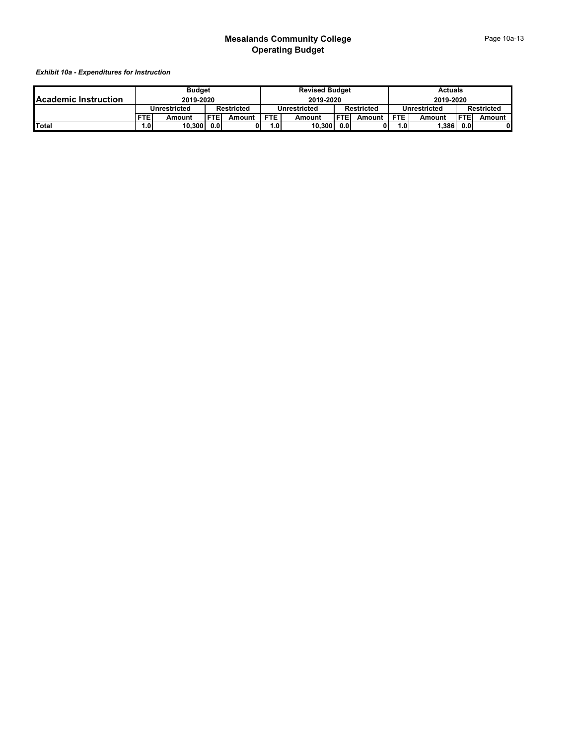# Mesalands Community College
## Operating Budget

***Exhibit 10a - Expenditures for Instruction***

| Academic Instruction | Budget 2019-2020 | | | | Revised Budget 2019-2020 | | | | Actuals 2019-2020 | | | |
|---|---|---|---|---|---|---|---|---|---|---|---|---|
| | Unrestricted | | Restricted | | Unrestricted | | Restricted | | Unrestricted | | Restricted | |
| | FTE | Amount | FTE | Amount | FTE | Amount | FTE | Amount | FTE | Amount | FTE | Amount |
| **Total** | 1.0 | 10,300 | 0.0 | 0 | 1.0 | 10,300 | 0.0 | 0 | 1.0 | 1,386 | 0.0 | 0 |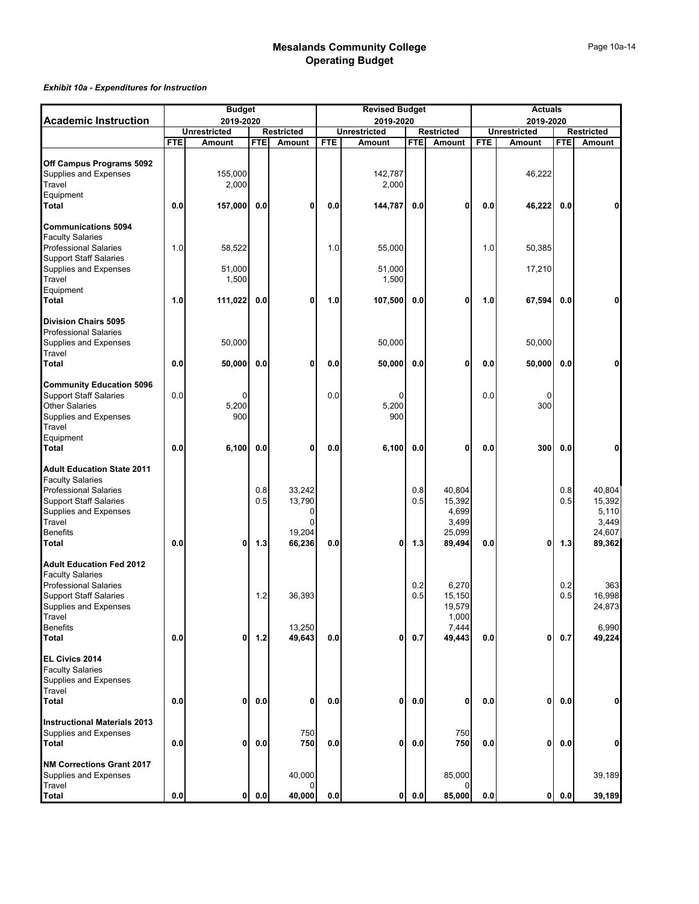# Mesalands Community College
## Operating Budget

***Exhibit 10a - Expenditures for Instruction***

| Academic Instruction | Budget 2019-2020 | | | | Revised Budget 2019-2020 | | | | Actuals 2019-2020 | | | |
|---|---|---|---|---|---|---|---|---|---|---|---|---|
| | Unrestricted | | Restricted | | Unrestricted | | Restricted | | Unrestricted | | Restricted | |
| | FTE | Amount | FTE | Amount | FTE | Amount | FTE | Amount | FTE | Amount | FTE | Amount |
| **Off Campus Programs 5092** | | | | | | | | | | | | |
| Supplies and Expenses | | 155,000 | | | | 142,787 | | | | 46,222 | | |
| Travel | | 2,000 | | | | 2,000 | | | | | | |
| Equipment | | | | | | | | | | | | |
| **Total** | **0.0** | **157,000** | **0.0** | **0** | **0.0** | **144,787** | **0.0** | **0** | **0.0** | **46,222** | **0.0** | **0** |
| **Communications 5094** | | | | | | | | | | | | |
| Faculty Salaries | | | | | | | | | | | | |
| Professional Salaries | 1.0 | 58,522 | | | 1.0 | 55,000 | | | 1.0 | 50,385 | | |
| Support Staff Salaries | | | | | | | | | | | | |
| Supplies and Expenses | | 51,000 | | | | 51,000 | | | | 17,210 | | |
| Travel | | 1,500 | | | | 1,500 | | | | | | |
| Equipment | | | | | | | | | | | | |
| **Total** | **1.0** | **111,022** | **0.0** | **0** | **1.0** | **107,500** | **0.0** | **0** | **1.0** | **67,594** | **0.0** | **0** |
| **Division Chairs 5095** | | | | | | | | | | | | |
| Professional Salaries | | | | | | | | | | | | |
| Supplies and Expenses | | 50,000 | | | | 50,000 | | | | 50,000 | | |
| Travel | | | | | | | | | | | | |
| **Total** | **0.0** | **50,000** | **0.0** | **0** | **0.0** | **50,000** | **0.0** | **0** | **0.0** | **50,000** | **0.0** | **0** |
| **Community Education 5096** | | | | | | | | | | | | |
| Support Staff Salaries | 0.0 | 0 | | | 0.0 | 0 | | | 0.0 | 0 | | |
| Other Salaries | | 5,200 | | | | 5,200 | | | | 300 | | |
| Supplies and Expenses | | 900 | | | | 900 | | | | | | |
| Travel | | | | | | | | | | | | |
| Equipment | | | | | | | | | | | | |
| **Total** | **0.0** | **6,100** | **0.0** | **0** | **0.0** | **6,100** | **0.0** | **0** | **0.0** | **300** | **0.0** | **0** |
| **Adult Education State 2011** | | | | | | | | | | | | |
| Faculty Salaries | | | | | | | | | | | | |
| Professional Salaries | | | 0.8 | 33,242 | | | 0.8 | 40,804 | | | 0.8 | 40,804 |
| Support Staff Salaries | | | 0.5 | 13,790 | | | 0.5 | 15,392 | | | 0.5 | 15,392 |
| Supplies and Expenses | | | | 0 | | | | 4,699 | | | | 5,110 |
| Travel | | | | 0 | | | | 3,499 | | | | 3,449 |
| Benefits | | | | 19,204 | | | | 25,099 | | | | 24,607 |
| **Total** | **0.0** | **0** | **1.3** | **66,236** | **0.0** | **0** | **1.3** | **89,494** | **0.0** | **0** | **1.3** | **89,362** |
| **Adult Education Fed 2012** | | | | | | | | | | | | |
| Faculty Salaries | | | | | | | | | | | | |
| Professional Salaries | | | | | | | 0.2 | 6,270 | | | 0.2 | 363 |
| Support Staff Salaries | | | 1.2 | 36,393 | | | 0.5 | 15,150 | | | 0.5 | 16,998 |
| Supplies and Expenses | | | | | | | | 19,579 | | | | 24,873 |
| Travel | | | | | | | | 1,000 | | | | |
| Benefits | | | | 13,250 | | | | 7,444 | | | | 6,990 |
| **Total** | **0.0** | **0** | **1.2** | **49,643** | **0.0** | **0** | **0.7** | **49,443** | **0.0** | **0** | **0.7** | **49,224** |
| **EL Civics 2014** | | | | | | | | | | | | |
| Faculty Salaries | | | | | | | | | | | | |
| Supplies and Expenses | | | | | | | | | | | | |
| Travel | | | | | | | | | | | | |
| **Total** | **0.0** | **0** | **0.0** | **0** | **0.0** | **0** | **0.0** | **0** | **0.0** | **0** | **0.0** | **0** |
| **Instructional Materials 2013** | | | | | | | | | | | | |
| Supplies and Expenses | | | | 750 | | | | 750 | | | | |
| **Total** | **0.0** | **0** | **0.0** | **750** | **0.0** | **0** | **0.0** | **750** | **0.0** | **0** | **0.0** | **0** |
| **NM Corrections Grant 2017** | | | | | | | | | | | | |
| Supplies and Expenses | | | | 40,000 | | | | 85,000 | | | | 39,189 |
| Travel | | | | 0 | | | | 0 | | | | |
| **Total** | **0.0** | **0** | **0.0** | **40,000** | **0.0** | **0** | **0.0** | **85,000** | **0.0** | **0** | **0.0** | **39,189** |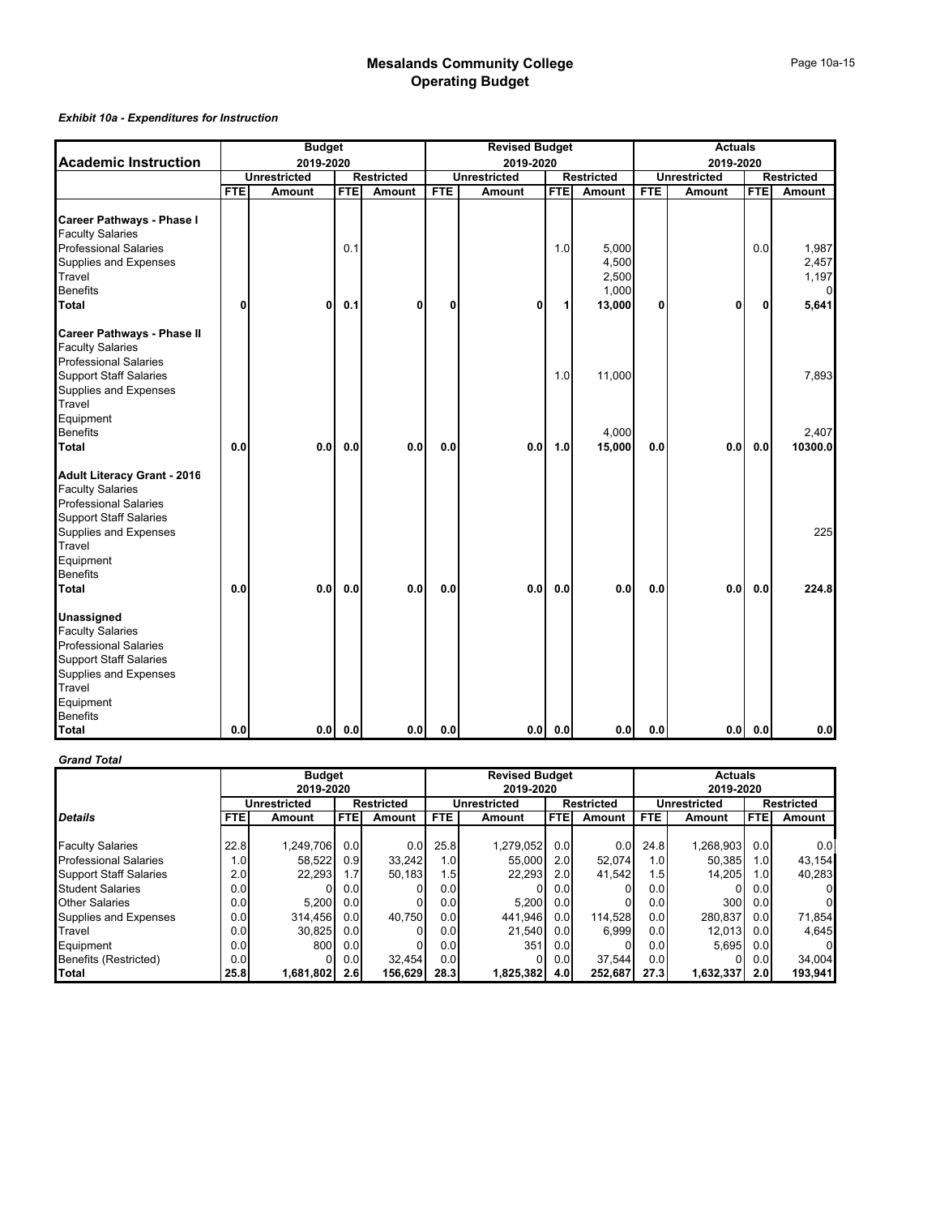# Mesalands Community College
## Operating Budget

***Exhibit 10a - Expenditures for Instruction***

| **Academic Instruction** | **Budget 2019-2020** | | | | **Revised Budget 2019-2020** | | | | **Actuals 2019-2020** | | | |
|---|---|---|---|---|---|---|---|---|---|---|---|---|
| | **Unrestricted** | | **Restricted** | | **Unrestricted** | | **Restricted** | | **Unrestricted** | | **Restricted** | |
| | **FTE** | **Amount** | **FTE** | **Amount** | **FTE** | **Amount** | **FTE** | **Amount** | **FTE** | **Amount** | **FTE** | **Amount** |
| **Career Pathways - Phase I** | | | | | | | | | | | | |
| Faculty Salaries | | | | | | | | | | | | |
| Professional Salaries | | | 0.1 | | | | 1.0 | 5,000 | | | 0.0 | 1,987 |
| Supplies and Expenses | | | | | | | | 4,500 | | | | 2,457 |
| Travel | | | | | | | | 2,500 | | | | 1,197 |
| Benefits | | | | | | | | 1,000 | | | | 0 |
| **Total** | **0** | **0** | **0.1** | **0** | **0** | **0** | **1** | **13,000** | **0** | **0** | **0** | **5,641** |
| **Career Pathways - Phase II** | | | | | | | | | | | | |
| Faculty Salaries | | | | | | | | | | | | |
| Professional Salaries | | | | | | | | | | | | |
| Support Staff Salaries | | | | | | | 1.0 | 11,000 | | | | 7,893 |
| Supplies and Expenses | | | | | | | | | | | | |
| Travel | | | | | | | | | | | | |
| Equipment | | | | | | | | | | | | |
| Benefits | | | | | | | | 4,000 | | | | 2,407 |
| **Total** | **0.0** | **0.0** | **0.0** | **0.0** | **0.0** | **0.0** | **1.0** | **15,000** | **0.0** | **0.0** | **0.0** | **10300.0** |
| **Adult Literacy Grant - 2016** | | | | | | | | | | | | |
| Faculty Salaries | | | | | | | | | | | | |
| Professional Salaries | | | | | | | | | | | | |
| Support Staff Salaries | | | | | | | | | | | | |
| Supplies and Expenses | | | | | | | | | | | | 225 |
| Travel | | | | | | | | | | | | |
| Equipment | | | | | | | | | | | | |
| Benefits | | | | | | | | | | | | |
| **Total** | **0.0** | **0.0** | **0.0** | **0.0** | **0.0** | **0.0** | **0.0** | **0.0** | **0.0** | **0.0** | **0.0** | **224.8** |
| **Unassigned** | | | | | | | | | | | | |
| Faculty Salaries | | | | | | | | | | | | |
| Professional Salaries | | | | | | | | | | | | |
| Support Staff Salaries | | | | | | | | | | | | |
| Supplies and Expenses | | | | | | | | | | | | |
| Travel | | | | | | | | | | | | |
| Equipment | | | | | | | | | | | | |
| Benefits | | | | | | | | | | | | |
| **Total** | **0.0** | **0.0** | **0.0** | **0.0** | **0.0** | **0.0** | **0.0** | **0.0** | **0.0** | **0.0** | **0.0** | **0.0** |

***Grand Total***

| | **Budget 2019-2020** | | | | **Revised Budget 2019-2020** | | | | **Actuals 2019-2020** | | | |
|---|---|---|---|---|---|---|---|---|---|---|---|---|
| | **Unrestricted** | | **Restricted** | | **Unrestricted** | | **Restricted** | | **Unrestricted** | | **Restricted** | |
| ***Details*** | **FTE** | **Amount** | **FTE** | **Amount** | **FTE** | **Amount** | **FTE** | **Amount** | **FTE** | **Amount** | **FTE** | **Amount** |
| Faculty Salaries | 22.8 | 1,249,706 | 0.0 | 0.0 | 25.8 | 1,279,052 | 0.0 | 0.0 | 24.8 | 1,268,903 | 0.0 | 0.0 |
| Professional Salaries | 1.0 | 58,522 | 0.9 | 33,242 | 1.0 | 55,000 | 2.0 | 52,074 | 1.0 | 50,385 | 1.0 | 43,154 |
| Support Staff Salaries | 2.0 | 22,293 | 1.7 | 50,183 | 1.5 | 22,293 | 2.0 | 41,542 | 1.5 | 14,205 | 1.0 | 40,283 |
| Student Salaries | 0.0 | 0 | 0.0 | 0 | 0.0 | 0 | 0.0 | 0 | 0.0 | 0 | 0.0 | 0 |
| Other Salaries | 0.0 | 5,200 | 0.0 | 0 | 0.0 | 5,200 | 0.0 | 0 | 0.0 | 300 | 0.0 | 0 |
| Supplies and Expenses | 0.0 | 314,456 | 0.0 | 40,750 | 0.0 | 441,946 | 0.0 | 114,528 | 0.0 | 280,837 | 0.0 | 71,854 |
| Travel | 0.0 | 30,825 | 0.0 | 0 | 0.0 | 21,540 | 0.0 | 6,999 | 0.0 | 12,013 | 0.0 | 4,645 |
| Equipment | 0.0 | 800 | 0.0 | 0 | 0.0 | 351 | 0.0 | 0 | 0.0 | 5,695 | 0.0 | 0 |
| Benefits (Restricted) | 0.0 | 0 | 0.0 | 32,454 | 0.0 | 0 | 0.0 | 37,544 | 0.0 | 0 | 0.0 | 34,004 |
| **Total** | **25.8** | **1,681,802** | **2.6** | **156,629** | **28.3** | **1,825,382** | **4.0** | **252,687** | **27.3** | **1,632,337** | **2.0** | **193,941** |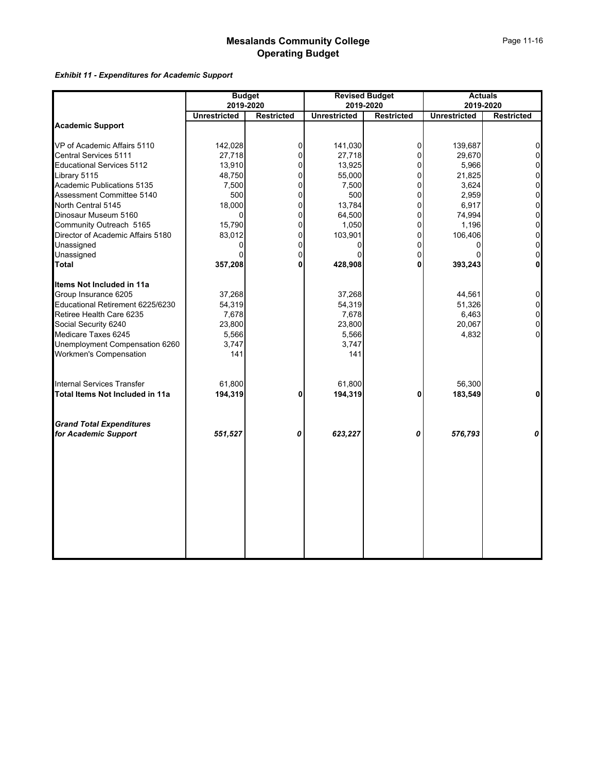# Mesalands Community College
## Operating Budget

***Exhibit 11 - Expenditures for Academic Support***

| | Budget 2019-2020 | | Revised Budget 2019-2020 | | Actuals 2019-2020 | |
|---|---|---|---|---|---|---|
| | **Unrestricted** | **Restricted** | **Unrestricted** | **Restricted** | **Unrestricted** | **Restricted** |
| **Academic Support** | | | | | | |
| VP of Academic Affairs 5110 | 142,028 | 0 | 141,030 | 0 | 139,687 | 0 |
| Central Services 5111 | 27,718 | 0 | 27,718 | 0 | 29,670 | 0 |
| Educational Services 5112 | 13,910 | 0 | 13,925 | 0 | 5,966 | 0 |
| Library 5115 | 48,750 | 0 | 55,000 | 0 | 21,825 | 0 |
| Academic Publications 5135 | 7,500 | 0 | 7,500 | 0 | 3,624 | 0 |
| Assessment Committee 5140 | 500 | 0 | 500 | 0 | 2,959 | 0 |
| North Central 5145 | 18,000 | 0 | 13,784 | 0 | 6,917 | 0 |
| Dinosaur Museum 5160 | 0 | 0 | 64,500 | 0 | 74,994 | 0 |
| Community Outreach 5165 | 15,790 | 0 | 1,050 | 0 | 1,196 | 0 |
| Director of Academic Affairs 5180 | 83,012 | 0 | 103,901 | 0 | 106,406 | 0 |
| Unassigned | 0 | 0 | 0 | 0 | 0 | 0 |
| Unassigned | 0 | 0 | 0 | 0 | 0 | 0 |
| **Total** | **357,208** | **0** | **428,908** | **0** | **393,243** | **0** |
| **Items Not Included in 11a** | | | | | | |
| Group Insurance 6205 | 37,268 | | 37,268 | | 44,561 | 0 |
| Educational Retirement 6225/6230 | 54,319 | | 54,319 | | 51,326 | 0 |
| Retiree Health Care 6235 | 7,678 | | 7,678 | | 6,463 | 0 |
| Social Security 6240 | 23,800 | | 23,800 | | 20,067 | 0 |
| Medicare Taxes 6245 | 5,566 | | 5,566 | | 4,832 | 0 |
| Unemployment Compensation 6260 | 3,747 | | 3,747 | | | |
| Workmen's Compensation | 141 | | 141 | | | |
| Internal Services Transfer | 61,800 | | 61,800 | | 56,300 | |
| **Total Items Not Included in 11a** | **194,319** | **0** | **194,319** | **0** | **183,549** | **0** |
| ***Grand Total Expenditures for Academic Support*** | ***551,527*** | ***0*** | ***623,227*** | ***0*** | ***576,793*** | ***0*** |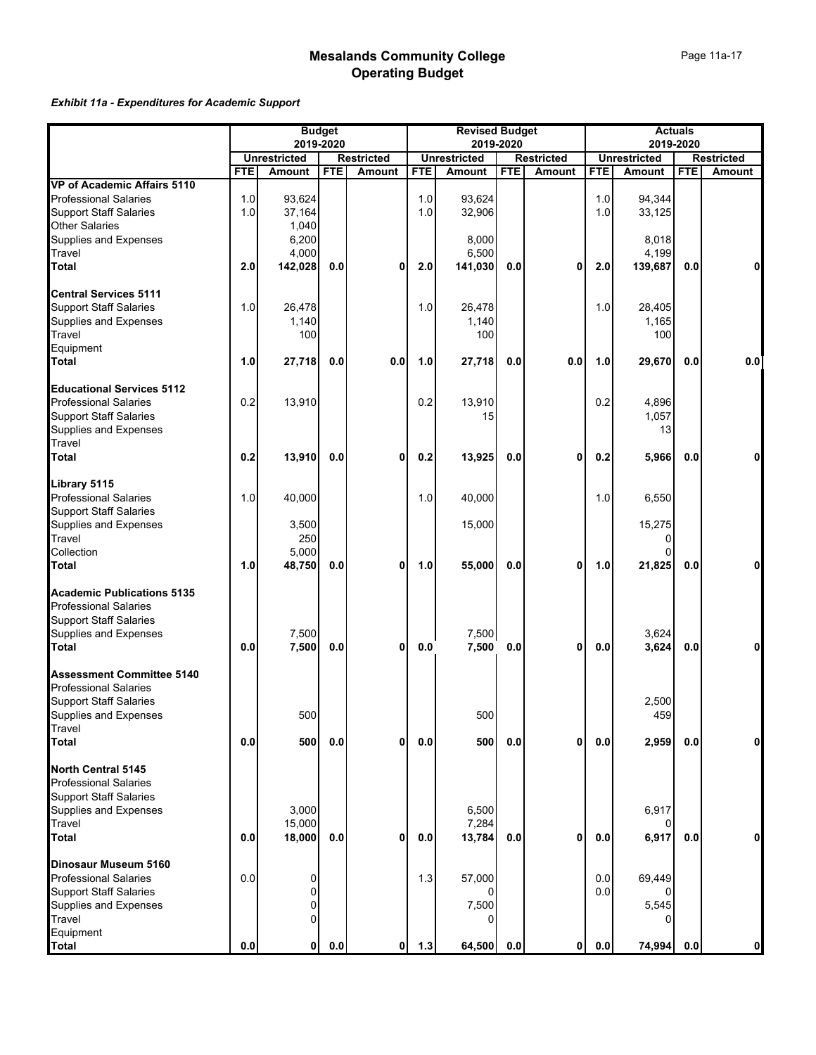# Mesalands Community College
## Operating Budget

*Exhibit 11a - Expenditures for Academic Support*

| | Budget 2019-2020 | | | | Revised Budget 2019-2020 | | | | Actuals 2019-2020 | | | |
|---|---|---|---|---|---|---|---|---|---|---|---|---|
| | Unrestricted | | Restricted | | Unrestricted | | Restricted | | Unrestricted | | Restricted | |
| | FTE | Amount | FTE | Amount | FTE | Amount | FTE | Amount | FTE | Amount | FTE | Amount |
| **VP of Academic Affairs 5110** | | | | | | | | | | | | |
| Professional Salaries | 1.0 | 93,624 | | | 1.0 | 93,624 | | | 1.0 | 94,344 | | |
| Support Staff Salaries | 1.0 | 37,164 | | | 1.0 | 32,906 | | | 1.0 | 33,125 | | |
| Other Salaries | | 1,040 | | | | | | | | | | |
| Supplies and Expenses | | 6,200 | | | | 8,000 | | | | 8,018 | | |
| Travel | | 4,000 | | | | 6,500 | | | | 4,199 | | |
| **Total** | **2.0** | **142,028** | **0.0** | **0** | **2.0** | **141,030** | **0.0** | **0** | **2.0** | **139,687** | **0.0** | **0** |
| **Central Services 5111** | | | | | | | | | | | | |
| Support Staff Salaries | 1.0 | 26,478 | | | 1.0 | 26,478 | | | 1.0 | 28,405 | | |
| Supplies and Expenses | | 1,140 | | | | 1,140 | | | | 1,165 | | |
| Travel | | 100 | | | | 100 | | | | 100 | | |
| Equipment | | | | | | | | | | | | |
| **Total** | **1.0** | **27,718** | **0.0** | **0.0** | **1.0** | **27,718** | **0.0** | **0.0** | **1.0** | **29,670** | **0.0** | **0.0** |
| **Educational Services 5112** | | | | | | | | | | | | |
| Professional Salaries | 0.2 | 13,910 | | | 0.2 | 13,910 | | | 0.2 | 4,896 | | |
| Support Staff Salaries | | | | | | 15 | | | | 1,057 | | |
| Supplies and Expenses | | | | | | | | | | 13 | | |
| Travel | | | | | | | | | | | | |
| **Total** | **0.2** | **13,910** | **0.0** | **0** | **0.2** | **13,925** | **0.0** | **0** | **0.2** | **5,966** | **0.0** | **0** |
| **Library 5115** | | | | | | | | | | | | |
| Professional Salaries | 1.0 | 40,000 | | | 1.0 | 40,000 | | | 1.0 | 6,550 | | |
| Support Staff Salaries | | | | | | | | | | | | |
| Supplies and Expenses | | 3,500 | | | | 15,000 | | | | 15,275 | | |
| Travel | | 250 | | | | | | | | 0 | | |
| Collection | | 5,000 | | | | | | | | 0 | | |
| **Total** | **1.0** | **48,750** | **0.0** | **0** | **1.0** | **55,000** | **0.0** | **0** | **1.0** | **21,825** | **0.0** | **0** |
| **Academic Publications 5135** | | | | | | | | | | | | |
| Professional Salaries | | | | | | | | | | | | |
| Support Staff Salaries | | | | | | | | | | | | |
| Supplies and Expenses | | 7,500 | | | | 7,500 | | | | 3,624 | | |
| **Total** | **0.0** | **7,500** | **0.0** | **0** | **0.0** | **7,500** | **0.0** | **0** | **0.0** | **3,624** | **0.0** | **0** |
| **Assessment Committee 5140** | | | | | | | | | | | | |
| Professional Salaries | | | | | | | | | | | | |
| Support Staff Salaries | | | | | | | | | | 2,500 | | |
| Supplies and Expenses | | 500 | | | | 500 | | | | 459 | | |
| Travel | | | | | | | | | | | | |
| **Total** | **0.0** | **500** | **0.0** | **0** | **0.0** | **500** | **0.0** | **0** | **0.0** | **2,959** | **0.0** | **0** |
| **North Central 5145** | | | | | | | | | | | | |
| Professional Salaries | | | | | | | | | | | | |
| Support Staff Salaries | | | | | | | | | | | | |
| Supplies and Expenses | | 3,000 | | | | 6,500 | | | | 6,917 | | |
| Travel | | 15,000 | | | | 7,284 | | | | 0 | | |
| **Total** | **0.0** | **18,000** | **0.0** | **0** | **0.0** | **13,784** | **0.0** | **0** | **0.0** | **6,917** | **0.0** | **0** |
| **Dinosaur Museum 5160** | | | | | | | | | | | | |
| Professional Salaries | 0.0 | 0 | | | 1.3 | 57,000 | | | 0.0 | 69,449 | | |
| Support Staff Salaries | | 0 | | | | 0 | | | 0.0 | 0 | | |
| Supplies and Expenses | | 0 | | | | 7,500 | | | | 5,545 | | |
| Travel | | 0 | | | | 0 | | | | 0 | | |
| Equipment | | | | | | | | | | | | |
| **Total** | **0.0** | **0** | **0.0** | **0** | **1.3** | **64,500** | **0.0** | **0** | **0.0** | **74,994** | **0.0** | **0** |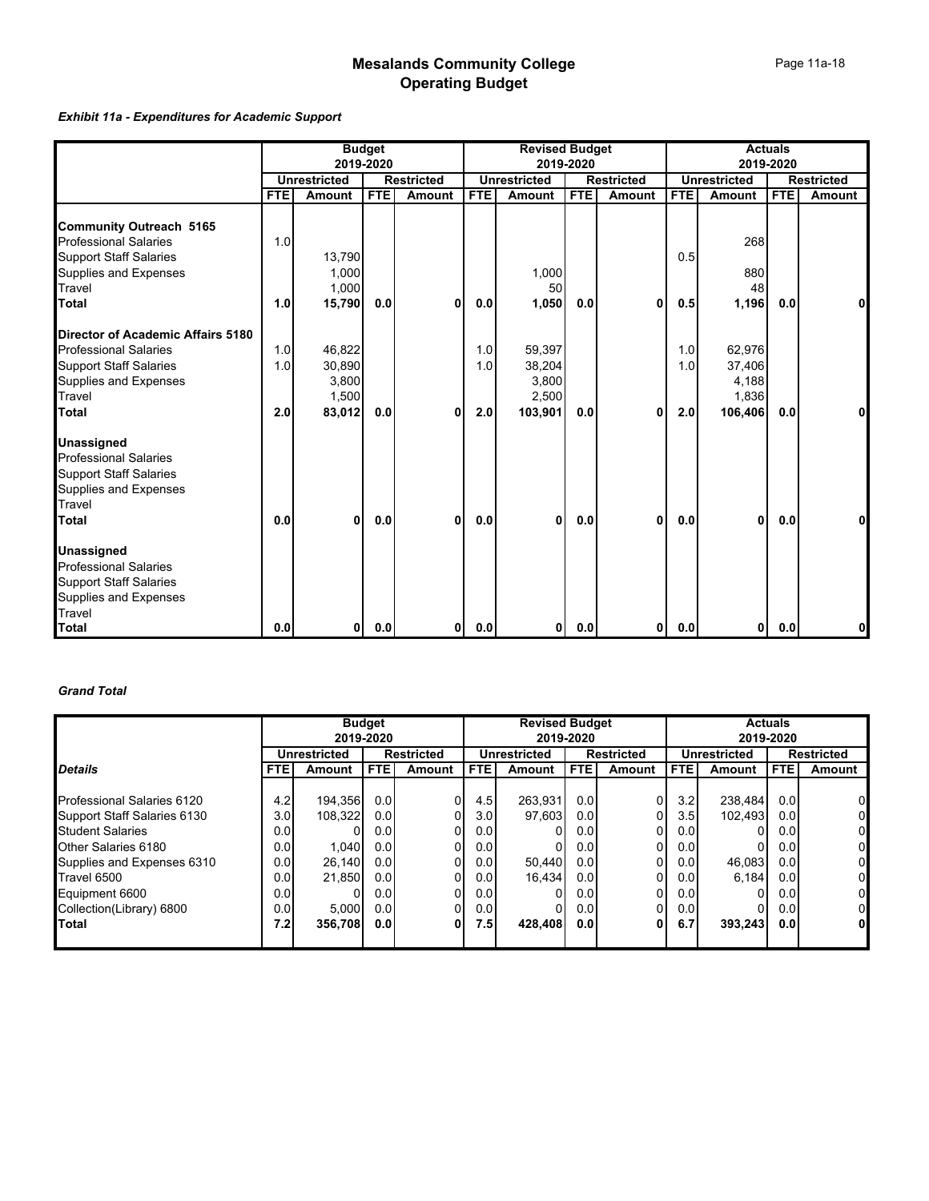# Mesalands Community College
## Operating Budget

***Exhibit 11a - Expenditures for Academic Support***

| | Budget 2019-2020 | | | | Revised Budget 2019-2020 | | | | Actuals 2019-2020 | | | |
|---|---|---|---|---|---|---|---|---|---|---|---|---|
| | Unrestricted | | Restricted | | Unrestricted | | Restricted | | Unrestricted | | Restricted | |
| | FTE | Amount | FTE | Amount | FTE | Amount | FTE | Amount | FTE | Amount | FTE | Amount |
| **Community Outreach 5165** | | | | | | | | | | | | |
| Professional Salaries | 1.0 | | | | | | | | | 268 | | |
| Support Staff Salaries | | 13,790 | | | | | | | 0.5 | | | |
| Supplies and Expenses | | 1,000 | | | | 1,000 | | | | 880 | | |
| Travel | | 1,000 | | | | 50 | | | | 48 | | |
| **Total** | **1.0** | **15,790** | **0.0** | **0** | **0.0** | **1,050** | **0.0** | **0** | **0.5** | **1,196** | **0.0** | **0** |
| **Director of Academic Affairs 5180** | | | | | | | | | | | | |
| Professional Salaries | 1.0 | 46,822 | | | 1.0 | 59,397 | | | 1.0 | 62,976 | | |
| Support Staff Salaries | 1.0 | 30,890 | | | 1.0 | 38,204 | | | 1.0 | 37,406 | | |
| Supplies and Expenses | | 3,800 | | | | 3,800 | | | | 4,188 | | |
| Travel | | 1,500 | | | | 2,500 | | | | 1,836 | | |
| **Total** | **2.0** | **83,012** | **0.0** | **0** | **2.0** | **103,901** | **0.0** | **0** | **2.0** | **106,406** | **0.0** | **0** |
| **Unassigned** | | | | | | | | | | | | |
| Professional Salaries | | | | | | | | | | | | |
| Support Staff Salaries | | | | | | | | | | | | |
| Supplies and Expenses | | | | | | | | | | | | |
| Travel | | | | | | | | | | | | |
| **Total** | **0.0** | **0** | **0.0** | **0** | **0.0** | **0** | **0.0** | **0** | **0.0** | **0** | **0.0** | **0** |
| **Unassigned** | | | | | | | | | | | | |
| Professional Salaries | | | | | | | | | | | | |
| Support Staff Salaries | | | | | | | | | | | | |
| Supplies and Expenses | | | | | | | | | | | | |
| Travel | | | | | | | | | | | | |
| **Total** | **0.0** | **0** | **0.0** | **0** | **0.0** | **0** | **0.0** | **0** | **0.0** | **0** | **0.0** | **0** |

***Grand Total***

| | Budget 2019-2020 | | | | Revised Budget 2019-2020 | | | | Actuals 2019-2020 | | | |
|---|---|---|---|---|---|---|---|---|---|---|---|---|
| | Unrestricted | | Restricted | | Unrestricted | | Restricted | | Unrestricted | | Restricted | |
| ***Details*** | FTE | Amount | FTE | Amount | FTE | Amount | FTE | Amount | FTE | Amount | FTE | Amount |
| Professional Salaries 6120 | 4.2 | 194,356 | 0.0 | 0 | 4.5 | 263,931 | 0.0 | 0 | 3.2 | 238,484 | 0.0 | 0 |
| Support Staff Salaries 6130 | 3.0 | 108,322 | 0.0 | 0 | 3.0 | 97,603 | 0.0 | 0 | 3.5 | 102,493 | 0.0 | 0 |
| Student Salaries | 0.0 | 0 | 0.0 | 0 | 0.0 | 0 | 0.0 | 0 | 0.0 | 0 | 0.0 | 0 |
| Other Salaries 6180 | 0.0 | 1,040 | 0.0 | 0 | 0.0 | 0 | 0.0 | 0 | 0.0 | 0 | 0.0 | 0 |
| Supplies and Expenses 6310 | 0.0 | 26,140 | 0.0 | 0 | 0.0 | 50,440 | 0.0 | 0 | 0.0 | 46,083 | 0.0 | 0 |
| Travel 6500 | 0.0 | 21,850 | 0.0 | 0 | 0.0 | 16,434 | 0.0 | 0 | 0.0 | 6,184 | 0.0 | 0 |
| Equipment 6600 | 0.0 | 0 | 0.0 | 0 | 0.0 | 0 | 0.0 | 0 | 0.0 | 0 | 0.0 | 0 |
| Collection(Library) 6800 | 0.0 | 5,000 | 0.0 | 0 | 0.0 | 0 | 0.0 | 0 | 0.0 | 0 | 0.0 | 0 |
| **Total** | **7.2** | **356,708** | **0.0** | **0** | **7.5** | **428,408** | **0.0** | **0** | **6.7** | **393,243** | **0.0** | **0** |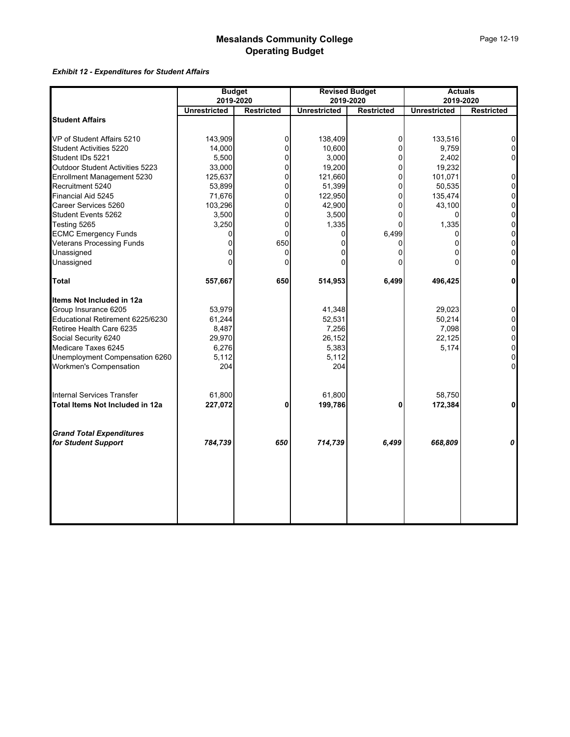# Mesalands Community College
## Operating Budget

***Exhibit 12 - Expenditures for Student Affairs***

| | Budget 2019-2020 | | Revised Budget 2019-2020 | | Actuals 2019-2020 | |
|---|---|---|---|---|---|---|
| | Unrestricted | Restricted | Unrestricted | Restricted | Unrestricted | Restricted |
| **Student Affairs** | | | | | | |
| VP of Student Affairs 5210 | 143,909 | 0 | 138,409 | 0 | 133,516 | 0 |
| Student Activities 5220 | 14,000 | 0 | 10,600 | 0 | 9,759 | 0 |
| Student IDs 5221 | 5,500 | 0 | 3,000 | 0 | 2,402 | 0 |
| Outdoor Student Activities 5223 | 33,000 | 0 | 19,200 | 0 | 19,232 | |
| Enrollment Management 5230 | 125,637 | 0 | 121,660 | 0 | 101,071 | 0 |
| Recruitment 5240 | 53,899 | 0 | 51,399 | 0 | 50,535 | 0 |
| Financial Aid 5245 | 71,676 | 0 | 122,950 | 0 | 135,474 | 0 |
| Career Services 5260 | 103,296 | 0 | 42,900 | 0 | 43,100 | 0 |
| Student Events 5262 | 3,500 | 0 | 3,500 | 0 | 0 | 0 |
| Testing 5265 | 3,250 | 0 | 1,335 | 0 | 1,335 | 0 |
| ECMC Emergency Funds | 0 | 0 | 0 | 6,499 | 0 | 0 |
| Veterans Processing Funds | 0 | 650 | 0 | 0 | 0 | 0 |
| Unassigned | 0 | 0 | 0 | 0 | 0 | 0 |
| Unassigned | 0 | 0 | 0 | 0 | 0 | 0 |
| **Total** | **557,667** | **650** | **514,953** | **6,499** | **496,425** | **0** |
| **Items Not Included in 12a** | | | | | | |
| Group Insurance 6205 | 53,979 | | 41,348 | | 29,023 | 0 |
| Educational Retirement 6225/6230 | 61,244 | | 52,531 | | 50,214 | 0 |
| Retiree Health Care 6235 | 8,487 | | 7,256 | | 7,098 | 0 |
| Social Security 6240 | 29,970 | | 26,152 | | 22,125 | 0 |
| Medicare Taxes 6245 | 6,276 | | 5,383 | | 5,174 | 0 |
| Unemployment Compensation 6260 | 5,112 | | 5,112 | | | 0 |
| Workmen's Compensation | 204 | | 204 | | | 0 |
| Internal Services Transfer | 61,800 | | 61,800 | | 58,750 | |
| **Total Items Not Included in 12a** | **227,072** | **0** | **199,786** | **0** | **172,384** | **0** |
| ***Grand Total Expenditures for Student Support*** | ***784,739*** | ***650*** | ***714,739*** | ***6,499*** | ***668,809*** | ***0*** |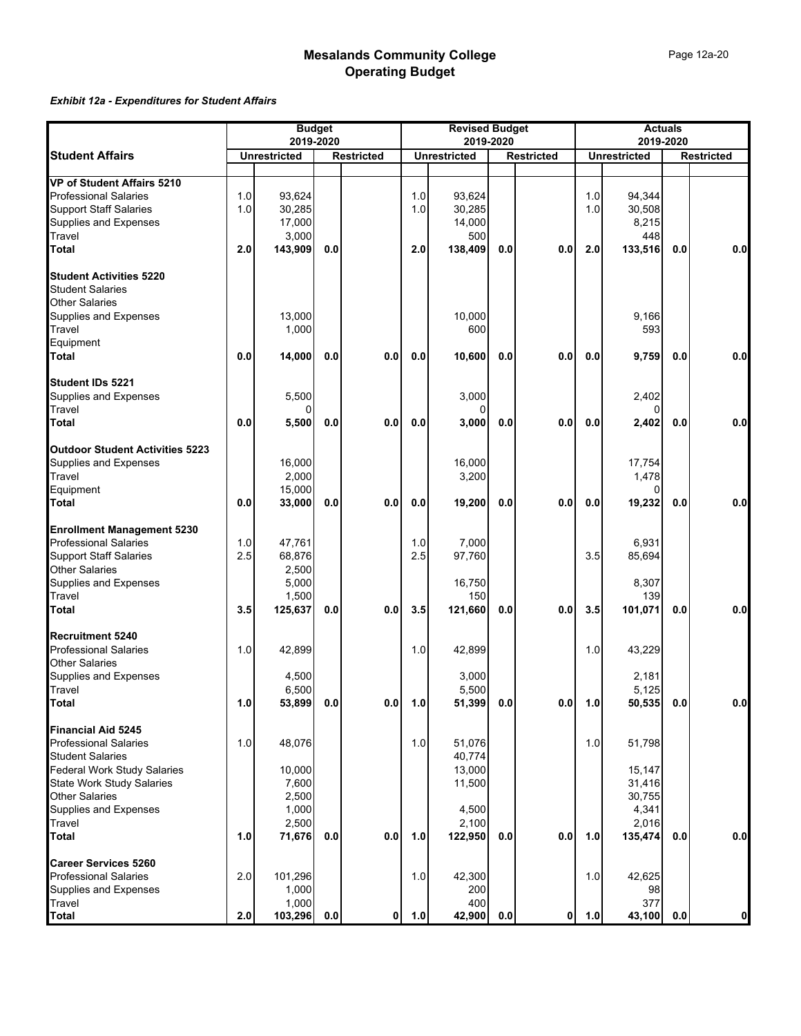# Mesalands Community College
## Operating Budget

***Exhibit 12a - Expenditures for Student Affairs***

| Student Affairs | Budget 2019-2020 | | | | Revised Budget 2019-2020 | | | | Actuals 2019-2020 | | | |
|---|---|---|---|---|---|---|---|---|---|---|---|---|
| | Unrestricted | | Restricted | | Unrestricted | | Restricted | | Unrestricted | | Restricted | |
| **VP of Student Affairs 5210** | | | | | | | | | | | | |
| Professional Salaries | 1.0 | 93,624 | | | 1.0 | 93,624 | | | 1.0 | 94,344 | | |
| Support Staff Salaries | 1.0 | 30,285 | | | 1.0 | 30,285 | | | 1.0 | 30,508 | | |
| Supplies and Expenses | | 17,000 | | | | 14,000 | | | | 8,215 | | |
| Travel | | 3,000 | | | | 500 | | | | 448 | | |
| **Total** | **2.0** | **143,909** | **0.0** | | **2.0** | **138,409** | **0.0** | **0.0** | **2.0** | **133,516** | **0.0** | **0.0** |
| **Student Activities 5220** | | | | | | | | | | | | |
| Student Salaries | | | | | | | | | | | | |
| Other Salaries | | | | | | | | | | | | |
| Supplies and Expenses | | 13,000 | | | | 10,000 | | | | 9,166 | | |
| Travel | | 1,000 | | | | 600 | | | | 593 | | |
| Equipment | | | | | | | | | | | | |
| **Total** | **0.0** | **14,000** | **0.0** | **0.0** | **0.0** | **10,600** | **0.0** | **0.0** | **0.0** | **9,759** | **0.0** | **0.0** |
| **Student IDs 5221** | | | | | | | | | | | | |
| Supplies and Expenses | | 5,500 | | | | 3,000 | | | | 2,402 | | |
| Travel | | 0 | | | | 0 | | | | 0 | | |
| **Total** | **0.0** | **5,500** | **0.0** | **0.0** | **0.0** | **3,000** | **0.0** | **0.0** | **0.0** | **2,402** | **0.0** | **0.0** |
| **Outdoor Student Activities 5223** | | | | | | | | | | | | |
| Supplies and Expenses | | 16,000 | | | | 16,000 | | | | 17,754 | | |
| Travel | | 2,000 | | | | 3,200 | | | | 1,478 | | |
| Equipment | | 15,000 | | | | | | | | 0 | | |
| **Total** | **0.0** | **33,000** | **0.0** | **0.0** | **0.0** | **19,200** | **0.0** | **0.0** | **0.0** | **19,232** | **0.0** | **0.0** |
| **Enrollment Management 5230** | | | | | | | | | | | | |
| Professional Salaries | 1.0 | 47,761 | | | 1.0 | 7,000 | | | | 6,931 | | |
| Support Staff Salaries | 2.5 | 68,876 | | | 2.5 | 97,760 | | | 3.5 | 85,694 | | |
| Other Salaries | | 2,500 | | | | | | | | | | |
| Supplies and Expenses | | 5,000 | | | | 16,750 | | | | 8,307 | | |
| Travel | | 1,500 | | | | 150 | | | | 139 | | |
| **Total** | **3.5** | **125,637** | **0.0** | **0.0** | **3.5** | **121,660** | **0.0** | **0.0** | **3.5** | **101,071** | **0.0** | **0.0** |
| **Recruitment 5240** | | | | | | | | | | | | |
| Professional Salaries | 1.0 | 42,899 | | | 1.0 | 42,899 | | | 1.0 | 43,229 | | |
| Other Salaries | | | | | | | | | | | | |
| Supplies and Expenses | | 4,500 | | | | 3,000 | | | | 2,181 | | |
| Travel | | 6,500 | | | | 5,500 | | | | 5,125 | | |
| **Total** | **1.0** | **53,899** | **0.0** | **0.0** | **1.0** | **51,399** | **0.0** | **0.0** | **1.0** | **50,535** | **0.0** | **0.0** |
| **Financial Aid 5245** | | | | | | | | | | | | |
| Professional Salaries | 1.0 | 48,076 | | | 1.0 | 51,076 | | | 1.0 | 51,798 | | |
| Student Salaries | | | | | | 40,774 | | | | | | |
| Federal Work Study Salaries | | 10,000 | | | | 13,000 | | | | 15,147 | | |
| State Work Study Salaries | | 7,600 | | | | 11,500 | | | | 31,416 | | |
| Other Salaries | | 2,500 | | | | | | | | 30,755 | | |
| Supplies and Expenses | | 1,000 | | | | 4,500 | | | | 4,341 | | |
| Travel | | 2,500 | | | | 2,100 | | | | 2,016 | | |
| **Total** | **1.0** | **71,676** | **0.0** | **0.0** | **1.0** | **122,950** | **0.0** | **0.0** | **1.0** | **135,474** | **0.0** | **0.0** |
| **Career Services 5260** | | | | | | | | | | | | |
| Professional Salaries | 2.0 | 101,296 | | | 1.0 | 42,300 | | | 1.0 | 42,625 | | |
| Supplies and Expenses | | 1,000 | | | | 200 | | | | 98 | | |
| Travel | | 1,000 | | | | 400 | | | | 377 | | |
| **Total** | **2.0** | **103,296** | **0.0** | **0** | **1.0** | **42,900** | **0.0** | **0** | **1.0** | **43,100** | **0.0** | **0** |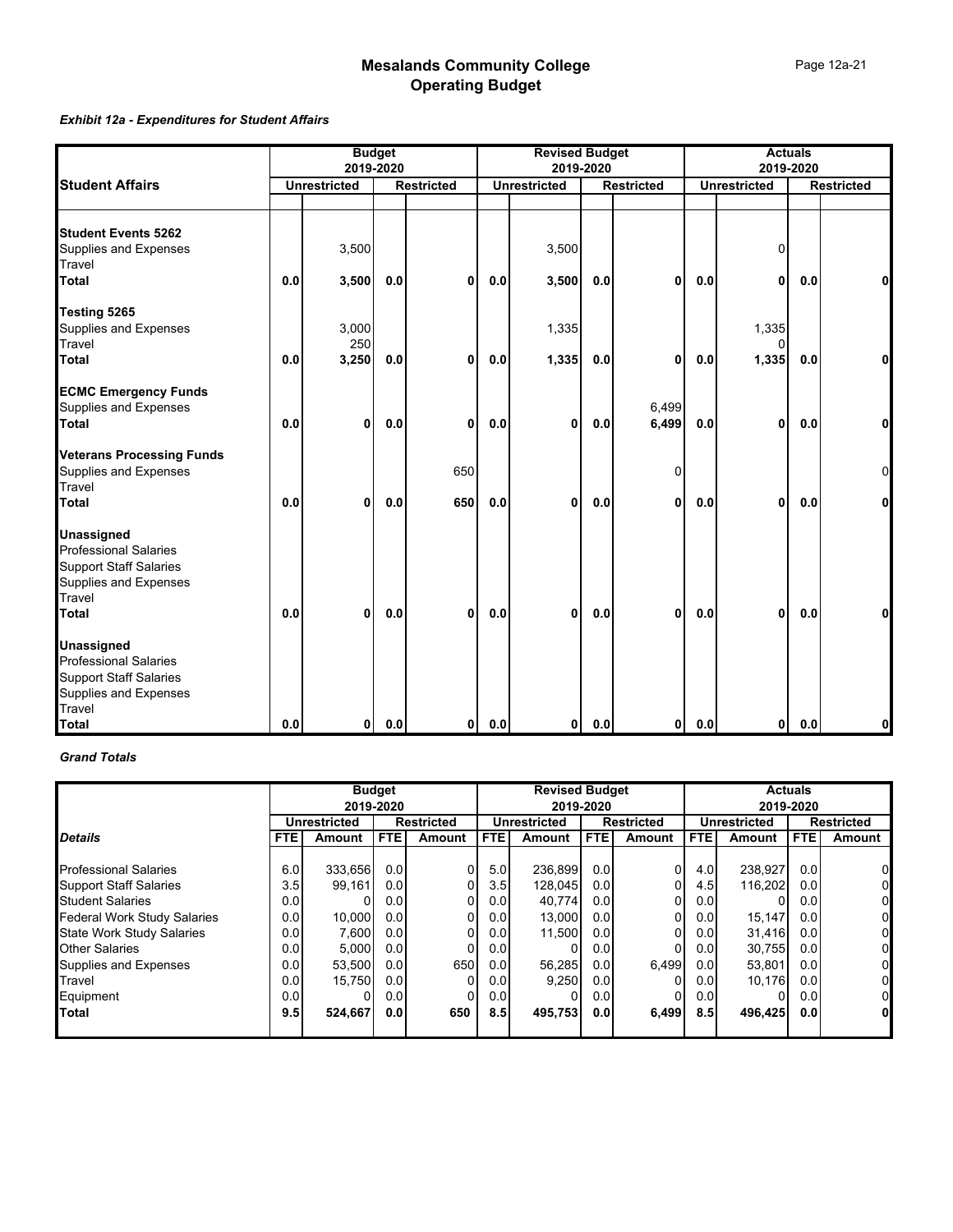# Mesalands Community College
# Operating Budget

***Exhibit 12a - Expenditures for Student Affairs***

| Student Affairs | Budget 2019-2020 | | | | Revised Budget 2019-2020 | | | | Actuals 2019-2020 | | | |
|---|---|---|---|---|---|---|---|---|---|---|---|---|
| | Unrestricted | | Restricted | | Unrestricted | | Restricted | | Unrestricted | | Restricted | |
| **Student Events 5262** | | | | | | | | | | | | |
| Supplies and Expenses | | 3,500 | | | | 3,500 | | | | 0 | | |
| Travel | | | | | | | | | | | | |
| **Total** | **0.0** | **3,500** | **0.0** | **0** | **0.0** | **3,500** | **0.0** | **0** | **0.0** | **0** | **0.0** | **0** |
| **Testing 5265** | | | | | | | | | | | | |
| Supplies and Expenses | | 3,000 | | | | 1,335 | | | | 1,335 | | |
| Travel | | 250 | | | | | | | | 0 | | |
| **Total** | **0.0** | **3,250** | **0.0** | **0** | **0.0** | **1,335** | **0.0** | **0** | **0.0** | **1,335** | **0.0** | **0** |
| **ECMC Emergency Funds** | | | | | | | | | | | | |
| Supplies and Expenses | | | | | | | | 6,499 | | | | |
| **Total** | **0.0** | **0** | **0.0** | **0** | **0.0** | **0** | **0.0** | **6,499** | **0.0** | **0** | **0.0** | **0** |
| **Veterans Processing Funds** | | | | | | | | | | | | |
| Supplies and Expenses | | | | 650 | | | | 0 | | | | 0 |
| Travel | | | | | | | | | | | | |
| **Total** | **0.0** | **0** | **0.0** | **650** | **0.0** | **0** | **0.0** | **0** | **0.0** | **0** | **0.0** | **0** |
| **Unassigned** | | | | | | | | | | | | |
| Professional Salaries | | | | | | | | | | | | |
| Support Staff Salaries | | | | | | | | | | | | |
| Supplies and Expenses | | | | | | | | | | | | |
| Travel | | | | | | | | | | | | |
| **Total** | **0.0** | **0** | **0.0** | **0** | **0.0** | **0** | **0.0** | **0** | **0.0** | **0** | **0.0** | **0** |
| **Unassigned** | | | | | | | | | | | | |
| Professional Salaries | | | | | | | | | | | | |
| Support Staff Salaries | | | | | | | | | | | | |
| Supplies and Expenses | | | | | | | | | | | | |
| Travel | | | | | | | | | | | | |
| **Total** | **0.0** | **0** | **0.0** | **0** | **0.0** | **0** | **0.0** | **0** | **0.0** | **0** | **0.0** | **0** |

***Grand Totals***

| | Budget 2019-2020 | | | | Revised Budget 2019-2020 | | | | Actuals 2019-2020 | | | |
|---|---|---|---|---|---|---|---|---|---|---|---|---|
| | Unrestricted | | Restricted | | Unrestricted | | Restricted | | Unrestricted | | Restricted | |
| ***Details*** | **FTE** | **Amount** | **FTE** | **Amount** | **FTE** | **Amount** | **FTE** | **Amount** | **FTE** | **Amount** | **FTE** | **Amount** |
| Professional Salaries | 6.0 | 333,656 | 0.0 | 0 | 5.0 | 236,899 | 0.0 | 0 | 4.0 | 238,927 | 0.0 | 0 |
| Support Staff Salaries | 3.5 | 99,161 | 0.0 | 0 | 3.5 | 128,045 | 0.0 | 0 | 4.5 | 116,202 | 0.0 | 0 |
| Student Salaries | 0.0 | 0 | 0.0 | 0 | 0.0 | 40,774 | 0.0 | 0 | 0.0 | 0 | 0.0 | 0 |
| Federal Work Study Salaries | 0.0 | 10,000 | 0.0 | 0 | 0.0 | 13,000 | 0.0 | 0 | 0.0 | 15,147 | 0.0 | 0 |
| State Work Study Salaries | 0.0 | 7,600 | 0.0 | 0 | 0.0 | 11,500 | 0.0 | 0 | 0.0 | 31,416 | 0.0 | 0 |
| Other Salaries | 0.0 | 5,000 | 0.0 | 0 | 0.0 | 0 | 0.0 | 0 | 0.0 | 30,755 | 0.0 | 0 |
| Supplies and Expenses | 0.0 | 53,500 | 0.0 | 650 | 0.0 | 56,285 | 0.0 | 6,499 | 0.0 | 53,801 | 0.0 | 0 |
| Travel | 0.0 | 15,750 | 0.0 | 0 | 0.0 | 9,250 | 0.0 | 0 | 0.0 | 10,176 | 0.0 | 0 |
| Equipment | 0.0 | 0 | 0.0 | 0 | 0.0 | 0 | 0.0 | 0 | 0.0 | 0 | 0.0 | 0 |
| **Total** | **9.5** | **524,667** | **0.0** | **650** | **8.5** | **495,753** | **0.0** | **6,499** | **8.5** | **496,425** | **0.0** | **0** |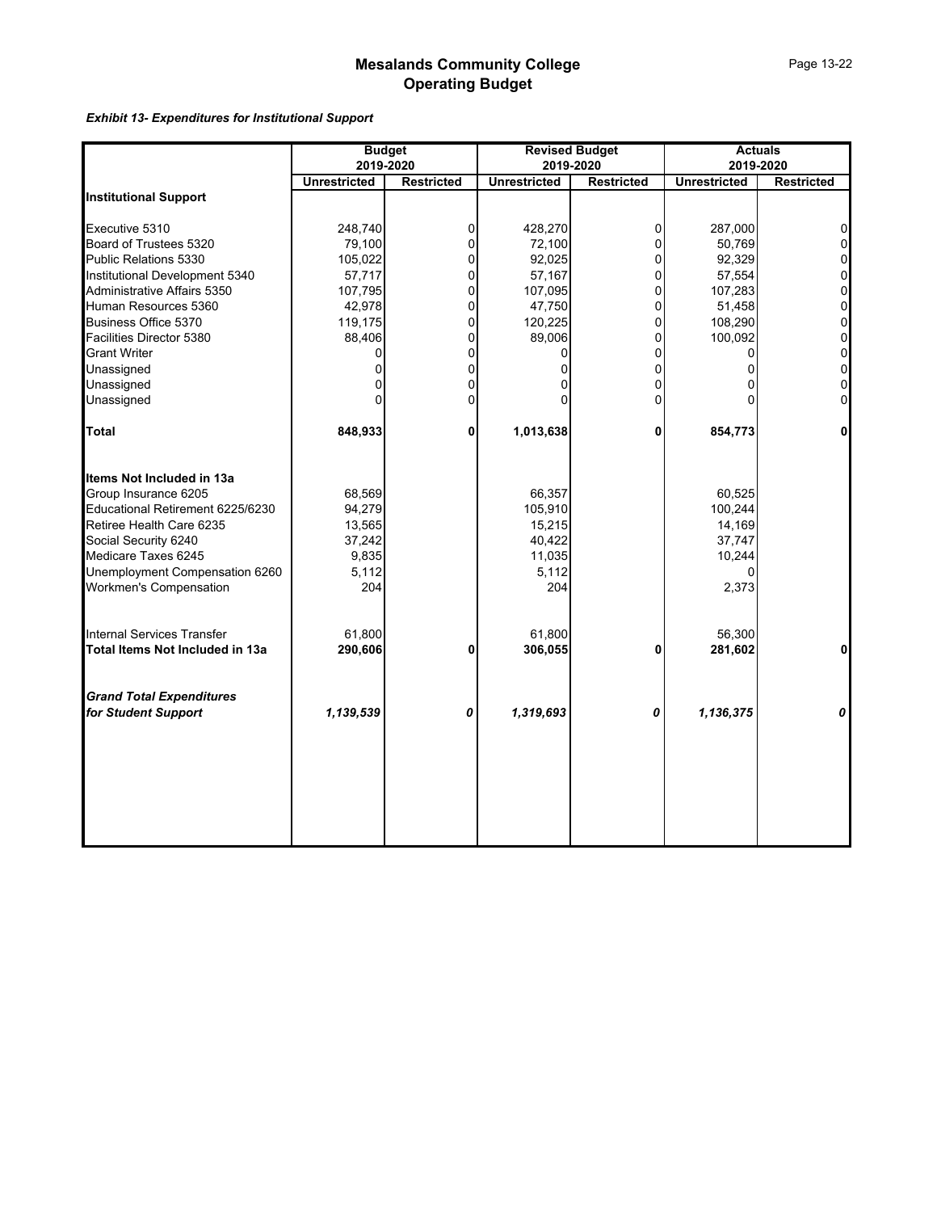# Mesalands Community College
# Operating Budget

***Exhibit 13- Expenditures for Institutional Support***

| | Budget 2019-2020 | | Revised Budget 2019-2020 | | Actuals 2019-2020 | |
|---|---|---|---|---|---|---|
| | **Unrestricted** | **Restricted** | **Unrestricted** | **Restricted** | **Unrestricted** | **Restricted** |
| **Institutional Support** | | | | | | |
| Executive 5310 | 248,740 | 0 | 428,270 | 0 | 287,000 | 0 |
| Board of Trustees 5320 | 79,100 | 0 | 72,100 | 0 | 50,769 | 0 |
| Public Relations 5330 | 105,022 | 0 | 92,025 | 0 | 92,329 | 0 |
| Institutional Development 5340 | 57,717 | 0 | 57,167 | 0 | 57,554 | 0 |
| Administrative Affairs 5350 | 107,795 | 0 | 107,095 | 0 | 107,283 | 0 |
| Human Resources 5360 | 42,978 | 0 | 47,750 | 0 | 51,458 | 0 |
| Business Office 5370 | 119,175 | 0 | 120,225 | 0 | 108,290 | 0 |
| Facilities Director 5380 | 88,406 | 0 | 89,006 | 0 | 100,092 | 0 |
| Grant Writer | 0 | 0 | 0 | 0 | 0 | 0 |
| Unassigned | 0 | 0 | 0 | 0 | 0 | 0 |
| Unassigned | 0 | 0 | 0 | 0 | 0 | 0 |
| Unassigned | 0 | 0 | 0 | 0 | 0 | 0 |
| **Total** | **848,933** | **0** | **1,013,638** | **0** | **854,773** | **0** |
| **Items Not Included in 13a** | | | | | | |
| Group Insurance 6205 | 68,569 | | 66,357 | | 60,525 | |
| Educational Retirement 6225/6230 | 94,279 | | 105,910 | | 100,244 | |
| Retiree Health Care 6235 | 13,565 | | 15,215 | | 14,169 | |
| Social Security 6240 | 37,242 | | 40,422 | | 37,747 | |
| Medicare Taxes 6245 | 9,835 | | 11,035 | | 10,244 | |
| Unemployment Compensation 6260 | 5,112 | | 5,112 | | 0 | |
| Workmen's Compensation | 204 | | 204 | | 2,373 | |
| Internal Services Transfer | 61,800 | | 61,800 | | 56,300 | |
| **Total Items Not Included in 13a** | **290,606** | **0** | **306,055** | **0** | **281,602** | **0** |
| ***Grand Total Expenditures for Student Support*** | ***1,139,539*** | ***0*** | ***1,319,693*** | ***0*** | ***1,136,375*** | ***0*** |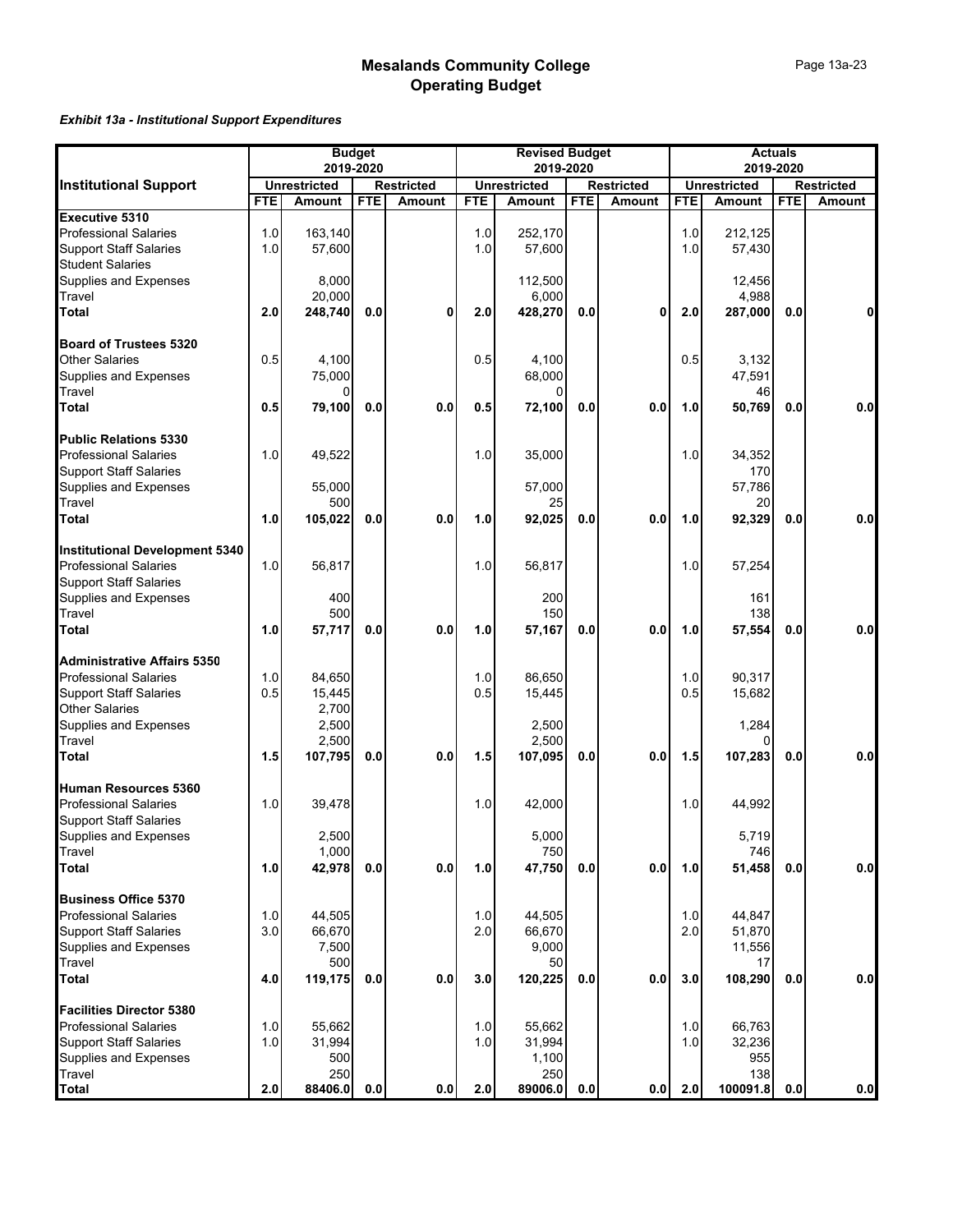# Mesalands Community College
## Operating Budget

***Exhibit 13a - Institutional Support Expenditures***

| Institutional Support | Budget 2019-2020 | | | | Revised Budget 2019-2020 | | | | Actuals 2019-2020 | | | |
|---|---|---|---|---|---|---|---|---|---|---|---|---|
| | Unrestricted | | Restricted | | Unrestricted | | Restricted | | Unrestricted | | Restricted | |
| | FTE | Amount | FTE | Amount | FTE | Amount | FTE | Amount | FTE | Amount | FTE | Amount |
| **Executive 5310** | | | | | | | | | | | | |
| Professional Salaries | 1.0 | 163,140 | | | 1.0 | 252,170 | | | 1.0 | 212,125 | | |
| Support Staff Salaries | 1.0 | 57,600 | | | 1.0 | 57,600 | | | 1.0 | 57,430 | | |
| Student Salaries | | | | | | | | | | | | |
| Supplies and Expenses | | 8,000 | | | | 112,500 | | | | 12,456 | | |
| Travel | | 20,000 | | | | 6,000 | | | | 4,988 | | |
| **Total** | **2.0** | **248,740** | **0.0** | **0** | **2.0** | **428,270** | **0.0** | **0** | **2.0** | **287,000** | **0.0** | **0** |
| **Board of Trustees 5320** | | | | | | | | | | | | |
| Other Salaries | 0.5 | 4,100 | | | 0.5 | 4,100 | | | 0.5 | 3,132 | | |
| Supplies and Expenses | | 75,000 | | | | 68,000 | | | | 47,591 | | |
| Travel | | 0 | | | | 0 | | | | 46 | | |
| **Total** | **0.5** | **79,100** | **0.0** | **0.0** | **0.5** | **72,100** | **0.0** | **0.0** | **1.0** | **50,769** | **0.0** | **0.0** |
| **Public Relations 5330** | | | | | | | | | | | | |
| Professional Salaries | 1.0 | 49,522 | | | 1.0 | 35,000 | | | 1.0 | 34,352 | | |
| Support Staff Salaries | | | | | | | | | | 170 | | |
| Supplies and Expenses | | 55,000 | | | | 57,000 | | | | 57,786 | | |
| Travel | | 500 | | | | 25 | | | | 20 | | |
| **Total** | **1.0** | **105,022** | **0.0** | **0.0** | **1.0** | **92,025** | **0.0** | **0.0** | **1.0** | **92,329** | **0.0** | **0.0** |
| **Institutional Development 5340** | | | | | | | | | | | | |
| Professional Salaries | 1.0 | 56,817 | | | 1.0 | 56,817 | | | 1.0 | 57,254 | | |
| Support Staff Salaries | | | | | | | | | | | | |
| Supplies and Expenses | | 400 | | | | 200 | | | | 161 | | |
| Travel | | 500 | | | | 150 | | | | 138 | | |
| **Total** | **1.0** | **57,717** | **0.0** | **0.0** | **1.0** | **57,167** | **0.0** | **0.0** | **1.0** | **57,554** | **0.0** | **0.0** |
| **Administrative Affairs 5350** | | | | | | | | | | | | |
| Professional Salaries | 1.0 | 84,650 | | | 1.0 | 86,650 | | | 1.0 | 90,317 | | |
| Support Staff Salaries | 0.5 | 15,445 | | | 0.5 | 15,445 | | | 0.5 | 15,682 | | |
| Other Salaries | | 2,700 | | | | | | | | | | |
| Supplies and Expenses | | 2,500 | | | | 2,500 | | | | 1,284 | | |
| Travel | | 2,500 | | | | 2,500 | | | | 0 | | |
| **Total** | **1.5** | **107,795** | **0.0** | **0.0** | **1.5** | **107,095** | **0.0** | **0.0** | **1.5** | **107,283** | **0.0** | **0.0** |
| **Human Resources 5360** | | | | | | | | | | | | |
| Professional Salaries | 1.0 | 39,478 | | | 1.0 | 42,000 | | | 1.0 | 44,992 | | |
| Support Staff Salaries | | | | | | | | | | | | |
| Supplies and Expenses | | 2,500 | | | | 5,000 | | | | 5,719 | | |
| Travel | | 1,000 | | | | 750 | | | | 746 | | |
| **Total** | **1.0** | **42,978** | **0.0** | **0.0** | **1.0** | **47,750** | **0.0** | **0.0** | **1.0** | **51,458** | **0.0** | **0.0** |
| **Business Office 5370** | | | | | | | | | | | | |
| Professional Salaries | 1.0 | 44,505 | | | 1.0 | 44,505 | | | 1.0 | 44,847 | | |
| Support Staff Salaries | 3.0 | 66,670 | | | 2.0 | 66,670 | | | 2.0 | 51,870 | | |
| Supplies and Expenses | | 7,500 | | | | 9,000 | | | | 11,556 | | |
| Travel | | 500 | | | | 50 | | | | 17 | | |
| **Total** | **4.0** | **119,175** | **0.0** | **0.0** | **3.0** | **120,225** | **0.0** | **0.0** | **3.0** | **108,290** | **0.0** | **0.0** |
| **Facilities Director 5380** | | | | | | | | | | | | |
| Professional Salaries | 1.0 | 55,662 | | | 1.0 | 55,662 | | | 1.0 | 66,763 | | |
| Support Staff Salaries | 1.0 | 31,994 | | | 1.0 | 31,994 | | | 1.0 | 32,236 | | |
| Supplies and Expenses | | 500 | | | | 1,100 | | | | 955 | | |
| Travel | | 250 | | | | 250 | | | | 138 | | |
| **Total** | **2.0** | **88406.0** | **0.0** | **0.0** | **2.0** | **89006.0** | **0.0** | **0.0** | **2.0** | **100091.8** | **0.0** | **0.0** |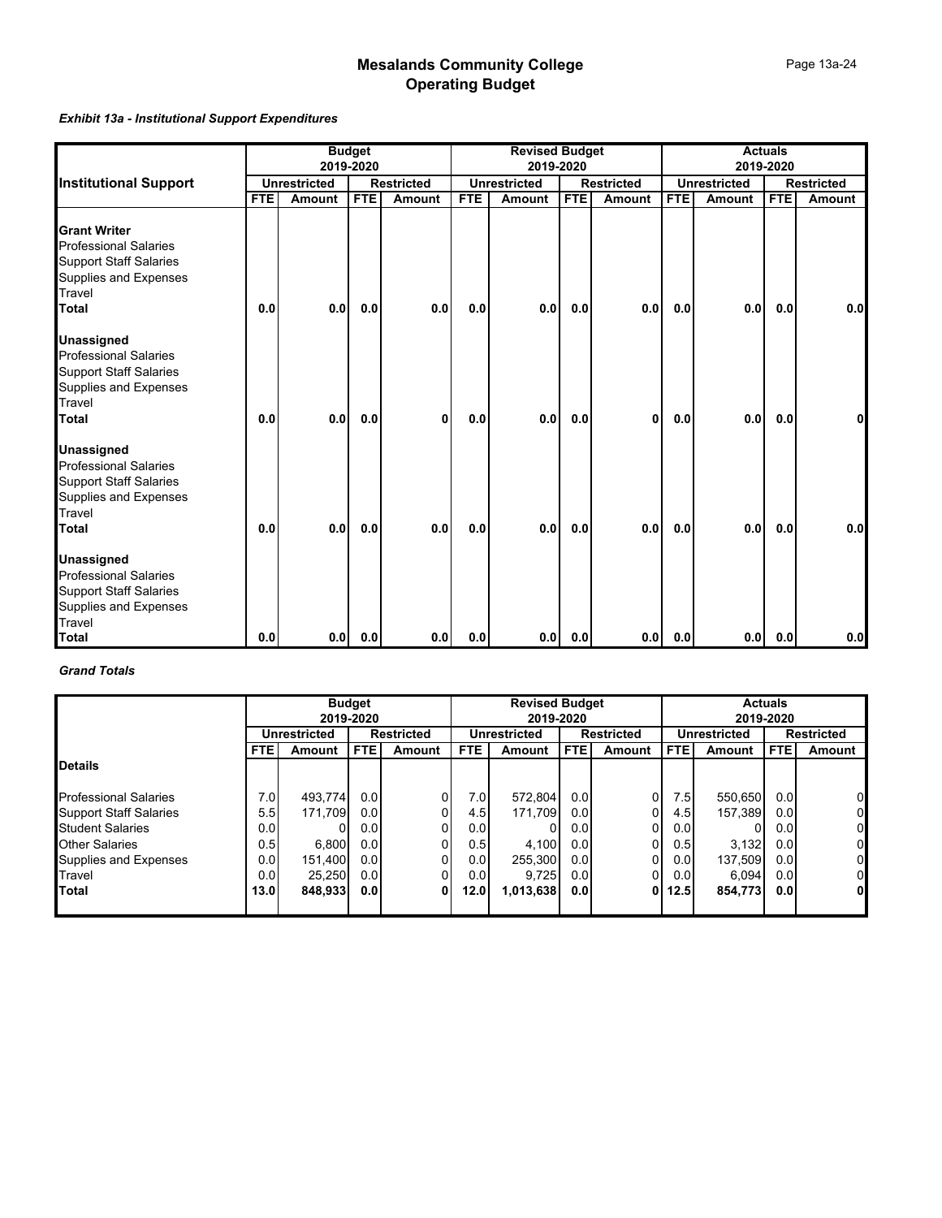# Mesalands Community College
## Operating Budget

*Exhibit 13a - Institutional Support Expenditures*

| Institutional Support | Budget 2019-2020 | | | | Revised Budget 2019-2020 | | | | Actuals 2019-2020 | | | |
|---|---|---|---|---|---|---|---|---|---|---|---|---|
| | Unrestricted | | Restricted | | Unrestricted | | Restricted | | Unrestricted | | Restricted | |
| | FTE | Amount | FTE | Amount | FTE | Amount | FTE | Amount | FTE | Amount | FTE | Amount |
| **Grant Writer** | | | | | | | | | | | | |
| Professional Salaries | | | | | | | | | | | | |
| Support Staff Salaries | | | | | | | | | | | | |
| Supplies and Expenses | | | | | | | | | | | | |
| Travel | | | | | | | | | | | | |
| **Total** | **0.0** | **0.0** | **0.0** | **0.0** | **0.0** | **0.0** | **0.0** | **0.0** | **0.0** | **0.0** | **0.0** | **0.0** |
| **Unassigned** | | | | | | | | | | | | |
| Professional Salaries | | | | | | | | | | | | |
| Support Staff Salaries | | | | | | | | | | | | |
| Supplies and Expenses | | | | | | | | | | | | |
| Travel | | | | | | | | | | | | |
| **Total** | **0.0** | **0.0** | **0.0** | **0** | **0.0** | **0.0** | **0.0** | **0** | **0.0** | **0.0** | **0.0** | **0** |
| **Unassigned** | | | | | | | | | | | | |
| Professional Salaries | | | | | | | | | | | | |
| Support Staff Salaries | | | | | | | | | | | | |
| Supplies and Expenses | | | | | | | | | | | | |
| Travel | | | | | | | | | | | | |
| **Total** | **0.0** | **0.0** | **0.0** | **0.0** | **0.0** | **0.0** | **0.0** | **0.0** | **0.0** | **0.0** | **0.0** | **0.0** |
| **Unassigned** | | | | | | | | | | | | |
| Professional Salaries | | | | | | | | | | | | |
| Support Staff Salaries | | | | | | | | | | | | |
| Supplies and Expenses | | | | | | | | | | | | |
| Travel | | | | | | | | | | | | |
| **Total** | **0.0** | **0.0** | **0.0** | **0.0** | **0.0** | **0.0** | **0.0** | **0.0** | **0.0** | **0.0** | **0.0** | **0.0** |

*Grand Totals*

| | Budget 2019-2020 | | | | Revised Budget 2019-2020 | | | | Actuals 2019-2020 | | | |
|---|---|---|---|---|---|---|---|---|---|---|---|---|
| | Unrestricted | | Restricted | | Unrestricted | | Restricted | | Unrestricted | | Restricted | |
| | FTE | Amount | FTE | Amount | FTE | Amount | FTE | Amount | FTE | Amount | FTE | Amount |
| **Details** | | | | | | | | | | | | |
| Professional Salaries | 7.0 | 493,774 | 0.0 | 0 | 7.0 | 572,804 | 0.0 | 0 | 7.5 | 550,650 | 0.0 | 0 |
| Support Staff Salaries | 5.5 | 171,709 | 0.0 | 0 | 4.5 | 171,709 | 0.0 | 0 | 4.5 | 157,389 | 0.0 | 0 |
| Student Salaries | 0.0 | 0 | 0.0 | 0 | 0.0 | 0 | 0.0 | 0 | 0.0 | 0 | 0.0 | 0 |
| Other Salaries | 0.5 | 6,800 | 0.0 | 0 | 0.5 | 4,100 | 0.0 | 0 | 0.5 | 3,132 | 0.0 | 0 |
| Supplies and Expenses | 0.0 | 151,400 | 0.0 | 0 | 0.0 | 255,300 | 0.0 | 0 | 0.0 | 137,509 | 0.0 | 0 |
| Travel | 0.0 | 25,250 | 0.0 | 0 | 0.0 | 9,725 | 0.0 | 0 | 0.0 | 6,094 | 0.0 | 0 |
| **Total** | **13.0** | **848,933** | **0.0** | **0** | **12.0** | **1,013,638** | **0.0** | **0** | **12.5** | **854,773** | **0.0** | **0** |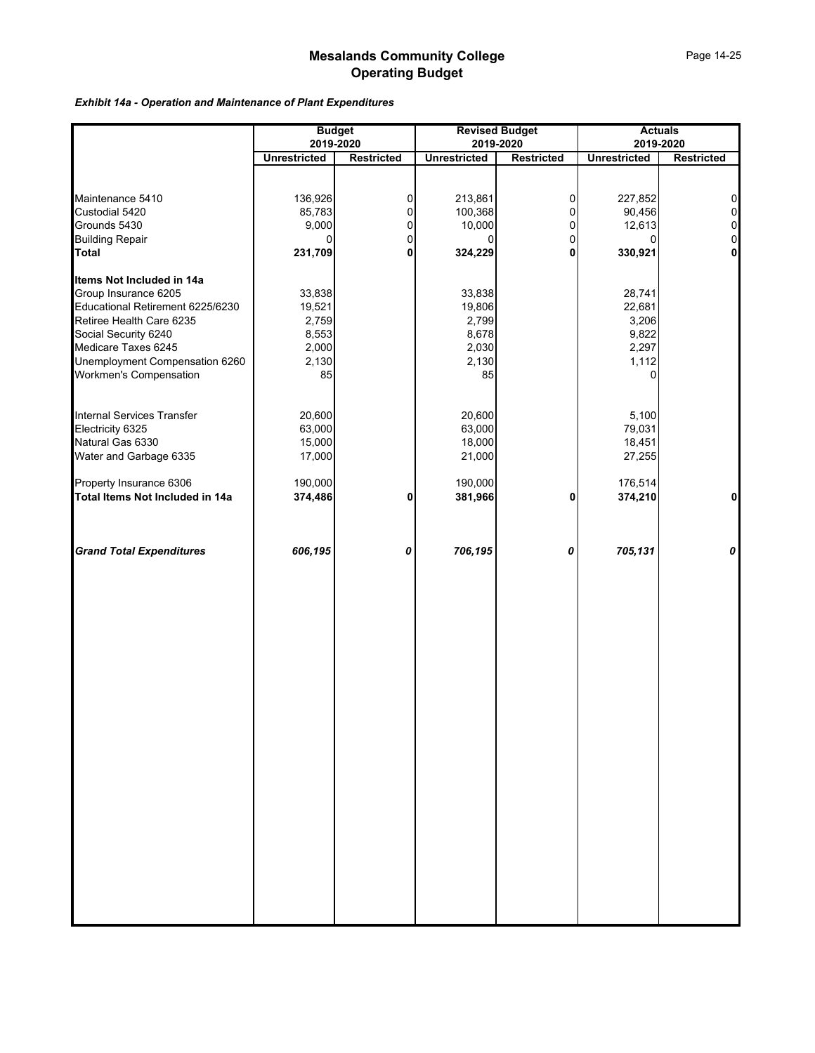# Mesalands Community College
## Operating Budget

***Exhibit 14a - Operation and Maintenance of Plant Expenditures***

| | Budget 2019-2020 | | Revised Budget 2019-2020 | | Actuals 2019-2020 | |
|---|---|---|---|---|---|---|
| | **Unrestricted** | **Restricted** | **Unrestricted** | **Restricted** | **Unrestricted** | **Restricted** |
| Maintenance 5410 | 136,926 | 0 | 213,861 | 0 | 227,852 | 0 |
| Custodial 5420 | 85,783 | 0 | 100,368 | 0 | 90,456 | 0 |
| Grounds 5430 | 9,000 | 0 | 10,000 | 0 | 12,613 | 0 |
| Building Repair | 0 | 0 | 0 | 0 | 0 | 0 |
| **Total** | **231,709** | **0** | **324,229** | **0** | **330,921** | **0** |
| **Items Not Included in 14a** | | | | | | |
| Group Insurance 6205 | 33,838 | | 33,838 | | 28,741 | |
| Educational Retirement 6225/6230 | 19,521 | | 19,806 | | 22,681 | |
| Retiree Health Care 6235 | 2,759 | | 2,799 | | 3,206 | |
| Social Security 6240 | 8,553 | | 8,678 | | 9,822 | |
| Medicare Taxes 6245 | 2,000 | | 2,030 | | 2,297 | |
| Unemployment Compensation 6260 | 2,130 | | 2,130 | | 1,112 | |
| Workmen's Compensation | 85 | | 85 | | 0 | |
| Internal Services Transfer | 20,600 | | 20,600 | | 5,100 | |
| Electricity 6325 | 63,000 | | 63,000 | | 79,031 | |
| Natural Gas 6330 | 15,000 | | 18,000 | | 18,451 | |
| Water and Garbage 6335 | 17,000 | | 21,000 | | 27,255 | |
| Property Insurance 6306 | 190,000 | | 190,000 | | 176,514 | |
| **Total Items Not Included in 14a** | **374,486** | **0** | **381,966** | **0** | **374,210** | **0** |
| ***Grand Total Expenditures*** | ***606,195*** | ***0*** | ***706,195*** | ***0*** | ***705,131*** | ***0*** |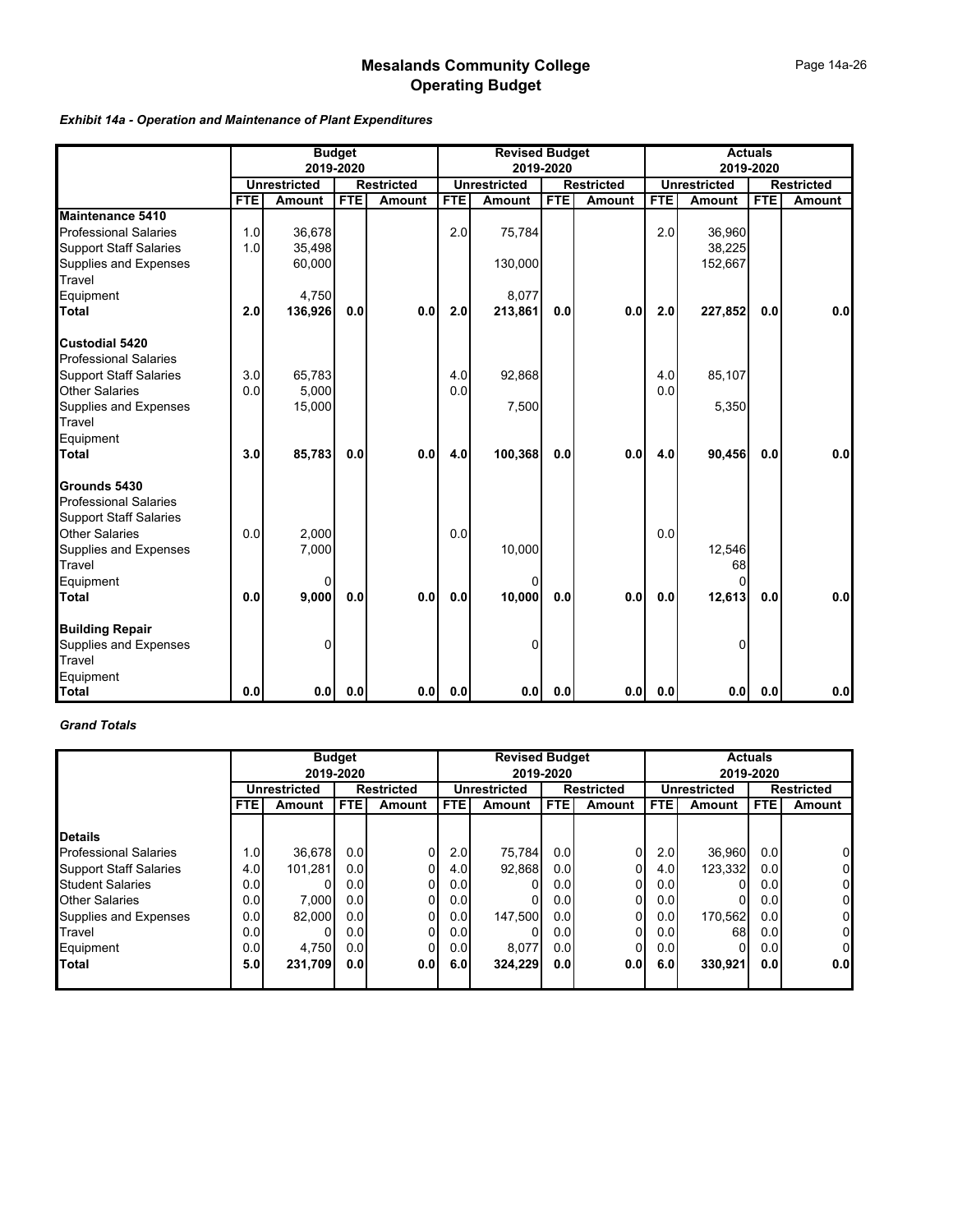# Mesalands Community College
## Operating Budget

*Exhibit 14a - Operation and Maintenance of Plant Expenditures*

| | Budget 2019-2020 | | | | Revised Budget 2019-2020 | | | | Actuals 2019-2020 | | | |
|---|---|---|---|---|---|---|---|---|---|---|---|---|
| | Unrestricted | | Restricted | | Unrestricted | | Restricted | | Unrestricted | | Restricted | |
| | FTE | Amount | FTE | Amount | FTE | Amount | FTE | Amount | FTE | Amount | FTE | Amount |
| **Maintenance 5410** | | | | | | | | | | | | |
| Professional Salaries | 1.0 | 36,678 | | | 2.0 | 75,784 | | | 2.0 | 36,960 | | |
| Support Staff Salaries | 1.0 | 35,498 | | | | | | | | 38,225 | | |
| Supplies and Expenses | | 60,000 | | | | 130,000 | | | | 152,667 | | |
| Travel | | | | | | | | | | | | |
| Equipment | | 4,750 | | | | 8,077 | | | | | | |
| **Total** | **2.0** | **136,926** | **0.0** | **0.0** | **2.0** | **213,861** | **0.0** | **0.0** | **2.0** | **227,852** | **0.0** | **0.0** |
| **Custodial 5420** | | | | | | | | | | | | |
| Professional Salaries | | | | | | | | | | | | |
| Support Staff Salaries | 3.0 | 65,783 | | | 4.0 | 92,868 | | | 4.0 | 85,107 | | |
| Other Salaries | 0.0 | 5,000 | | | 0.0 | | | | 0.0 | | | |
| Supplies and Expenses | | 15,000 | | | | 7,500 | | | | 5,350 | | |
| Travel | | | | | | | | | | | | |
| Equipment | | | | | | | | | | | | |
| **Total** | **3.0** | **85,783** | **0.0** | **0.0** | **4.0** | **100,368** | **0.0** | **0.0** | **4.0** | **90,456** | **0.0** | **0.0** |
| **Grounds 5430** | | | | | | | | | | | | |
| Professional Salaries | | | | | | | | | | | | |
| Support Staff Salaries | | | | | | | | | | | | |
| Other Salaries | 0.0 | 2,000 | | | 0.0 | | | | 0.0 | | | |
| Supplies and Expenses | | 7,000 | | | | 10,000 | | | | 12,546 | | |
| Travel | | | | | | | | | | 68 | | |
| Equipment | | 0 | | | | 0 | | | | 0 | | |
| **Total** | **0.0** | **9,000** | **0.0** | **0.0** | **0.0** | **10,000** | **0.0** | **0.0** | **0.0** | **12,613** | **0.0** | **0.0** |
| **Building Repair** | | | | | | | | | | | | |
| Supplies and Expenses | | 0 | | | | 0 | | | | 0 | | |
| Travel | | | | | | | | | | | | |
| Equipment | | | | | | | | | | | | |
| **Total** | **0.0** | **0.0** | **0.0** | **0.0** | **0.0** | **0.0** | **0.0** | **0.0** | **0.0** | **0.0** | **0.0** | **0.0** |

*Grand Totals*

| | Budget 2019-2020 | | | | Revised Budget 2019-2020 | | | | Actuals 2019-2020 | | | |
|---|---|---|---|---|---|---|---|---|---|---|---|---|
| | Unrestricted | | Restricted | | Unrestricted | | Restricted | | Unrestricted | | Restricted | |
| | FTE | Amount | FTE | Amount | FTE | Amount | FTE | Amount | FTE | Amount | FTE | Amount |
| **Details** | | | | | | | | | | | | |
| Professional Salaries | 1.0 | 36,678 | 0.0 | 0 | 2.0 | 75,784 | 0.0 | 0 | 2.0 | 36,960 | 0.0 | 0 |
| Support Staff Salaries | 4.0 | 101,281 | 0.0 | 0 | 4.0 | 92,868 | 0.0 | 0 | 4.0 | 123,332 | 0.0 | 0 |
| Student Salaries | 0.0 | 0 | 0.0 | 0 | 0.0 | 0 | 0.0 | 0 | 0.0 | 0 | 0.0 | 0 |
| Other Salaries | 0.0 | 7,000 | 0.0 | 0 | 0.0 | 0 | 0.0 | 0 | 0.0 | 0 | 0.0 | 0 |
| Supplies and Expenses | 0.0 | 82,000 | 0.0 | 0 | 0.0 | 147,500 | 0.0 | 0 | 0.0 | 170,562 | 0.0 | 0 |
| Travel | 0.0 | 0 | 0.0 | 0 | 0.0 | 0 | 0.0 | 0 | 0.0 | 68 | 0.0 | 0 |
| Equipment | 0.0 | 4,750 | 0.0 | 0 | 0.0 | 8,077 | 0.0 | 0 | 0.0 | 0 | 0.0 | 0 |
| **Total** | **5.0** | **231,709** | **0.0** | **0.0** | **6.0** | **324,229** | **0.0** | **0.0** | **6.0** | **330,921** | **0.0** | **0.0** |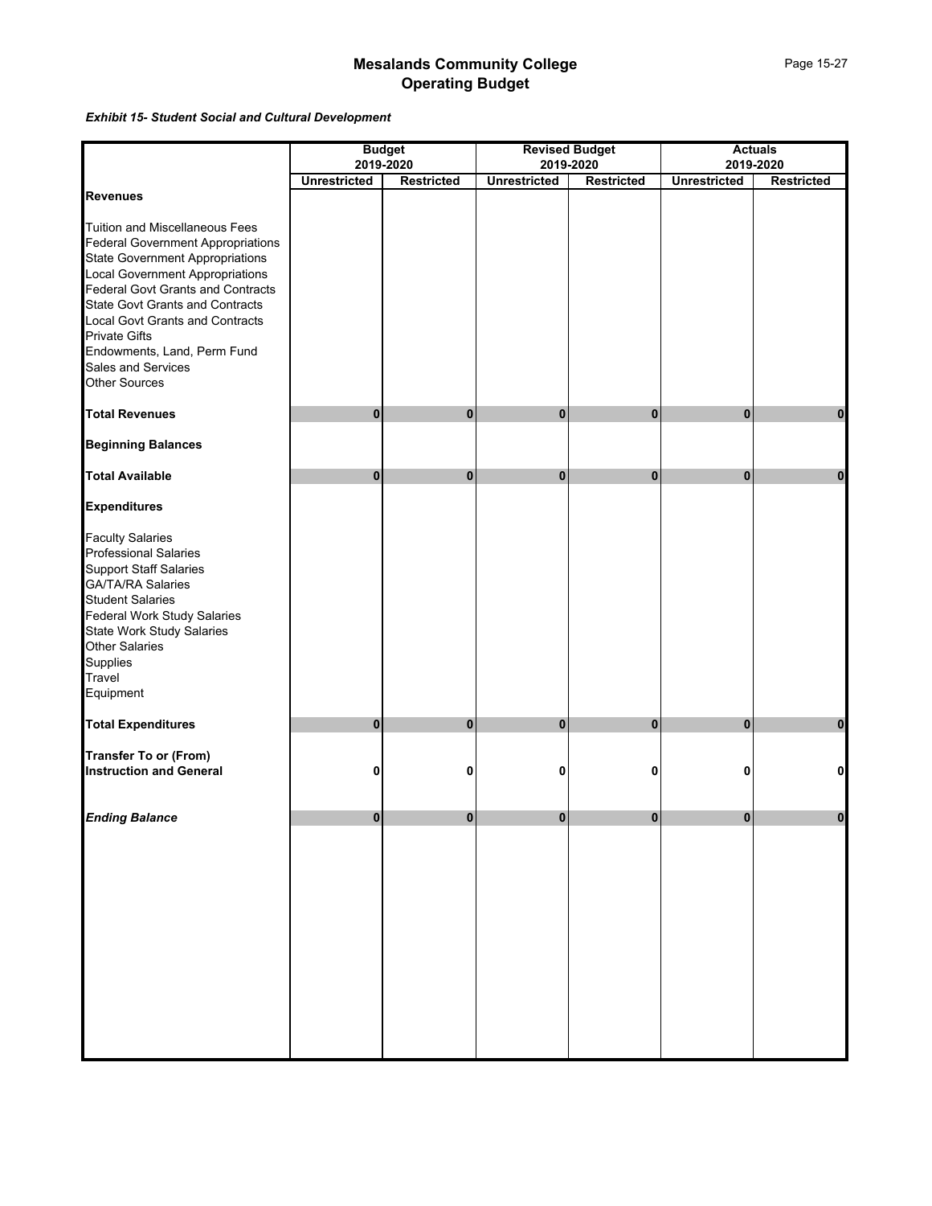# Mesalands Community College
## Operating Budget

***Exhibit 15- Student Social and Cultural Development***

| | Budget 2019-2020 | | Revised Budget 2019-2020 | | Actuals 2019-2020 | |
|---|---|---|---|---|---|---|
| | **Unrestricted** | **Restricted** | **Unrestricted** | **Restricted** | **Unrestricted** | **Restricted** |
| **Revenues** | | | | | | |
| Tuition and Miscellaneous Fees | | | | | | |
| Federal Government Appropriations | | | | | | |
| State Government Appropriations | | | | | | |
| Local Government Appropriations | | | | | | |
| Federal Govt Grants and Contracts | | | | | | |
| State Govt Grants and Contracts | | | | | | |
| Local Govt Grants and Contracts | | | | | | |
| Private Gifts | | | | | | |
| Endowments, Land, Perm Fund | | | | | | |
| Sales and Services | | | | | | |
| Other Sources | | | | | | |
| **Total Revenues** | **0** | **0** | **0** | **0** | **0** | **0** |
| **Beginning Balances** | | | | | | |
| **Total Available** | **0** | **0** | **0** | **0** | **0** | **0** |
| **Expenditures** | | | | | | |
| Faculty Salaries | | | | | | |
| Professional Salaries | | | | | | |
| Support Staff Salaries | | | | | | |
| GA/TA/RA Salaries | | | | | | |
| Student Salaries | | | | | | |
| Federal Work Study Salaries | | | | | | |
| State Work Study Salaries | | | | | | |
| Other Salaries | | | | | | |
| Supplies | | | | | | |
| Travel | | | | | | |
| Equipment | | | | | | |
| **Total Expenditures** | **0** | **0** | **0** | **0** | **0** | **0** |
| **Transfer To or (From) Instruction and General** | **0** | **0** | **0** | **0** | **0** | **0** |
| ***Ending Balance*** | **0** | **0** | **0** | **0** | **0** | **0** |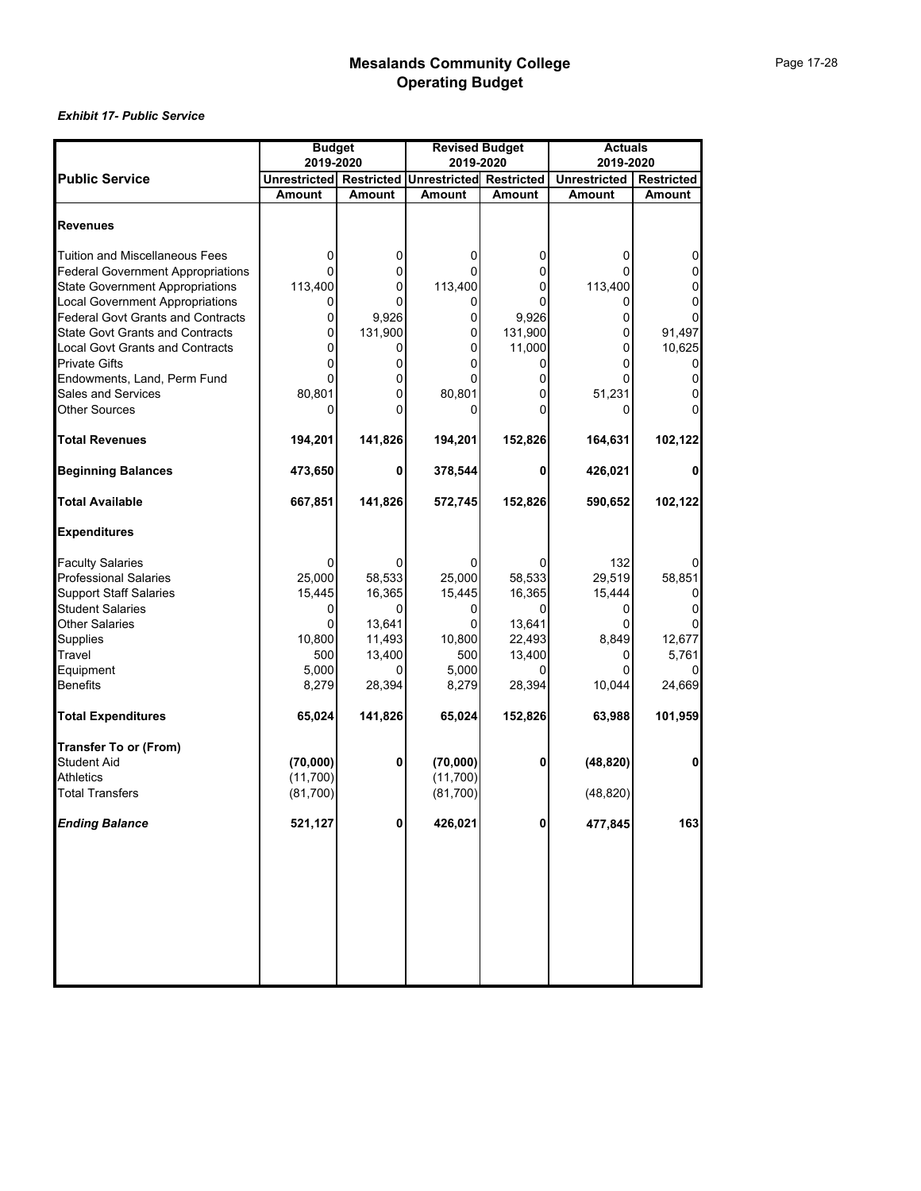# Mesalands Community College
# Operating Budget

***Exhibit 17- Public Service***

| Public Service | Budget 2019-2020 | | Revised Budget 2019-2020 | | Actuals 2019-2020 | |
|---|---|---|---|---|---|---|
| | Unrestricted Amount | Restricted Amount | Unrestricted Amount | Restricted Amount | Unrestricted Amount | Restricted Amount |
| **Revenues** | | | | | | |
| Tuition and Miscellaneous Fees | 0 | 0 | 0 | 0 | 0 | 0 |
| Federal Government Appropriations | 0 | 0 | 0 | 0 | 0 | 0 |
| State Government Appropriations | 113,400 | 0 | 113,400 | 0 | 113,400 | 0 |
| Local Government Appropriations | 0 | 0 | 0 | 0 | 0 | 0 |
| Federal Govt Grants and Contracts | 0 | 9,926 | 0 | 9,926 | 0 | 0 |
| State Govt Grants and Contracts | 0 | 131,900 | 0 | 131,900 | 0 | 91,497 |
| Local Govt Grants and Contracts | 0 | 0 | 0 | 11,000 | 0 | 10,625 |
| Private Gifts | 0 | 0 | 0 | 0 | 0 | 0 |
| Endowments, Land, Perm Fund | 0 | 0 | 0 | 0 | 0 | 0 |
| Sales and Services | 80,801 | 0 | 80,801 | 0 | 51,231 | 0 |
| Other Sources | 0 | 0 | 0 | 0 | 0 | 0 |
| **Total Revenues** | **194,201** | **141,826** | **194,201** | **152,826** | **164,631** | **102,122** |
| **Beginning Balances** | **473,650** | **0** | **378,544** | **0** | **426,021** | **0** |
| **Total Available** | **667,851** | **141,826** | **572,745** | **152,826** | **590,652** | **102,122** |
| **Expenditures** | | | | | | |
| Faculty Salaries | 0 | 0 | 0 | 0 | 132 | 0 |
| Professional Salaries | 25,000 | 58,533 | 25,000 | 58,533 | 29,519 | 58,851 |
| Support Staff Salaries | 15,445 | 16,365 | 15,445 | 16,365 | 15,444 | 0 |
| Student Salaries | 0 | 0 | 0 | 0 | 0 | 0 |
| Other Salaries | 0 | 13,641 | 0 | 13,641 | 0 | 0 |
| Supplies | 10,800 | 11,493 | 10,800 | 22,493 | 8,849 | 12,677 |
| Travel | 500 | 13,400 | 500 | 13,400 | 0 | 5,761 |
| Equipment | 5,000 | 0 | 5,000 | 0 | 0 | 0 |
| Benefits | 8,279 | 28,394 | 8,279 | 28,394 | 10,044 | 24,669 |
| **Total Expenditures** | **65,024** | **141,826** | **65,024** | **152,826** | **63,988** | **101,959** |
| **Transfer To or (From)** | | | | | | |
| Student Aid | **(70,000)** | **0** | **(70,000)** | **0** | **(48,820)** | **0** |
| Athletics | (11,700) | | (11,700) | | | |
| Total Transfers | (81,700) | | (81,700) | | (48,820) | |
| ***Ending Balance*** | **521,127** | **0** | **426,021** | **0** | **477,845** | **163** |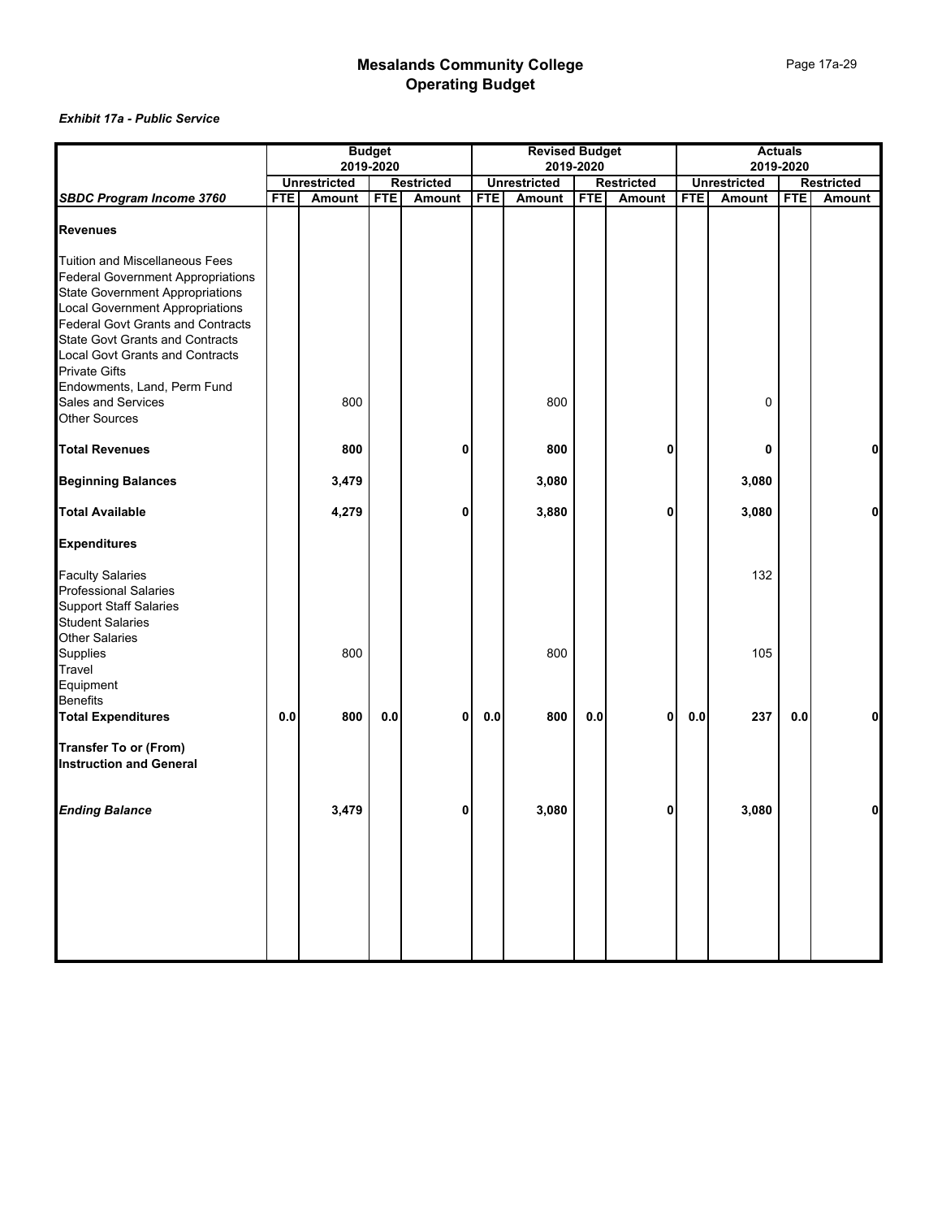# Mesalands Community College
# Operating Budget

*Exhibit 17a - Public Service*

| | Budget 2019-2020 | | | | Revised Budget 2019-2020 | | | | Actuals 2019-2020 | | | |
|---|---|---|---|---|---|---|---|---|---|---|---|---|
| | Unrestricted | | Restricted | | Unrestricted | | Restricted | | Unrestricted | | Restricted | |
| **SBDC Program Income 3760** | FTE | Amount | FTE | Amount | FTE | Amount | FTE | Amount | FTE | Amount | FTE | Amount |
| **Revenues** | | | | | | | | | | | | |
| Tuition and Miscellaneous Fees | | | | | | | | | | | | |
| Federal Government Appropriations | | | | | | | | | | | | |
| State Government Appropriations | | | | | | | | | | | | |
| Local Government Appropriations | | | | | | | | | | | | |
| Federal Govt Grants and Contracts | | | | | | | | | | | | |
| State Govt Grants and Contracts | | | | | | | | | | | | |
| Local Govt Grants and Contracts | | | | | | | | | | | | |
| Private Gifts | | | | | | | | | | | | |
| Endowments, Land, Perm Fund | | | | | | | | | | | | |
| Sales and Services | | 800 | | | | 800 | | | | 0 | | |
| Other Sources | | | | | | | | | | | | |
| **Total Revenues** | | **800** | | **0** | | **800** | | **0** | | **0** | | **0** |
| **Beginning Balances** | | **3,479** | | | | **3,080** | | | | **3,080** | | |
| **Total Available** | | **4,279** | | **0** | | **3,880** | | **0** | | **3,080** | | **0** |
| **Expenditures** | | | | | | | | | | | | |
| Faculty Salaries | | | | | | | | | | 132 | | |
| Professional Salaries | | | | | | | | | | | | |
| Support Staff Salaries | | | | | | | | | | | | |
| Student Salaries | | | | | | | | | | | | |
| Other Salaries | | | | | | | | | | | | |
| Supplies | | 800 | | | | 800 | | | | 105 | | |
| Travel | | | | | | | | | | | | |
| Equipment | | | | | | | | | | | | |
| Benefits | | | | | | | | | | | | |
| **Total Expenditures** | **0.0** | **800** | **0.0** | **0** | **0.0** | **800** | **0.0** | **0** | **0.0** | **237** | **0.0** | **0** |
| **Transfer To or (From)** | | | | | | | | | | | | |
| **Instruction and General** | | | | | | | | | | | | |
| ***Ending Balance*** | | **3,479** | | **0** | | **3,080** | | **0** | | **3,080** | | **0** |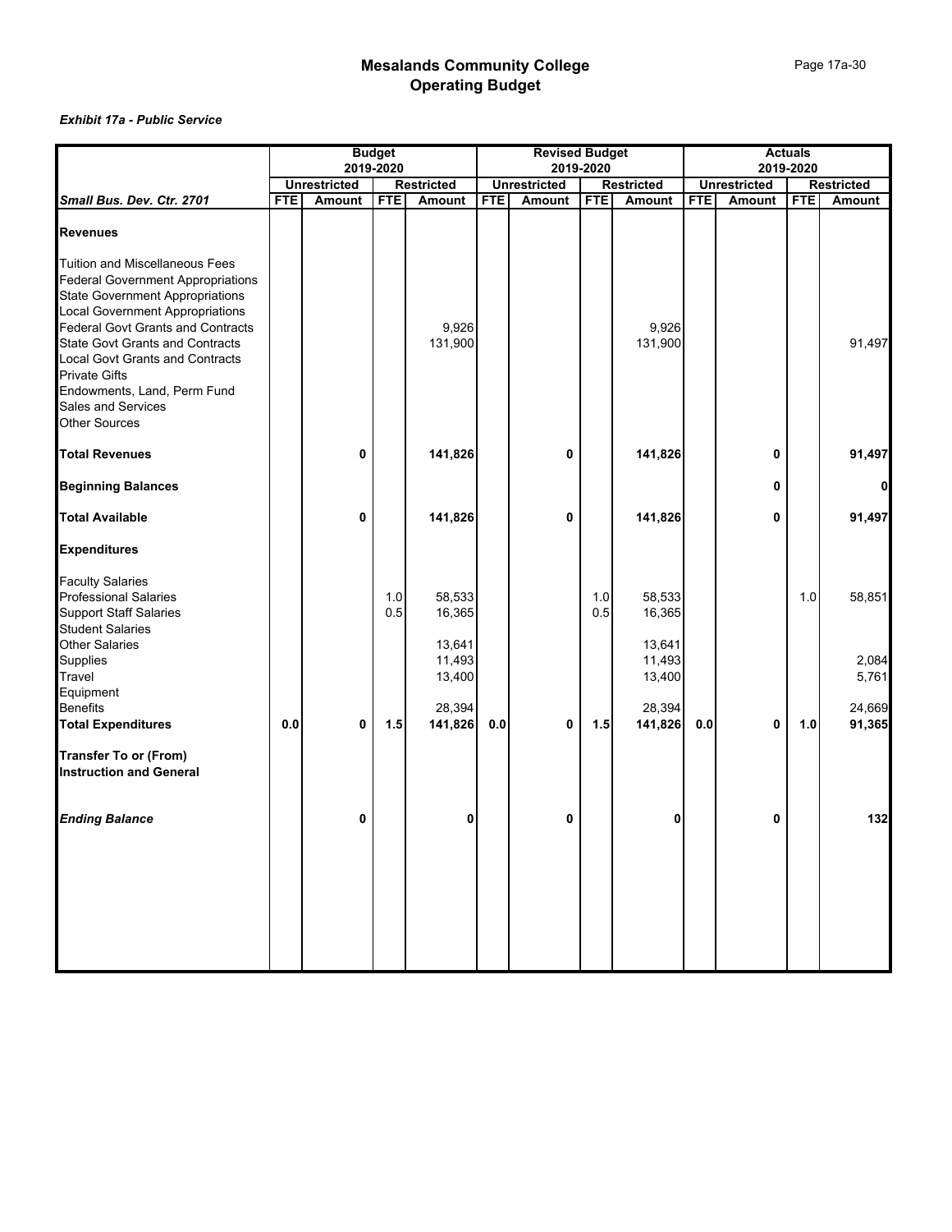# Mesalands Community College
## Operating Budget

*Exhibit 17a - Public Service*

| | Budget 2019-2020 | | | | Revised Budget 2019-2020 | | | | Actuals 2019-2020 | | | |
|---|---|---|---|---|---|---|---|---|---|---|---|---|
| | Unrestricted | | Restricted | | Unrestricted | | Restricted | | Unrestricted | | Restricted | |
| ***Small Bus. Dev. Ctr. 2701*** | **FTE** | **Amount** | **FTE** | **Amount** | **FTE** | **Amount** | **FTE** | **Amount** | **FTE** | **Amount** | **FTE** | **Amount** |
| **Revenues** | | | | | | | | | | | | |
| Tuition and Miscellaneous Fees | | | | | | | | | | | | |
| Federal Government Appropriations | | | | | | | | | | | | |
| State Government Appropriations | | | | | | | | | | | | |
| Local Government Appropriations | | | | | | | | | | | | |
| Federal Govt Grants and Contracts | | | | 9,926 | | | | 9,926 | | | | |
| State Govt Grants and Contracts | | | | 131,900 | | | | 131,900 | | | | 91,497 |
| Local Govt Grants and Contracts | | | | | | | | | | | | |
| Private Gifts | | | | | | | | | | | | |
| Endowments, Land, Perm Fund | | | | | | | | | | | | |
| Sales and Services | | | | | | | | | | | | |
| Other Sources | | | | | | | | | | | | |
| **Total Revenues** | | **0** | | **141,826** | | **0** | | **141,826** | | **0** | | **91,497** |
| **Beginning Balances** | | | | | | | | | | **0** | | **0** |
| **Total Available** | | **0** | | **141,826** | | **0** | | **141,826** | | **0** | | **91,497** |
| **Expenditures** | | | | | | | | | | | | |
| Faculty Salaries | | | | | | | | | | | | |
| Professional Salaries | | | 1.0 | 58,533 | | | 1.0 | 58,533 | | | 1.0 | 58,851 |
| Support Staff Salaries | | | 0.5 | 16,365 | | | 0.5 | 16,365 | | | | |
| Student Salaries | | | | | | | | | | | | |
| Other Salaries | | | | 13,641 | | | | 13,641 | | | | |
| Supplies | | | | 11,493 | | | | 11,493 | | | | 2,084 |
| Travel | | | | 13,400 | | | | 13,400 | | | | 5,761 |
| Equipment | | | | | | | | | | | | |
| Benefits | | | | 28,394 | | | | 28,394 | | | | 24,669 |
| **Total Expenditures** | **0.0** | **0** | **1.5** | **141,826** | **0.0** | **0** | **1.5** | **141,826** | **0.0** | **0** | **1.0** | **91,365** |
| **Transfer To or (From)** | | | | | | | | | | | | |
| **Instruction and General** | | | | | | | | | | | | |
| ***Ending Balance*** | | **0** | | **0** | | **0** | | **0** | | **0** | | **132** |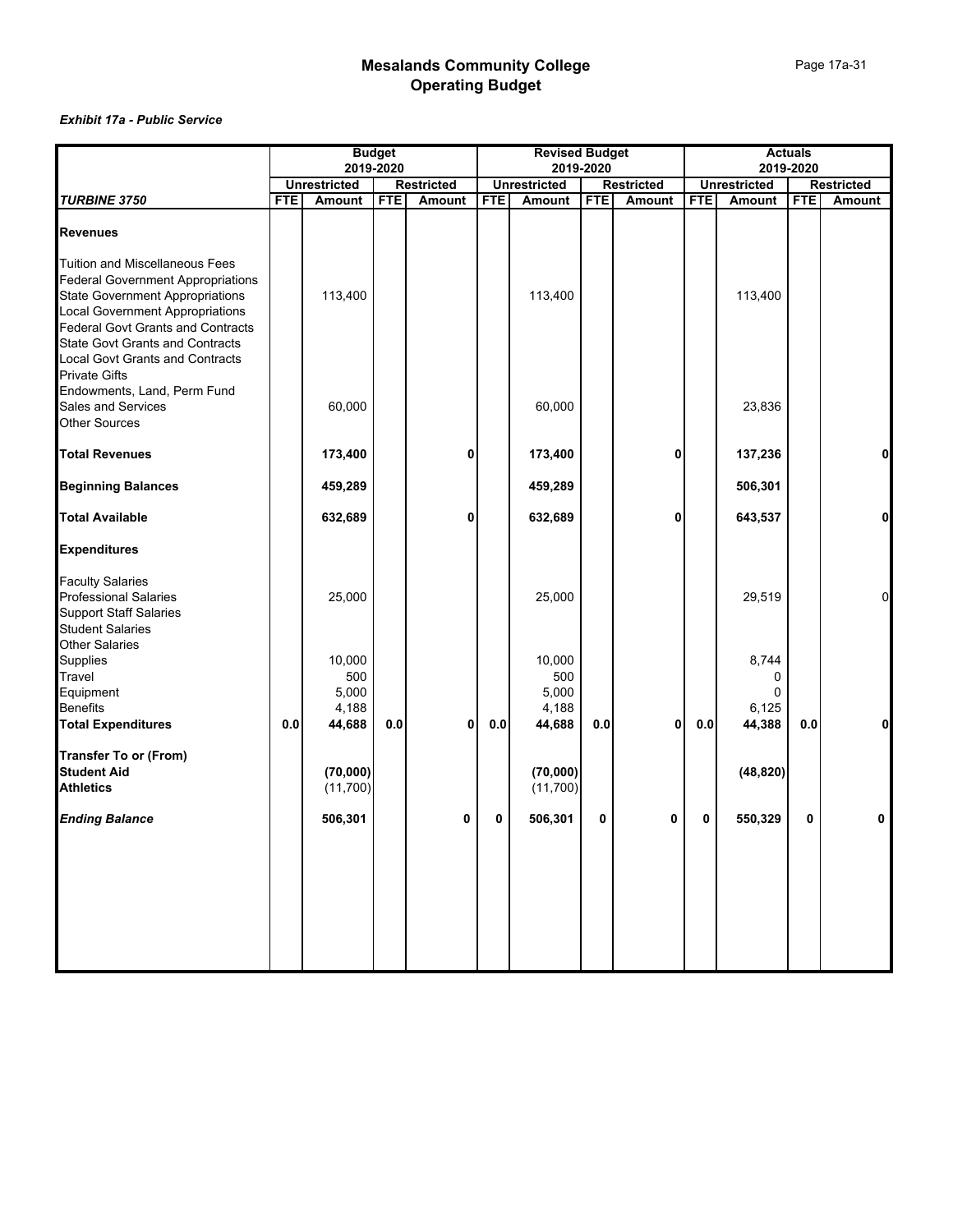# Mesalands Community College
## Operating Budget

***Exhibit 17a - Public Service***

| | Budget 2019-2020 | | | | Revised Budget 2019-2020 | | | | Actuals 2019-2020 | | | |
|---|---|---|---|---|---|---|---|---|---|---|---|---|
| | Unrestricted | | Restricted | | Unrestricted | | Restricted | | Unrestricted | | Restricted | |
| ***TURBINE 3750*** | **FTE** | **Amount** | **FTE** | **Amount** | **FTE** | **Amount** | **FTE** | **Amount** | **FTE** | **Amount** | **FTE** | **Amount** |
| **Revenues** | | | | | | | | | | | | |
| Tuition and Miscellaneous Fees | | | | | | | | | | | | |
| Federal Government Appropriations | | | | | | | | | | | | |
| State Government Appropriations | | 113,400 | | | | 113,400 | | | | 113,400 | | |
| Local Government Appropriations | | | | | | | | | | | | |
| Federal Govt Grants and Contracts | | | | | | | | | | | | |
| State Govt Grants and Contracts | | | | | | | | | | | | |
| Local Govt Grants and Contracts | | | | | | | | | | | | |
| Private Gifts | | | | | | | | | | | | |
| Endowments, Land, Perm Fund | | | | | | | | | | | | |
| Sales and Services | | 60,000 | | | | 60,000 | | | | 23,836 | | |
| Other Sources | | | | | | | | | | | | |
| **Total Revenues** | | **173,400** | | **0** | | **173,400** | | **0** | | **137,236** | | **0** |
| **Beginning Balances** | | **459,289** | | | | **459,289** | | | | **506,301** | | |
| **Total Available** | | **632,689** | | **0** | | **632,689** | | **0** | | **643,537** | | **0** |
| **Expenditures** | | | | | | | | | | | | |
| Faculty Salaries | | | | | | | | | | | | |
| Professional Salaries | | 25,000 | | | | 25,000 | | | | 29,519 | | 0 |
| Support Staff Salaries | | | | | | | | | | | | |
| Student Salaries | | | | | | | | | | | | |
| Other Salaries | | | | | | | | | | | | |
| Supplies | | 10,000 | | | | 10,000 | | | | 8,744 | | |
| Travel | | 500 | | | | 500 | | | | 0 | | |
| Equipment | | 5,000 | | | | 5,000 | | | | 0 | | |
| Benefits | | 4,188 | | | | 4,188 | | | | 6,125 | | |
| **Total Expenditures** | **0.0** | **44,688** | **0.0** | **0** | **0.0** | **44,688** | **0.0** | **0** | **0.0** | **44,388** | **0.0** | **0** |
| **Transfer To or (From)** | | | | | | | | | | | | |
| **Student Aid** | | **(70,000)** | | | | **(70,000)** | | | | **(48,820)** | | |
| **Athletics** | | (11,700) | | | | (11,700) | | | | | | |
| ***Ending Balance*** | | **506,301** | | **0** | **0** | **506,301** | **0** | **0** | **0** | **550,329** | **0** | **0** |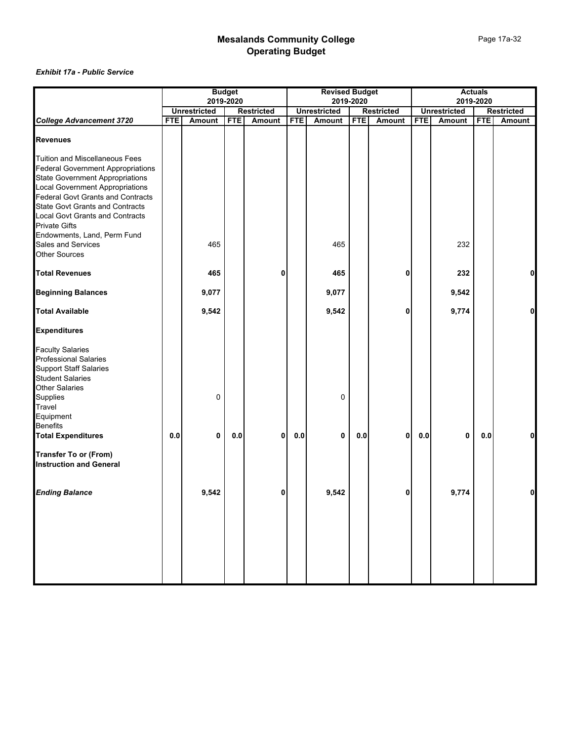# Mesalands Community College
## Operating Budget

*Exhibit 17a - Public Service*

| | Budget 2019-2020 | | | | Revised Budget 2019-2020 | | | | Actuals 2019-2020 | | | |
|---|---|---|---|---|---|---|---|---|---|---|---|---|
| | Unrestricted | | Restricted | | Unrestricted | | Restricted | | Unrestricted | | Restricted | |
| ***College Advancement 3720*** | **FTE** | **Amount** | **FTE** | **Amount** | **FTE** | **Amount** | **FTE** | **Amount** | **FTE** | **Amount** | **FTE** | **Amount** |
| **Revenues** | | | | | | | | | | | | |
| Tuition and Miscellaneous Fees | | | | | | | | | | | | |
| Federal Government Appropriations | | | | | | | | | | | | |
| State Government Appropriations | | | | | | | | | | | | |
| Local Government Appropriations | | | | | | | | | | | | |
| Federal Govt Grants and Contracts | | | | | | | | | | | | |
| State Govt Grants and Contracts | | | | | | | | | | | | |
| Local Govt Grants and Contracts | | | | | | | | | | | | |
| Private Gifts | | | | | | | | | | | | |
| Endowments, Land, Perm Fund | | | | | | | | | | | | |
| Sales and Services | | 465 | | | | 465 | | | | 232 | | |
| Other Sources | | | | | | | | | | | | |
| **Total Revenues** | | **465** | | **0** | | **465** | | **0** | | **232** | | **0** |
| **Beginning Balances** | | **9,077** | | | | **9,077** | | | | **9,542** | | |
| **Total Available** | | **9,542** | | | | **9,542** | | **0** | | **9,774** | | **0** |
| **Expenditures** | | | | | | | | | | | | |
| Faculty Salaries | | | | | | | | | | | | |
| Professional Salaries | | | | | | | | | | | | |
| Support Staff Salaries | | | | | | | | | | | | |
| Student Salaries | | | | | | | | | | | | |
| Other Salaries | | | | | | | | | | | | |
| Supplies | | 0 | | | | 0 | | | | | | |
| Travel | | | | | | | | | | | | |
| Equipment | | | | | | | | | | | | |
| Benefits | | | | | | | | | | | | |
| **Total Expenditures** | **0.0** | **0** | **0.0** | **0** | **0.0** | **0** | **0.0** | **0** | **0.0** | **0** | **0.0** | **0** |
| **Transfer To or (From) Instruction and General** | | | | | | | | | | | | |
| ***Ending Balance*** | | **9,542** | | **0** | | **9,542** | | **0** | | **9,774** | | **0** |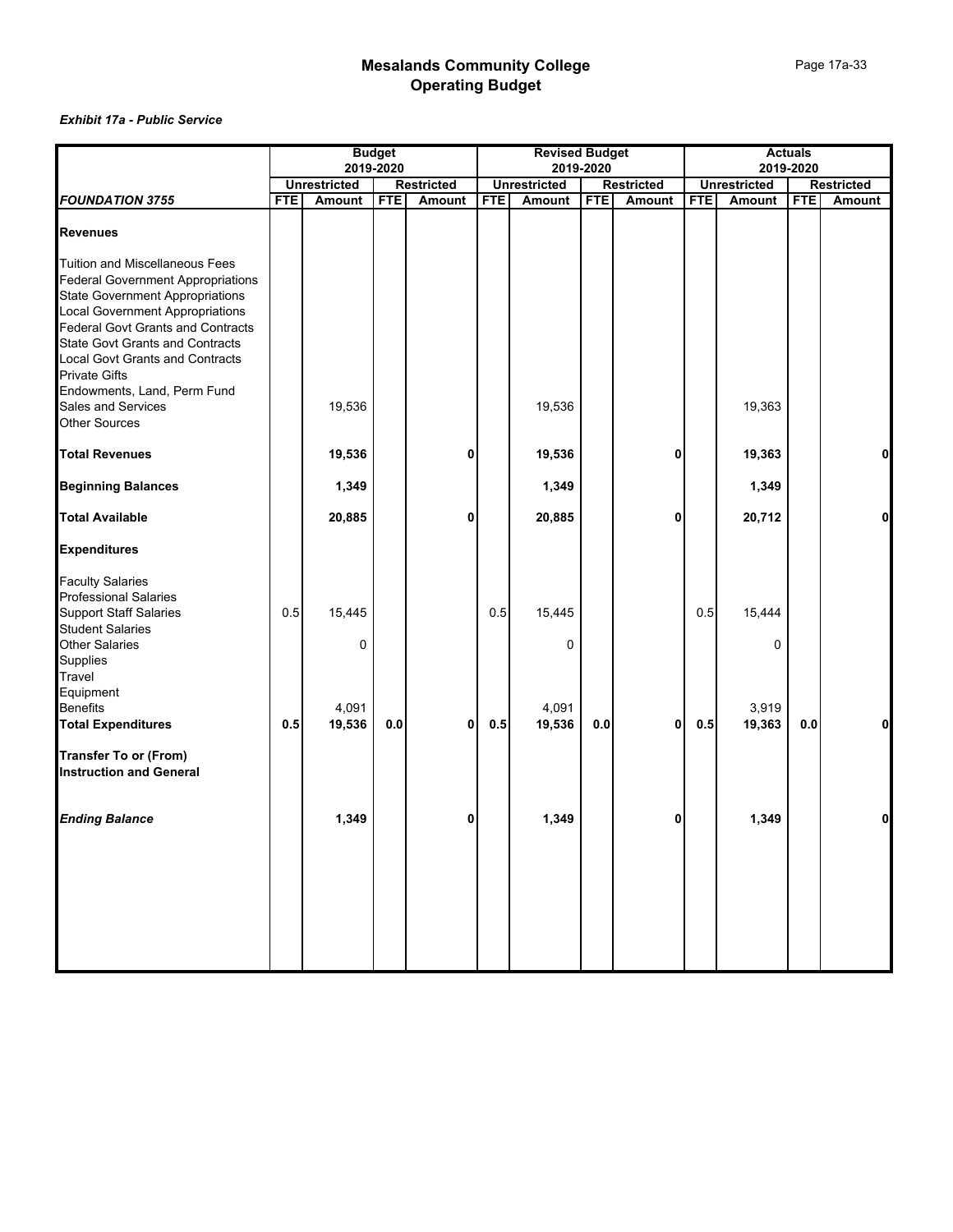# Mesalands Community College
# Operating Budget

***Exhibit 17a - Public Service***

| | Budget 2019-2020 | | | | Revised Budget 2019-2020 | | | | Actuals 2019-2020 | | | |
|---|---|---|---|---|---|---|---|---|---|---|---|---|
| | Unrestricted | | Restricted | | Unrestricted | | Restricted | | Unrestricted | | Restricted | |
| ***FOUNDATION 3755*** | **FTE** | **Amount** | **FTE** | **Amount** | **FTE** | **Amount** | **FTE** | **Amount** | **FTE** | **Amount** | **FTE** | **Amount** |
| **Revenues** | | | | | | | | | | | | |
| Tuition and Miscellaneous Fees | | | | | | | | | | | | |
| Federal Government Appropriations | | | | | | | | | | | | |
| State Government Appropriations | | | | | | | | | | | | |
| Local Government Appropriations | | | | | | | | | | | | |
| Federal Govt Grants and Contracts | | | | | | | | | | | | |
| State Govt Grants and Contracts | | | | | | | | | | | | |
| Local Govt Grants and Contracts | | | | | | | | | | | | |
| Private Gifts | | | | | | | | | | | | |
| Endowments, Land, Perm Fund | | | | | | | | | | | | |
| Sales and Services | | 19,536 | | | | 19,536 | | | | 19,363 | | |
| Other Sources | | | | | | | | | | | | |
| **Total Revenues** | | **19,536** | | **0** | | **19,536** | | **0** | | **19,363** | | **0** |
| **Beginning Balances** | | **1,349** | | | | **1,349** | | | | **1,349** | | |
| **Total Available** | | **20,885** | | **0** | | **20,885** | | **0** | | **20,712** | | **0** |
| **Expenditures** | | | | | | | | | | | | |
| Faculty Salaries | | | | | | | | | | | | |
| Professional Salaries | | | | | | | | | | | | |
| Support Staff Salaries | 0.5 | 15,445 | | | 0.5 | 15,445 | | | 0.5 | 15,444 | | |
| Student Salaries | | | | | | | | | | | | |
| Other Salaries | | 0 | | | | 0 | | | | 0 | | |
| Supplies | | | | | | | | | | | | |
| Travel | | | | | | | | | | | | |
| Equipment | | | | | | | | | | | | |
| Benefits | | 4,091 | | | | 4,091 | | | | 3,919 | | |
| **Total Expenditures** | **0.5** | **19,536** | **0.0** | **0** | **0.5** | **19,536** | **0.0** | **0** | **0.5** | **19,363** | **0.0** | **0** |
| **Transfer To or (From)** | | | | | | | | | | | | |
| **Instruction and General** | | | | | | | | | | | | |
| ***Ending Balance*** | | **1,349** | | **0** | | **1,349** | | **0** | | **1,349** | | **0** |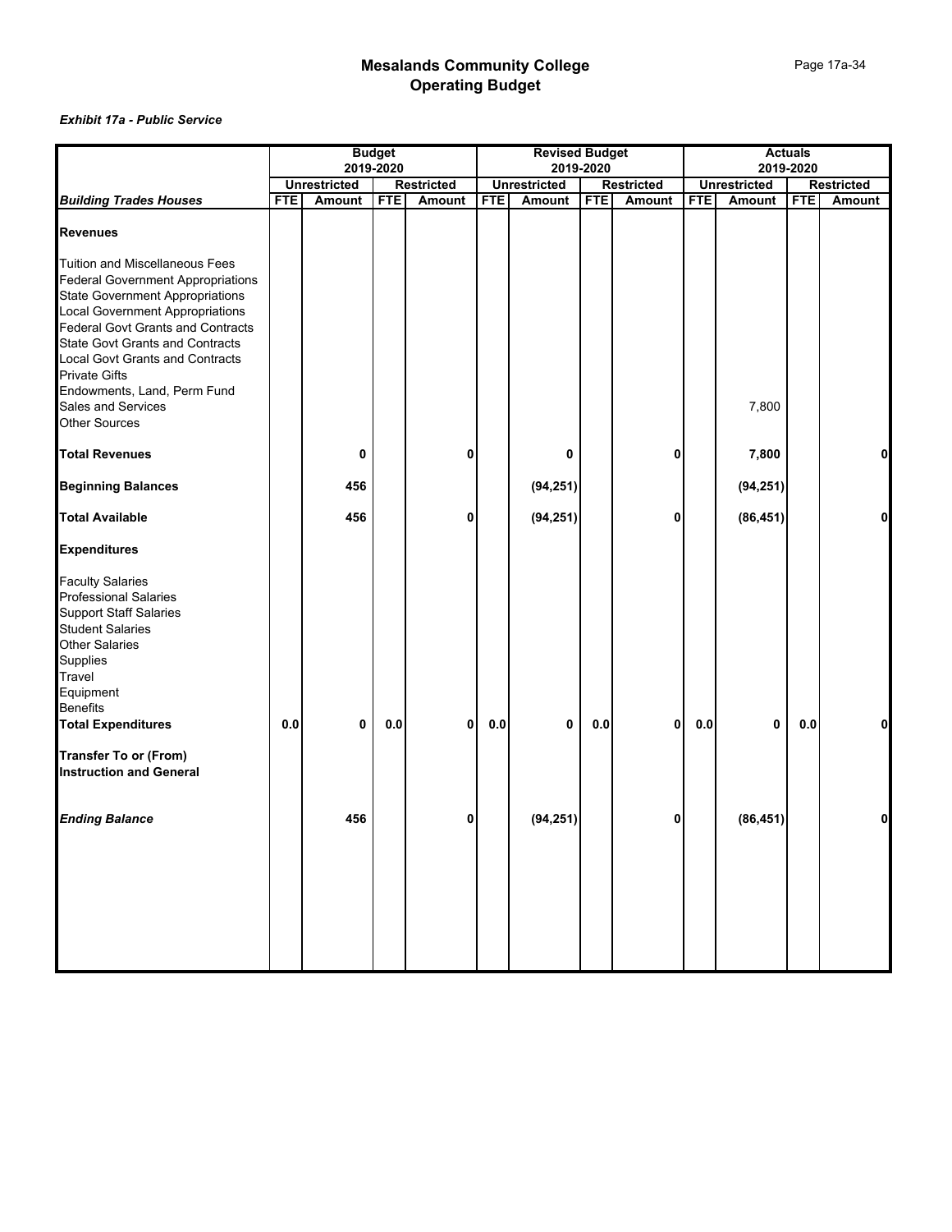# Mesalands Community College
# Operating Budget

***Exhibit 17a - Public Service***

| | Budget 2019-2020 | | | | Revised Budget 2019-2020 | | | | Actuals 2019-2020 | | | |
|---|---|---|---|---|---|---|---|---|---|---|---|---|
| | Unrestricted | | Restricted | | Unrestricted | | Restricted | | Unrestricted | | Restricted | |
| ***Building Trades Houses*** | FTE | Amount | FTE | Amount | FTE | Amount | FTE | Amount | FTE | Amount | FTE | Amount |
| **Revenues** | | | | | | | | | | | | |
| Tuition and Miscellaneous Fees | | | | | | | | | | | | |
| Federal Government Appropriations | | | | | | | | | | | | |
| State Government Appropriations | | | | | | | | | | | | |
| Local Government Appropriations | | | | | | | | | | | | |
| Federal Govt Grants and Contracts | | | | | | | | | | | | |
| State Govt Grants and Contracts | | | | | | | | | | | | |
| Local Govt Grants and Contracts | | | | | | | | | | | | |
| Private Gifts | | | | | | | | | | | | |
| Endowments, Land, Perm Fund | | | | | | | | | | | | |
| Sales and Services | | | | | | | | | | 7,800 | | |
| Other Sources | | | | | | | | | | | | |
| **Total Revenues** | | **0** | | **0** | | **0** | | **0** | | **7,800** | | **0** |
| **Beginning Balances** | | **456** | | | | **(94,251)** | | | | **(94,251)** | | |
| **Total Available** | | **456** | | **0** | | **(94,251)** | | **0** | | **(86,451)** | | **0** |
| **Expenditures** | | | | | | | | | | | | |
| Faculty Salaries | | | | | | | | | | | | |
| Professional Salaries | | | | | | | | | | | | |
| Support Staff Salaries | | | | | | | | | | | | |
| Student Salaries | | | | | | | | | | | | |
| Other Salaries | | | | | | | | | | | | |
| Supplies | | | | | | | | | | | | |
| Travel | | | | | | | | | | | | |
| Equipment | | | | | | | | | | | | |
| Benefits | | | | | | | | | | | | |
| **Total Expenditures** | **0.0** | **0** | **0.0** | **0** | **0.0** | **0** | **0.0** | **0** | **0.0** | **0** | **0.0** | **0** |
| **Transfer To or (From)** | | | | | | | | | | | | |
| **Instruction and General** | | | | | | | | | | | | |
| ***Ending Balance*** | | **456** | | **0** | | **(94,251)** | | **0** | | **(86,451)** | | **0** |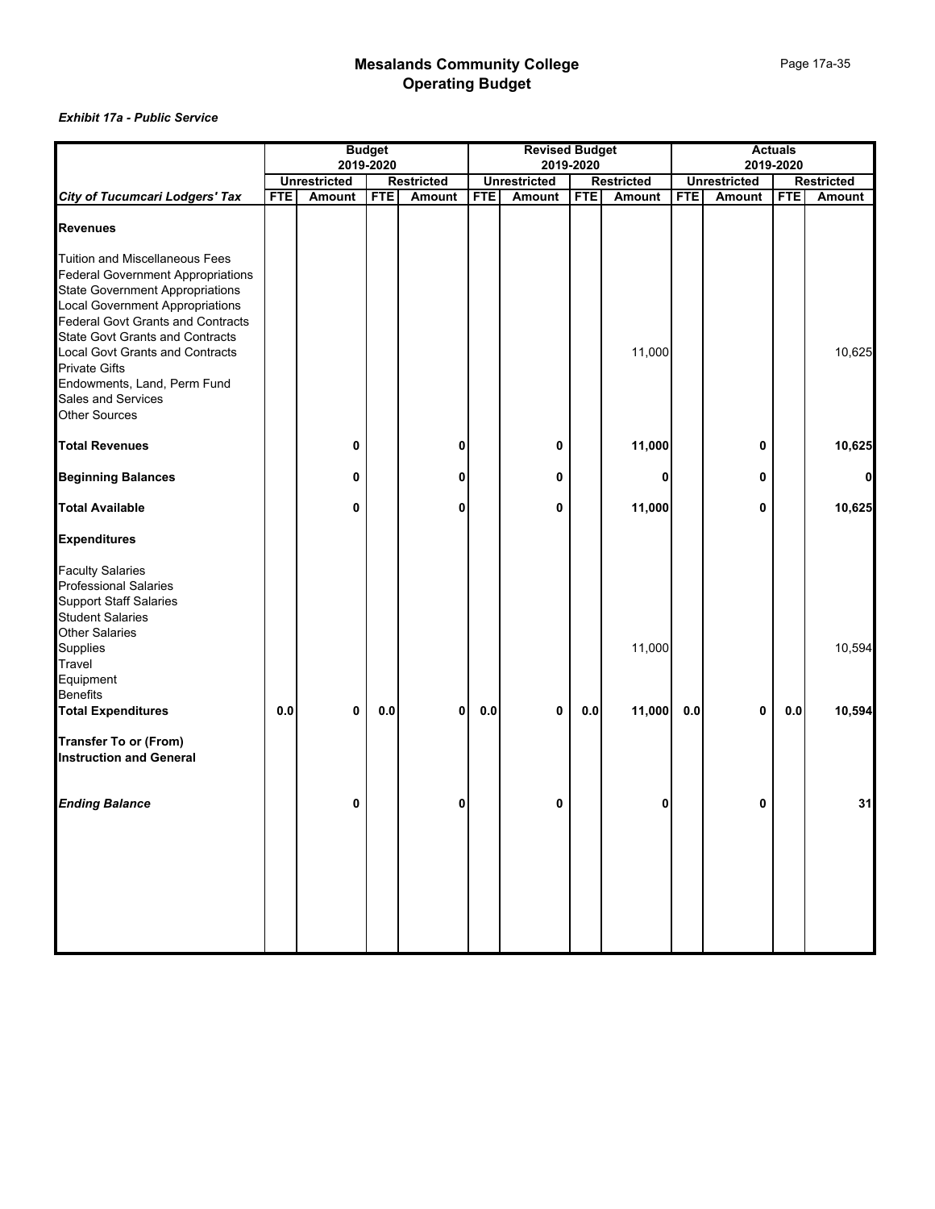# Mesalands Community College
# Operating Budget

*Exhibit 17a - Public Service*

| | Budget 2019-2020 | | | | Revised Budget 2019-2020 | | | | Actuals 2019-2020 | | | |
|---|---|---|---|---|---|---|---|---|---|---|---|---|
| | Unrestricted | | Restricted | | Unrestricted | | Restricted | | Unrestricted | | Restricted | |
| ***City of Tucumcari Lodgers' Tax*** | FTE | Amount | FTE | Amount | FTE | Amount | FTE | Amount | FTE | Amount | FTE | Amount |
| **Revenues** | | | | | | | | | | | | |
| Tuition and Miscellaneous Fees | | | | | | | | | | | | |
| Federal Government Appropriations | | | | | | | | | | | | |
| State Government Appropriations | | | | | | | | | | | | |
| Local Government Appropriations | | | | | | | | | | | | |
| Federal Govt Grants and Contracts | | | | | | | | | | | | |
| State Govt Grants and Contracts | | | | | | | | | | | | |
| Local Govt Grants and Contracts | | | | | | | | 11,000 | | | | 10,625 |
| Private Gifts | | | | | | | | | | | | |
| Endowments, Land, Perm Fund | | | | | | | | | | | | |
| Sales and Services | | | | | | | | | | | | |
| Other Sources | | | | | | | | | | | | |
| **Total Revenues** | | **0** | | **0** | | **0** | | **11,000** | | **0** | | **10,625** |
| **Beginning Balances** | | **0** | | **0** | | **0** | | **0** | | **0** | | **0** |
| **Total Available** | | **0** | | **0** | | **0** | | **11,000** | | **0** | | **10,625** |
| **Expenditures** | | | | | | | | | | | | |
| Faculty Salaries | | | | | | | | | | | | |
| Professional Salaries | | | | | | | | | | | | |
| Support Staff Salaries | | | | | | | | | | | | |
| Student Salaries | | | | | | | | | | | | |
| Other Salaries | | | | | | | | | | | | |
| Supplies | | | | | | | | 11,000 | | | | 10,594 |
| Travel | | | | | | | | | | | | |
| Equipment | | | | | | | | | | | | |
| Benefits | | | | | | | | | | | | |
| **Total Expenditures** | **0.0** | **0** | **0.0** | **0** | **0.0** | **0** | **0.0** | **11,000** | **0.0** | **0** | **0.0** | **10,594** |
| **Transfer To or (From) Instruction and General** | | | | | | | | | | | | |
| ***Ending Balance*** | | **0** | | **0** | | **0** | | **0** | | **0** | | **31** |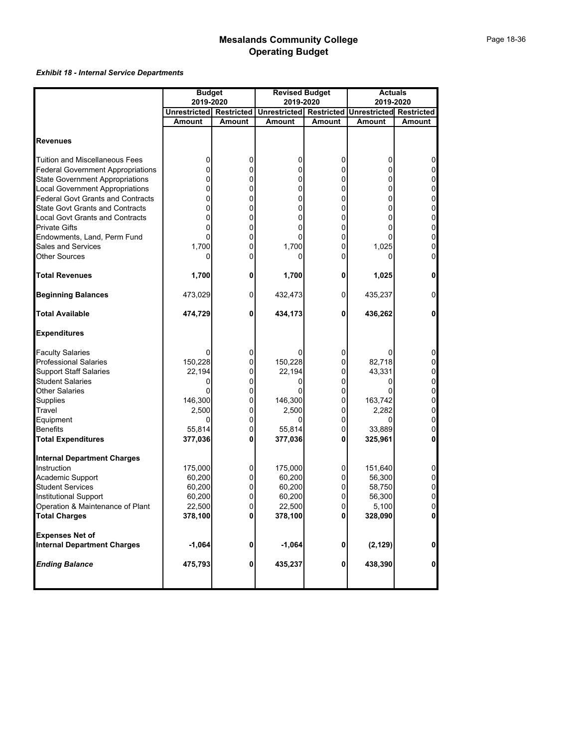# Mesalands Community College
# Operating Budget

***Exhibit 18 - Internal Service Departments***

| | Budget 2019-2020 | | Revised Budget 2019-2020 | | Actuals 2019-2020 | |
|---|---|---|---|---|---|---|
| | Unrestricted | Restricted | Unrestricted | Restricted | Unrestricted | Restricted |
| | Amount | Amount | Amount | Amount | Amount | Amount |
| **Revenues** | | | | | | |
| Tuition and Miscellaneous Fees | 0 | 0 | 0 | 0 | 0 | 0 |
| Federal Government Appropriations | 0 | 0 | 0 | 0 | 0 | 0 |
| State Government Appropriations | 0 | 0 | 0 | 0 | 0 | 0 |
| Local Government Appropriations | 0 | 0 | 0 | 0 | 0 | 0 |
| Federal Govt Grants and Contracts | 0 | 0 | 0 | 0 | 0 | 0 |
| State Govt Grants and Contracts | 0 | 0 | 0 | 0 | 0 | 0 |
| Local Govt Grants and Contracts | 0 | 0 | 0 | 0 | 0 | 0 |
| Private Gifts | 0 | 0 | 0 | 0 | 0 | 0 |
| Endowments, Land, Perm Fund | 0 | 0 | 0 | 0 | 0 | 0 |
| Sales and Services | 1,700 | 0 | 1,700 | 0 | 1,025 | 0 |
| Other Sources | 0 | 0 | 0 | 0 | 0 | 0 |
| **Total Revenues** | **1,700** | **0** | **1,700** | **0** | **1,025** | **0** |
| **Beginning Balances** | 473,029 | 0 | 432,473 | 0 | 435,237 | 0 |
| **Total Available** | **474,729** | **0** | **434,173** | **0** | **436,262** | **0** |
| **Expenditures** | | | | | | |
| Faculty Salaries | 0 | 0 | 0 | 0 | 0 | 0 |
| Professional Salaries | 150,228 | 0 | 150,228 | 0 | 82,718 | 0 |
| Support Staff Salaries | 22,194 | 0 | 22,194 | 0 | 43,331 | 0 |
| Student Salaries | 0 | 0 | 0 | 0 | 0 | 0 |
| Other Salaries | 0 | 0 | 0 | 0 | 0 | 0 |
| Supplies | 146,300 | 0 | 146,300 | 0 | 163,742 | 0 |
| Travel | 2,500 | 0 | 2,500 | 0 | 2,282 | 0 |
| Equipment | 0 | 0 | 0 | 0 | 0 | 0 |
| Benefits | 55,814 | 0 | 55,814 | 0 | 33,889 | 0 |
| **Total Expenditures** | **377,036** | **0** | **377,036** | **0** | **325,961** | **0** |
| **Internal Department Charges** | | | | | | |
| Instruction | 175,000 | 0 | 175,000 | 0 | 151,640 | 0 |
| Academic Support | 60,200 | 0 | 60,200 | 0 | 56,300 | 0 |
| Student Services | 60,200 | 0 | 60,200 | 0 | 58,750 | 0 |
| Institutional Support | 60,200 | 0 | 60,200 | 0 | 56,300 | 0 |
| Operation & Maintenance of Plant | 22,500 | 0 | 22,500 | 0 | 5,100 | 0 |
| **Total Charges** | **378,100** | **0** | **378,100** | **0** | **328,090** | **0** |
| **Expenses Net of Internal Department Charges** | **-1,064** | **0** | **-1,064** | **0** | **(2,129)** | **0** |
| ***Ending Balance*** | **475,793** | **0** | **435,237** | **0** | **438,390** | **0** |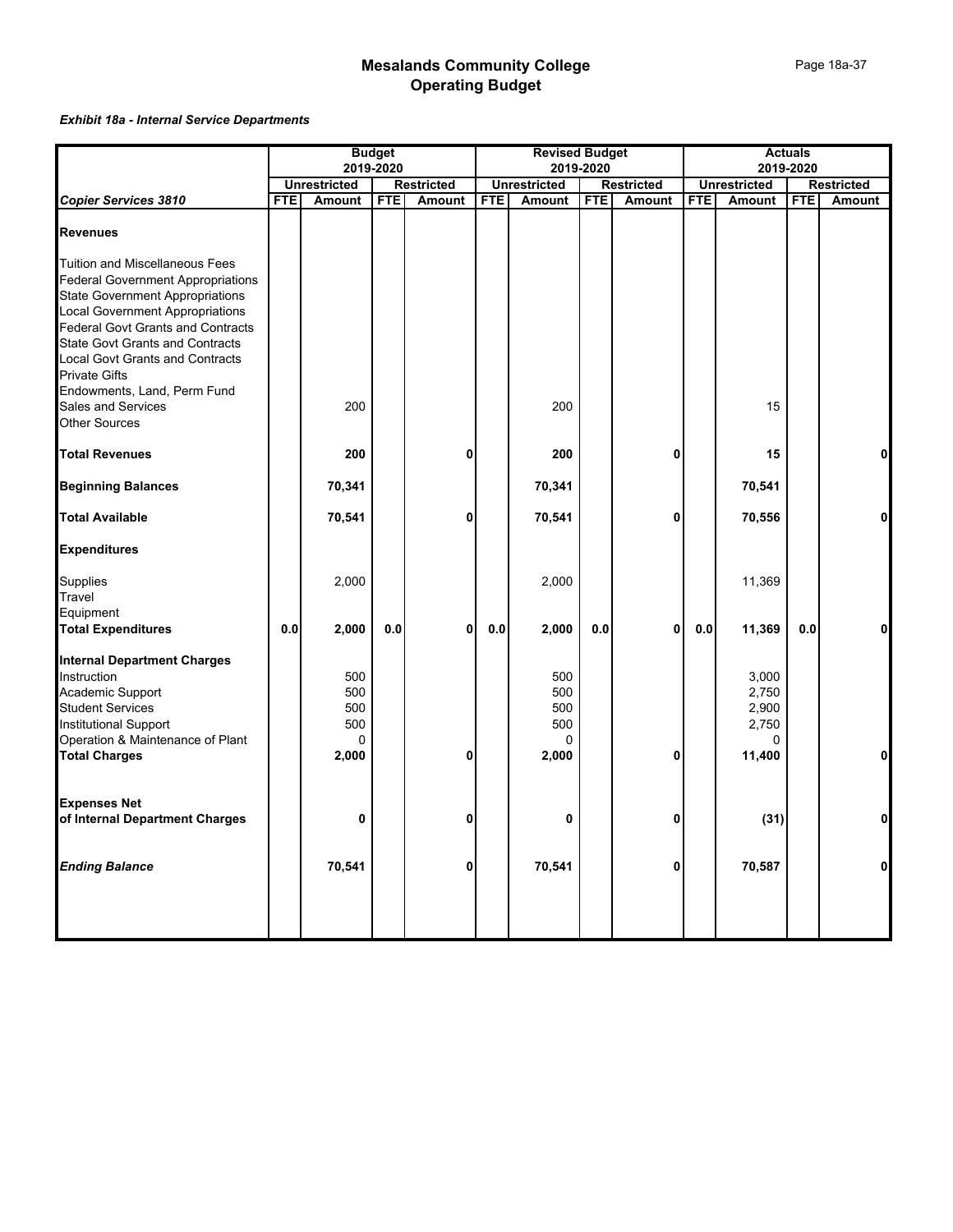# Mesalands Community College
# Operating Budget

***Exhibit 18a - Internal Service Departments***

| | Budget 2019-2020 | | | | Revised Budget 2019-2020 | | | | Actuals 2019-2020 | | | |
|---|---|---|---|---|---|---|---|---|---|---|---|---|
| | Unrestricted | | Restricted | | Unrestricted | | Restricted | | Unrestricted | | Restricted | |
| ***Copier Services 3810*** | FTE | Amount | FTE | Amount | FTE | Amount | FTE | Amount | FTE | Amount | FTE | Amount |
| **Revenues** | | | | | | | | | | | | |
| Tuition and Miscellaneous Fees | | | | | | | | | | | | |
| Federal Government Appropriations | | | | | | | | | | | | |
| State Government Appropriations | | | | | | | | | | | | |
| Local Government Appropriations | | | | | | | | | | | | |
| Federal Govt Grants and Contracts | | | | | | | | | | | | |
| State Govt Grants and Contracts | | | | | | | | | | | | |
| Local Govt Grants and Contracts | | | | | | | | | | | | |
| Private Gifts | | | | | | | | | | | | |
| Endowments, Land, Perm Fund | | | | | | | | | | | | |
| Sales and Services | | 200 | | | | 200 | | | | 15 | | |
| Other Sources | | | | | | | | | | | | |
| **Total Revenues** | | **200** | | **0** | | **200** | | **0** | | **15** | | **0** |
| **Beginning Balances** | | **70,341** | | | | **70,341** | | | | **70,541** | | |
| **Total Available** | | **70,541** | | **0** | | **70,541** | | **0** | | **70,556** | | **0** |
| **Expenditures** | | | | | | | | | | | | |
| Supplies | | 2,000 | | | | 2,000 | | | | 11,369 | | |
| Travel | | | | | | | | | | | | |
| Equipment | | | | | | | | | | | | |
| **Total Expenditures** | **0.0** | **2,000** | **0.0** | **0** | **0.0** | **2,000** | **0.0** | **0** | **0.0** | **11,369** | **0.0** | **0** |
| **Internal Department Charges** | | | | | | | | | | | | |
| Instruction | | 500 | | | | 500 | | | | 3,000 | | |
| Academic Support | | 500 | | | | 500 | | | | 2,750 | | |
| Student Services | | 500 | | | | 500 | | | | 2,900 | | |
| Institutional Support | | 500 | | | | 500 | | | | 2,750 | | |
| Operation & Maintenance of Plant | | 0 | | | | 0 | | | | 0 | | |
| **Total Charges** | | **2,000** | | **0** | | **2,000** | | **0** | | **11,400** | | **0** |
| **Expenses Net of Internal Department Charges** | | **0** | | **0** | | **0** | | **0** | | **(31)** | | **0** |
| ***Ending Balance*** | | **70,541** | | **0** | | **70,541** | | **0** | | **70,587** | | **0** |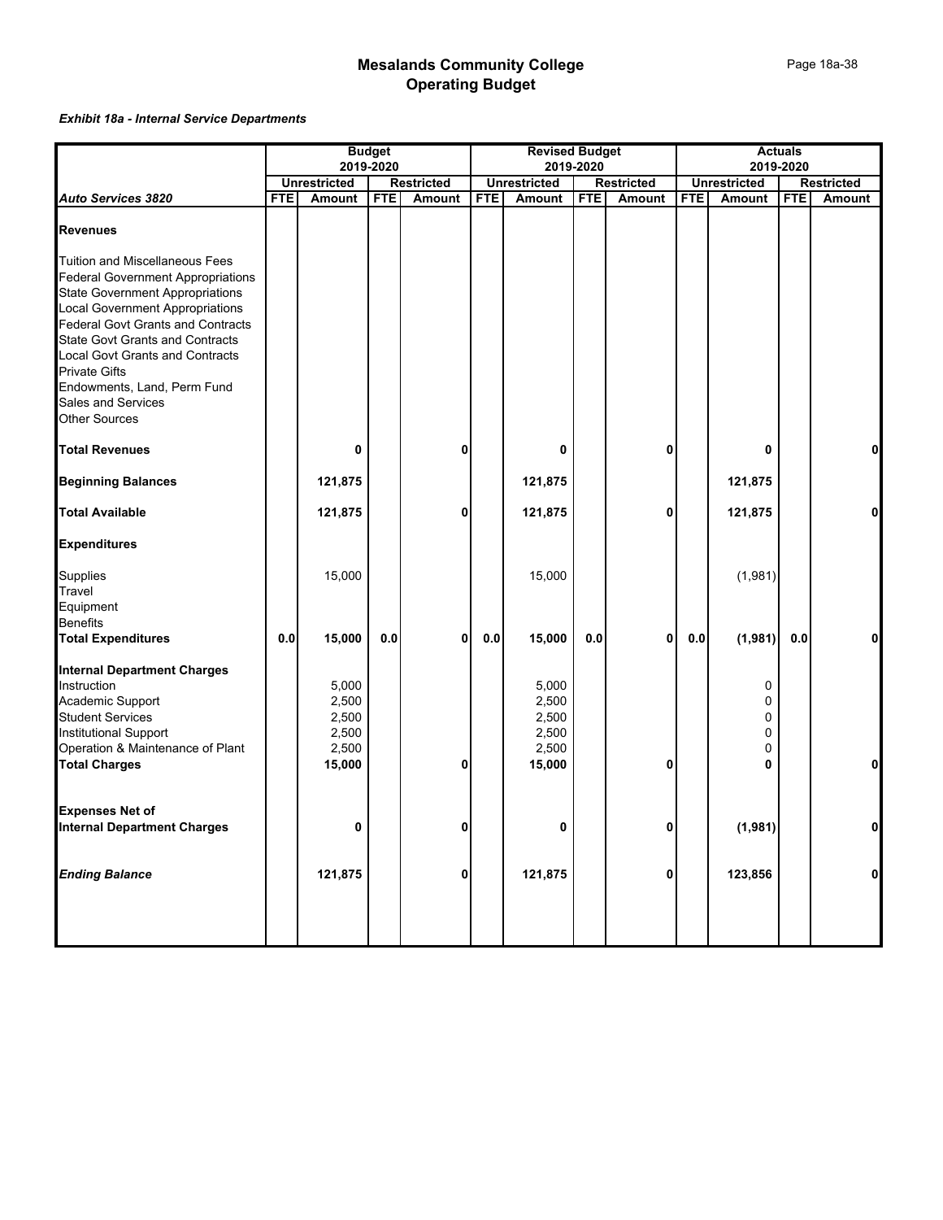# Mesalands Community College
## Operating Budget

***Exhibit 18a - Internal Service Departments***

| | Budget 2019-2020 | | | | Revised Budget 2019-2020 | | | | Actuals 2019-2020 | | | |
|---|---|---|---|---|---|---|---|---|---|---|---|---|
| | Unrestricted | | Restricted | | Unrestricted | | Restricted | | Unrestricted | | Restricted | |
| ***Auto Services 3820*** | **FTE** | **Amount** | **FTE** | **Amount** | **FTE** | **Amount** | **FTE** | **Amount** | **FTE** | **Amount** | **FTE** | **Amount** |
| **Revenues** | | | | | | | | | | | | |
| Tuition and Miscellaneous Fees | | | | | | | | | | | | |
| Federal Government Appropriations | | | | | | | | | | | | |
| State Government Appropriations | | | | | | | | | | | | |
| Local Government Appropriations | | | | | | | | | | | | |
| Federal Govt Grants and Contracts | | | | | | | | | | | | |
| State Govt Grants and Contracts | | | | | | | | | | | | |
| Local Govt Grants and Contracts | | | | | | | | | | | | |
| Private Gifts | | | | | | | | | | | | |
| Endowments, Land, Perm Fund | | | | | | | | | | | | |
| Sales and Services | | | | | | | | | | | | |
| Other Sources | | | | | | | | | | | | |
| **Total Revenues** | | **0** | | **0** | | **0** | | **0** | | **0** | | **0** |
| **Beginning Balances** | | **121,875** | | | | **121,875** | | | | **121,875** | | |
| **Total Available** | | **121,875** | | **0** | | **121,875** | | **0** | | **121,875** | | **0** |
| **Expenditures** | | | | | | | | | | | | |
| Supplies | | 15,000 | | | | 15,000 | | | | (1,981) | | |
| Travel | | | | | | | | | | | | |
| Equipment | | | | | | | | | | | | |
| Benefits | | | | | | | | | | | | |
| **Total Expenditures** | **0.0** | **15,000** | **0.0** | **0** | **0.0** | **15,000** | **0.0** | **0** | **0.0** | **(1,981)** | **0.0** | **0** |
| **Internal Department Charges** | | | | | | | | | | | | |
| Instruction | | 5,000 | | | | 5,000 | | | | 0 | | |
| Academic Support | | 2,500 | | | | 2,500 | | | | 0 | | |
| Student Services | | 2,500 | | | | 2,500 | | | | 0 | | |
| Institutional Support | | 2,500 | | | | 2,500 | | | | 0 | | |
| Operation & Maintenance of Plant | | 2,500 | | | | 2,500 | | | | 0 | | |
| **Total Charges** | | **15,000** | | **0** | | **15,000** | | **0** | | **0** | | **0** |
| **Expenses Net of Internal Department Charges** | | **0** | | **0** | | **0** | | **0** | | **(1,981)** | | **0** |
| ***Ending Balance*** | | **121,875** | | **0** | | **121,875** | | **0** | | **123,856** | | **0** |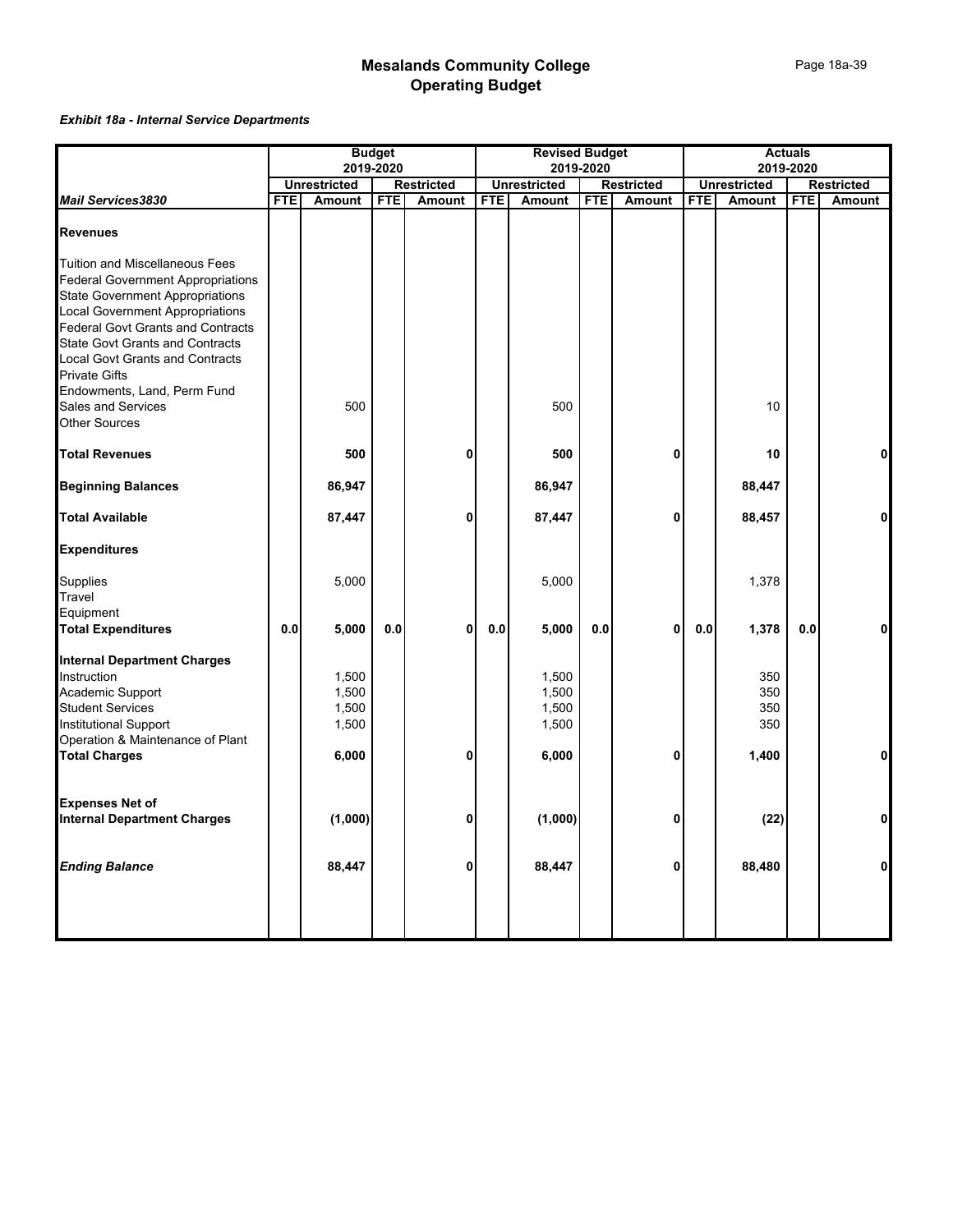# Mesalands Community College
## Operating Budget

***Exhibit 18a - Internal Service Departments***

| | Budget 2019-2020 | | | | Revised Budget 2019-2020 | | | | Actuals 2019-2020 | | | |
|---|---|---|---|---|---|---|---|---|---|---|---|---|
| | Unrestricted | | Restricted | | Unrestricted | | Restricted | | Unrestricted | | Restricted | |
| ***Mail Services3830*** | **FTE** | **Amount** | **FTE** | **Amount** | **FTE** | **Amount** | **FTE** | **Amount** | **FTE** | **Amount** | **FTE** | **Amount** |
| **Revenues** | | | | | | | | | | | | |
| Tuition and Miscellaneous Fees | | | | | | | | | | | | |
| Federal Government Appropriations | | | | | | | | | | | | |
| State Government Appropriations | | | | | | | | | | | | |
| Local Government Appropriations | | | | | | | | | | | | |
| Federal Govt Grants and Contracts | | | | | | | | | | | | |
| State Govt Grants and Contracts | | | | | | | | | | | | |
| Local Govt Grants and Contracts | | | | | | | | | | | | |
| Private Gifts | | | | | | | | | | | | |
| Endowments, Land, Perm Fund | | | | | | | | | | | | |
| Sales and Services | | 500 | | | | 500 | | | | 10 | | |
| Other Sources | | | | | | | | | | | | |
| **Total Revenues** | | **500** | | **0** | | **500** | | **0** | | **10** | | **0** |
| **Beginning Balances** | | **86,947** | | | | **86,947** | | | | **88,447** | | |
| **Total Available** | | **87,447** | | **0** | | **87,447** | | **0** | | **88,457** | | **0** |
| **Expenditures** | | | | | | | | | | | | |
| Supplies | | 5,000 | | | | 5,000 | | | | 1,378 | | |
| Travel | | | | | | | | | | | | |
| Equipment | | | | | | | | | | | | |
| **Total Expenditures** | **0.0** | **5,000** | **0.0** | **0** | **0.0** | **5,000** | **0.0** | **0** | **0.0** | **1,378** | **0.0** | **0** |
| **Internal Department Charges** | | | | | | | | | | | | |
| Instruction | | 1,500 | | | | 1,500 | | | | 350 | | |
| Academic Support | | 1,500 | | | | 1,500 | | | | 350 | | |
| Student Services | | 1,500 | | | | 1,500 | | | | 350 | | |
| Institutional Support | | 1,500 | | | | 1,500 | | | | 350 | | |
| Operation & Maintenance of Plant | | | | | | | | | | | | |
| **Total Charges** | | **6,000** | | **0** | | **6,000** | | **0** | | **1,400** | | **0** |
| **Expenses Net of Internal Department Charges** | | **(1,000)** | | **0** | | **(1,000)** | | **0** | | **(22)** | | **0** |
| ***Ending Balance*** | | **88,447** | | **0** | | **88,447** | | **0** | | **88,480** | | **0** |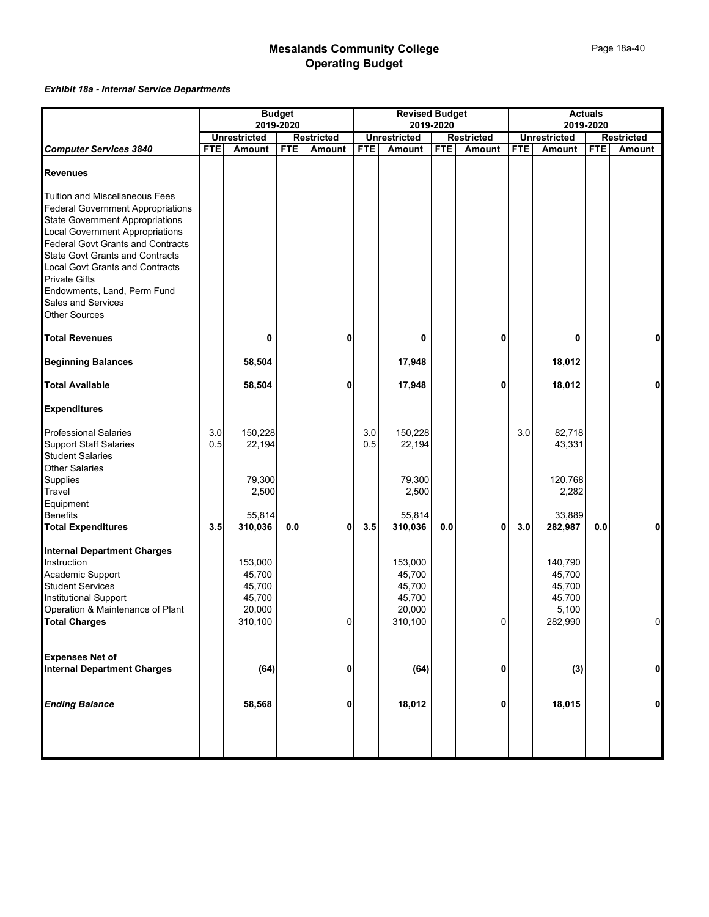# Mesalands Community College
# Operating Budget

***Exhibit 18a - Internal Service Departments***

| | Budget 2019-2020 | | | | Revised Budget 2019-2020 | | | | Actuals 2019-2020 | | | |
|---|---|---|---|---|---|---|---|---|---|---|---|---|
| | Unrestricted | | Restricted | | Unrestricted | | Restricted | | Unrestricted | | Restricted | |
| ***Computer Services 3840*** | **FTE** | **Amount** | **FTE** | **Amount** | **FTE** | **Amount** | **FTE** | **Amount** | **FTE** | **Amount** | **FTE** | **Amount** |
| **Revenues** | | | | | | | | | | | | |
| Tuition and Miscellaneous Fees | | | | | | | | | | | | |
| Federal Government Appropriations | | | | | | | | | | | | |
| State Government Appropriations | | | | | | | | | | | | |
| Local Government Appropriations | | | | | | | | | | | | |
| Federal Govt Grants and Contracts | | | | | | | | | | | | |
| State Govt Grants and Contracts | | | | | | | | | | | | |
| Local Govt Grants and Contracts | | | | | | | | | | | | |
| Private Gifts | | | | | | | | | | | | |
| Endowments, Land, Perm Fund | | | | | | | | | | | | |
| Sales and Services | | | | | | | | | | | | |
| Other Sources | | | | | | | | | | | | |
| **Total Revenues** | | **0** | | **0** | | **0** | | **0** | | **0** | | **0** |
| **Beginning Balances** | | **58,504** | | | | **17,948** | | | | **18,012** | | |
| **Total Available** | | **58,504** | | **0** | | **17,948** | | **0** | | **18,012** | | **0** |
| **Expenditures** | | | | | | | | | | | | |
| Professional Salaries | 3.0 | 150,228 | | | 3.0 | 150,228 | | | 3.0 | 82,718 | | |
| Support Staff Salaries | 0.5 | 22,194 | | | 0.5 | 22,194 | | | | 43,331 | | |
| Student Salaries | | | | | | | | | | | | |
| Other Salaries | | | | | | | | | | | | |
| Supplies | | 79,300 | | | | 79,300 | | | | 120,768 | | |
| Travel | | 2,500 | | | | 2,500 | | | | 2,282 | | |
| Equipment | | | | | | | | | | | | |
| Benefits | | 55,814 | | | | 55,814 | | | | 33,889 | | |
| **Total Expenditures** | **3.5** | **310,036** | **0.0** | **0** | **3.5** | **310,036** | **0.0** | **0** | **3.0** | **282,987** | **0.0** | **0** |
| **Internal Department Charges** | | | | | | | | | | | | |
| Instruction | | 153,000 | | | | 153,000 | | | | 140,790 | | |
| Academic Support | | 45,700 | | | | 45,700 | | | | 45,700 | | |
| Student Services | | 45,700 | | | | 45,700 | | | | 45,700 | | |
| Institutional Support | | 45,700 | | | | 45,700 | | | | 45,700 | | |
| Operation & Maintenance of Plant | | 20,000 | | | | 20,000 | | | | 5,100 | | |
| **Total Charges** | | 310,100 | | 0 | | 310,100 | | 0 | | 282,990 | | 0 |
| **Expenses Net of Internal Department Charges** | | **(64)** | | **0** | | **(64)** | | **0** | | **(3)** | | **0** |
| ***Ending Balance*** | | **58,568** | | **0** | | **18,012** | | **0** | | **18,015** | | **0** |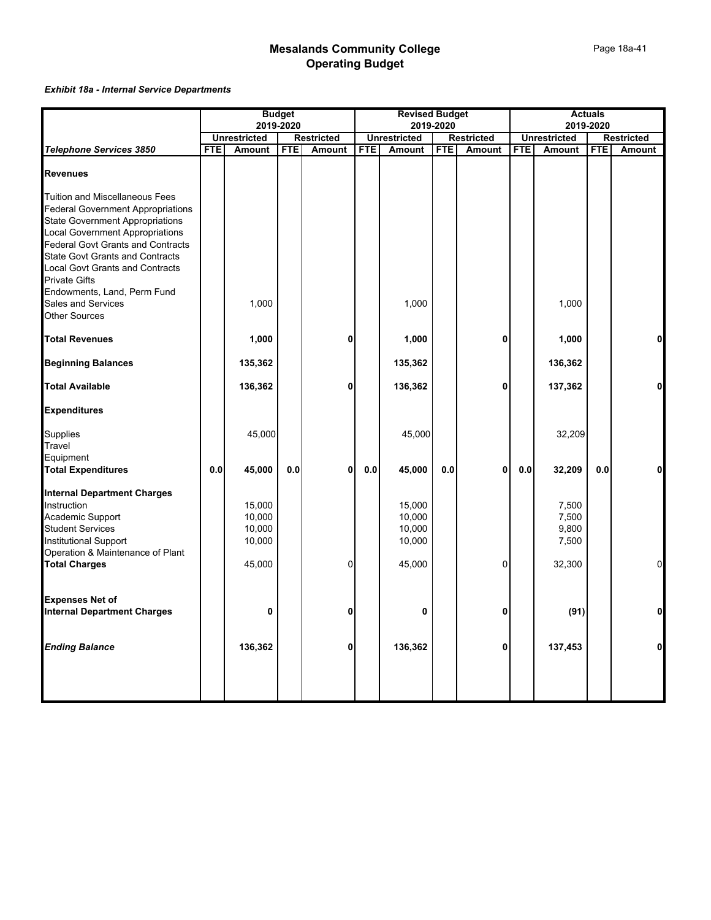# Mesalands Community College
# Operating Budget

***Exhibit 18a - Internal Service Departments***

| | Budget 2019-2020 | | | | Revised Budget 2019-2020 | | | | Actuals 2019-2020 | | | |
|---|---|---|---|---|---|---|---|---|---|---|---|---|
| | Unrestricted | | Restricted | | Unrestricted | | Restricted | | Unrestricted | | Restricted | |
| ***Telephone Services 3850*** | **FTE** | **Amount** | **FTE** | **Amount** | **FTE** | **Amount** | **FTE** | **Amount** | **FTE** | **Amount** | **FTE** | **Amount** |
| **Revenues** | | | | | | | | | | | | |
| Tuition and Miscellaneous Fees | | | | | | | | | | | | |
| Federal Government Appropriations | | | | | | | | | | | | |
| State Government Appropriations | | | | | | | | | | | | |
| Local Government Appropriations | | | | | | | | | | | | |
| Federal Govt Grants and Contracts | | | | | | | | | | | | |
| State Govt Grants and Contracts | | | | | | | | | | | | |
| Local Govt Grants and Contracts | | | | | | | | | | | | |
| Private Gifts | | | | | | | | | | | | |
| Endowments, Land, Perm Fund | | | | | | | | | | | | |
| Sales and Services | | 1,000 | | | | 1,000 | | | | 1,000 | | |
| Other Sources | | | | | | | | | | | | |
| **Total Revenues** | | **1,000** | | **0** | | **1,000** | | **0** | | **1,000** | | **0** |
| **Beginning Balances** | | **135,362** | | | | **135,362** | | | | **136,362** | | |
| **Total Available** | | **136,362** | | **0** | | **136,362** | | **0** | | **137,362** | | **0** |
| **Expenditures** | | | | | | | | | | | | |
| Supplies | | 45,000 | | | | 45,000 | | | | 32,209 | | |
| Travel | | | | | | | | | | | | |
| Equipment | | | | | | | | | | | | |
| **Total Expenditures** | **0.0** | **45,000** | **0.0** | **0** | **0.0** | **45,000** | **0.0** | **0** | **0.0** | **32,209** | **0.0** | **0** |
| **Internal Department Charges** | | | | | | | | | | | | |
| Instruction | | 15,000 | | | | 15,000 | | | | 7,500 | | |
| Academic Support | | 10,000 | | | | 10,000 | | | | 7,500 | | |
| Student Services | | 10,000 | | | | 10,000 | | | | 9,800 | | |
| Institutional Support | | 10,000 | | | | 10,000 | | | | 7,500 | | |
| Operation & Maintenance of Plant | | | | | | | | | | | | |
| **Total Charges** | | 45,000 | | 0 | | 45,000 | | 0 | | 32,300 | | 0 |
| **Expenses Net of Internal Department Charges** | | **0** | | **0** | | **0** | | **0** | | **(91)** | | **0** |
| ***Ending Balance*** | | **136,362** | | **0** | | **136,362** | | **0** | | **137,453** | | **0** |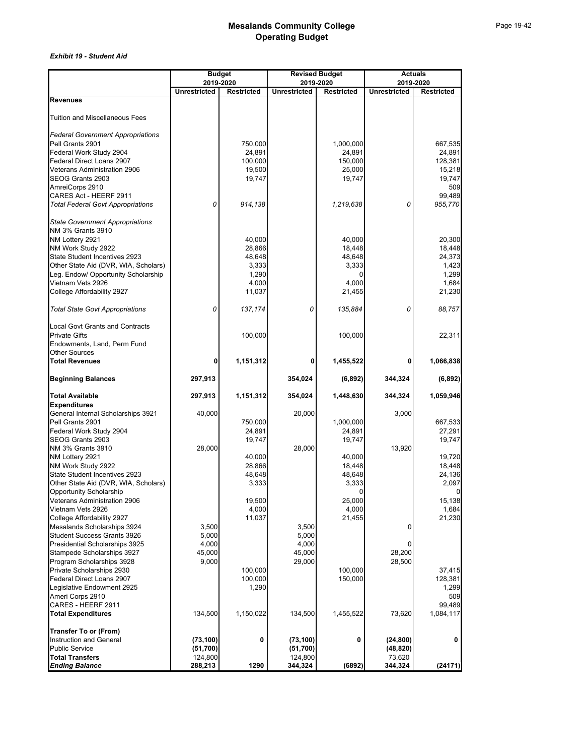# Mesalands Community College
# Operating Budget

*Exhibit 19 - Student Aid*

| | Budget 2019-2020 | | Revised Budget 2019-2020 | | Actuals 2019-2020 | |
|---|---|---|---|---|---|---|
| | Unrestricted | Restricted | Unrestricted | Restricted | Unrestricted | Restricted |
| **Revenues** | | | | | | |
| Tuition and Miscellaneous Fees | | | | | | |
| *Federal Government Appropriations* | | | | | | |
| Pell Grants 2901 | | 750,000 | | 1,000,000 | | 667,535 |
| Federal Work Study 2904 | | 24,891 | | 24,891 | | 24,891 |
| Federal Direct Loans 2907 | | 100,000 | | 150,000 | | 128,381 |
| Veterans Administration 2906 | | 19,500 | | 25,000 | | 15,218 |
| SEOG Grants 2903 | | 19,747 | | 19,747 | | 19,747 |
| AmreiCorps 2910 | | | | | | 509 |
| CARES Act - HEERF 2911 | | | | | | 99,489 |
| *Total Federal Govt Appropriations* | *0* | *914,138* | | *1,219,638* | *0* | *955,770* |
| *State Government Appropriations* | | | | | | |
| NM 3% Grants 3910 | | | | | | |
| NM Lottery 2921 | | 40,000 | | 40,000 | | 20,300 |
| NM Work Study 2922 | | 28,866 | | 18,448 | | 18,448 |
| State Student Incentives 2923 | | 48,648 | | 48,648 | | 24,373 |
| Other State Aid (DVR, WIA, Scholars) | | 3,333 | | 3,333 | | 1,423 |
| Leg. Endow/ Opportunity Scholarship | | 1,290 | | 0 | | 1,299 |
| Vietnam Vets 2926 | | 4,000 | | 4,000 | | 1,684 |
| College Affordability 2927 | | 11,037 | | 21,455 | | 21,230 |
| *Total State Govt Appropriations* | *0* | *137,174* | *0* | *135,884* | *0* | *88,757* |
| Local Govt Grants and Contracts | | | | | | |
| Private Gifts | | 100,000 | | 100,000 | | 22,311 |
| Endowments, Land, Perm Fund | | | | | | |
| Other Sources | | | | | | |
| **Total Revenues** | **0** | **1,151,312** | **0** | **1,455,522** | **0** | **1,066,838** |
| **Beginning Balances** | **297,913** | | **354,024** | **(6,892)** | **344,324** | **(6,892)** |
| **Total Available** | **297,913** | **1,151,312** | **354,024** | **1,448,630** | **344,324** | **1,059,946** |
| **Expenditures** | | | | | | |
| General Internal Scholarships 3921 | 40,000 | | 20,000 | | 3,000 | |
| Pell Grants 2901 | | 750,000 | | 1,000,000 | | 667,533 |
| Federal Work Study 2904 | | 24,891 | | 24,891 | | 27,291 |
| SEOG Grants 2903 | | 19,747 | | 19,747 | | 19,747 |
| NM 3% Grants 3910 | 28,000 | | 28,000 | | 13,920 | |
| NM Lottery 2921 | | 40,000 | | 40,000 | | 19,720 |
| NM Work Study 2922 | | 28,866 | | 18,448 | | 18,448 |
| State Student Incentives 2923 | | 48,648 | | 48,648 | | 24,136 |
| Other State Aid (DVR, WIA, Scholars) | | 3,333 | | 3,333 | | 2,097 |
| Opportunity Scholarship | | | | 0 | | 0 |
| Veterans Administration 2906 | | 19,500 | | 25,000 | | 15,138 |
| Vietnam Vets 2926 | | 4,000 | | 4,000 | | 1,684 |
| College Affordability 2927 | | 11,037 | | 21,455 | | 21,230 |
| Mesalands Scholarships 3924 | 3,500 | | 3,500 | | 0 | |
| Student Success Grants 3926 | 5,000 | | 5,000 | | | |
| Presidential Scholarships 3925 | 4,000 | | 4,000 | | 0 | |
| Stampede Scholarships 3927 | 45,000 | | 45,000 | | 28,200 | |
| Program Scholarships 3928 | 9,000 | | 29,000 | | 28,500 | |
| Private Scholarships 2930 | | 100,000 | | 100,000 | | 37,415 |
| Federal Direct Loans 2907 | | 100,000 | | 150,000 | | 128,381 |
| Legislative Endowment 2925 | | 1,290 | | | | 1,299 |
| Ameri Corps 2910 | | | | | | 509 |
| CARES - HEERF 2911 | | | | | | 99,489 |
| **Total Expenditures** | 134,500 | 1,150,022 | 134,500 | 1,455,522 | 73,620 | 1,084,117 |
| **Transfer To or (From)** | | | | | | |
| Instruction and General | **(73,100)** | **0** | **(73,100)** | **0** | **(24,800)** | **0** |
| Public Service | **(51,700)** | | **(51,700)** | | **(48,820)** | |
| **Total Transfers** | 124,800 | | 124,800 | | 73,620 | |
| ***Ending Balance*** | **288,213** | **1290** | **344,324** | **(6892)** | **344,324** | **(24171)** |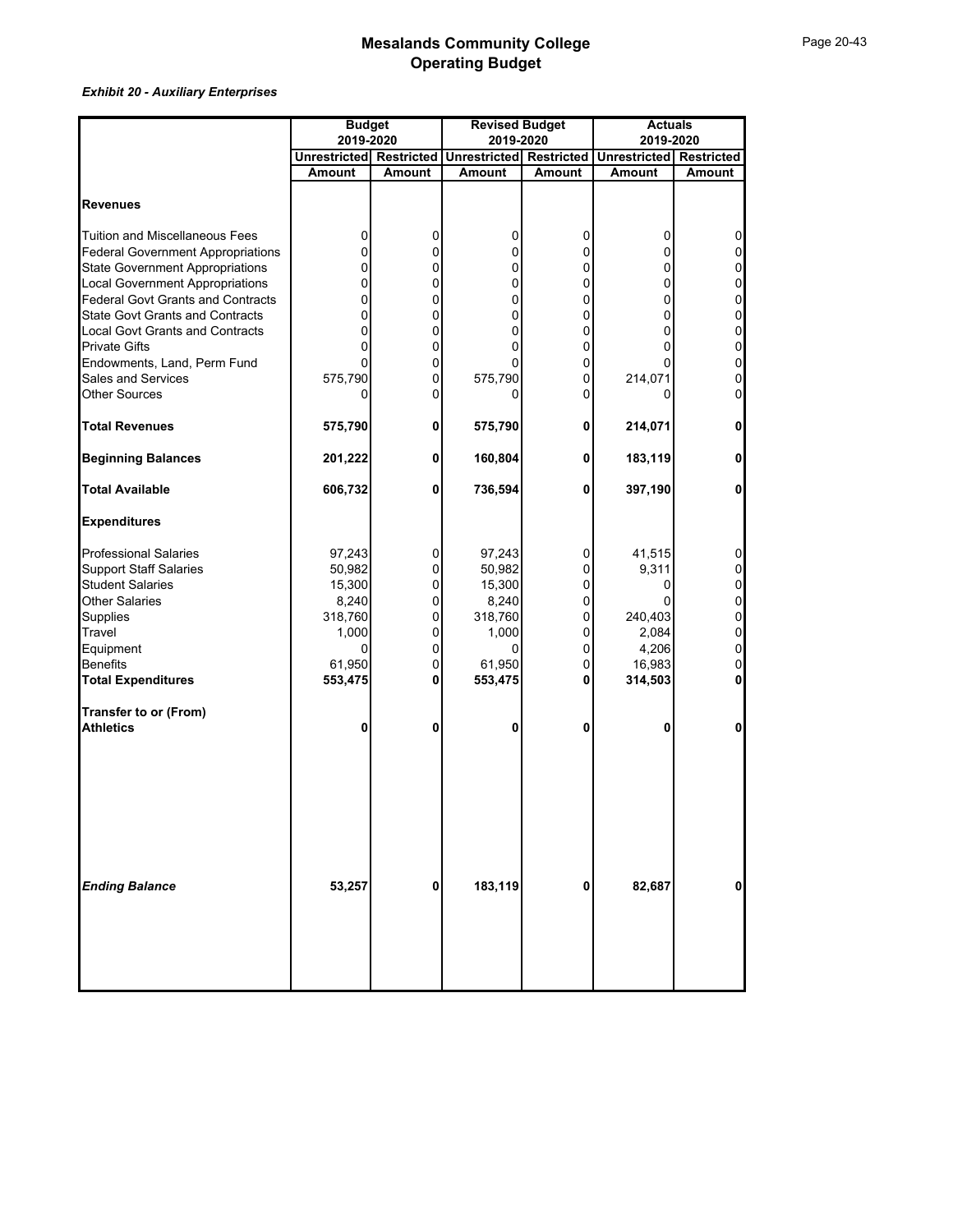# Mesalands Community College
## Operating Budget

***Exhibit 20 - Auxiliary Enterprises***

| | Budget 2019-2020 | | Revised Budget 2019-2020 | | Actuals 2019-2020 | |
|---|---|---|---|---|---|---|
| | Unrestricted | Restricted | Unrestricted | Restricted | Unrestricted | Restricted |
| | Amount | Amount | Amount | Amount | Amount | Amount |
| **Revenues** | | | | | | |
| Tuition and Miscellaneous Fees | 0 | 0 | 0 | 0 | 0 | 0 |
| Federal Government Appropriations | 0 | 0 | 0 | 0 | 0 | 0 |
| State Government Appropriations | 0 | 0 | 0 | 0 | 0 | 0 |
| Local Government Appropriations | 0 | 0 | 0 | 0 | 0 | 0 |
| Federal Govt Grants and Contracts | 0 | 0 | 0 | 0 | 0 | 0 |
| State Govt Grants and Contracts | 0 | 0 | 0 | 0 | 0 | 0 |
| Local Govt Grants and Contracts | 0 | 0 | 0 | 0 | 0 | 0 |
| Private Gifts | 0 | 0 | 0 | 0 | 0 | 0 |
| Endowments, Land, Perm Fund | 0 | 0 | 0 | 0 | 0 | 0 |
| Sales and Services | 575,790 | 0 | 575,790 | 0 | 214,071 | 0 |
| Other Sources | 0 | 0 | 0 | 0 | 0 | 0 |
| **Total Revenues** | **575,790** | **0** | **575,790** | **0** | **214,071** | **0** |
| **Beginning Balances** | **201,222** | **0** | **160,804** | **0** | **183,119** | **0** |
| **Total Available** | **606,732** | **0** | **736,594** | **0** | **397,190** | **0** |
| **Expenditures** | | | | | | |
| Professional Salaries | 97,243 | 0 | 97,243 | 0 | 41,515 | 0 |
| Support Staff Salaries | 50,982 | 0 | 50,982 | 0 | 9,311 | 0 |
| Student Salaries | 15,300 | 0 | 15,300 | 0 | 0 | 0 |
| Other Salaries | 8,240 | 0 | 8,240 | 0 | 0 | 0 |
| Supplies | 318,760 | 0 | 318,760 | 0 | 240,403 | 0 |
| Travel | 1,000 | 0 | 1,000 | 0 | 2,084 | 0 |
| Equipment | 0 | 0 | 0 | 0 | 4,206 | 0 |
| Benefits | 61,950 | 0 | 61,950 | 0 | 16,983 | 0 |
| **Total Expenditures** | **553,475** | **0** | **553,475** | **0** | **314,503** | **0** |
| **Transfer to or (From) Athletics** | **0** | **0** | **0** | **0** | **0** | **0** |
| ***Ending Balance*** | **53,257** | **0** | **183,119** | **0** | **82,687** | **0** |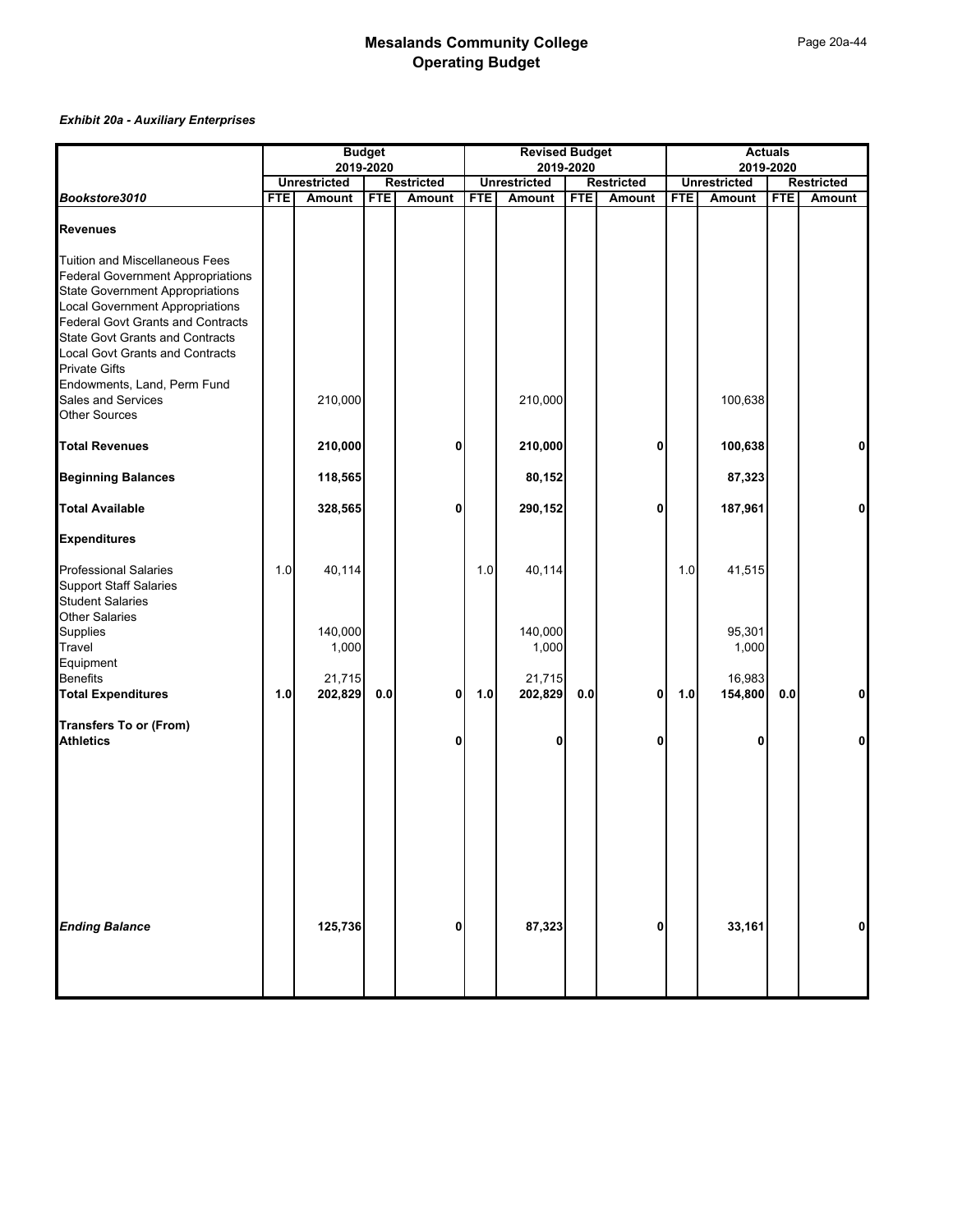# Mesalands Community College
# Operating Budget

*Exhibit 20a - Auxiliary Enterprises*

| | Budget 2019-2020 | | | | Revised Budget 2019-2020 | | | | Actuals 2019-2020 | | | |
|---|---|---|---|---|---|---|---|---|---|---|---|---|
| | Unrestricted | | Restricted | | Unrestricted | | Restricted | | Unrestricted | | Restricted | |
| ***Bookstore3010*** | **FTE** | **Amount** | **FTE** | **Amount** | **FTE** | **Amount** | **FTE** | **Amount** | **FTE** | **Amount** | **FTE** | **Amount** |
| **Revenues** | | | | | | | | | | | | |
| Tuition and Miscellaneous Fees | | | | | | | | | | | | |
| Federal Government Appropriations | | | | | | | | | | | | |
| State Government Appropriations | | | | | | | | | | | | |
| Local Government Appropriations | | | | | | | | | | | | |
| Federal Govt Grants and Contracts | | | | | | | | | | | | |
| State Govt Grants and Contracts | | | | | | | | | | | | |
| Local Govt Grants and Contracts | | | | | | | | | | | | |
| Private Gifts | | | | | | | | | | | | |
| Endowments, Land, Perm Fund | | | | | | | | | | | | |
| Sales and Services | | 210,000 | | | | 210,000 | | | | 100,638 | | |
| Other Sources | | | | | | | | | | | | |
| **Total Revenues** | | **210,000** | | **0** | | **210,000** | | **0** | | **100,638** | | **0** |
| **Beginning Balances** | | **118,565** | | | | **80,152** | | | | **87,323** | | |
| **Total Available** | | **328,565** | | **0** | | **290,152** | | **0** | | **187,961** | | **0** |
| **Expenditures** | | | | | | | | | | | | |
| Professional Salaries | 1.0 | 40,114 | | | 1.0 | 40,114 | | | 1.0 | 41,515 | | |
| Support Staff Salaries | | | | | | | | | | | | |
| Student Salaries | | | | | | | | | | | | |
| Other Salaries | | | | | | | | | | | | |
| Supplies | | 140,000 | | | | 140,000 | | | | 95,301 | | |
| Travel | | 1,000 | | | | 1,000 | | | | 1,000 | | |
| Equipment | | | | | | | | | | | | |
| Benefits | | 21,715 | | | | 21,715 | | | | 16,983 | | |
| **Total Expenditures** | **1.0** | **202,829** | **0.0** | **0** | **1.0** | **202,829** | **0.0** | **0** | **1.0** | **154,800** | **0.0** | **0** |
| **Transfers To or (From)** | | | | | | | | | | | | |
| **Athletics** | | | | **0** | | **0** | | **0** | | **0** | | **0** |
| ***Ending Balance*** | | **125,736** | | **0** | | **87,323** | | **0** | | **33,161** | | **0** |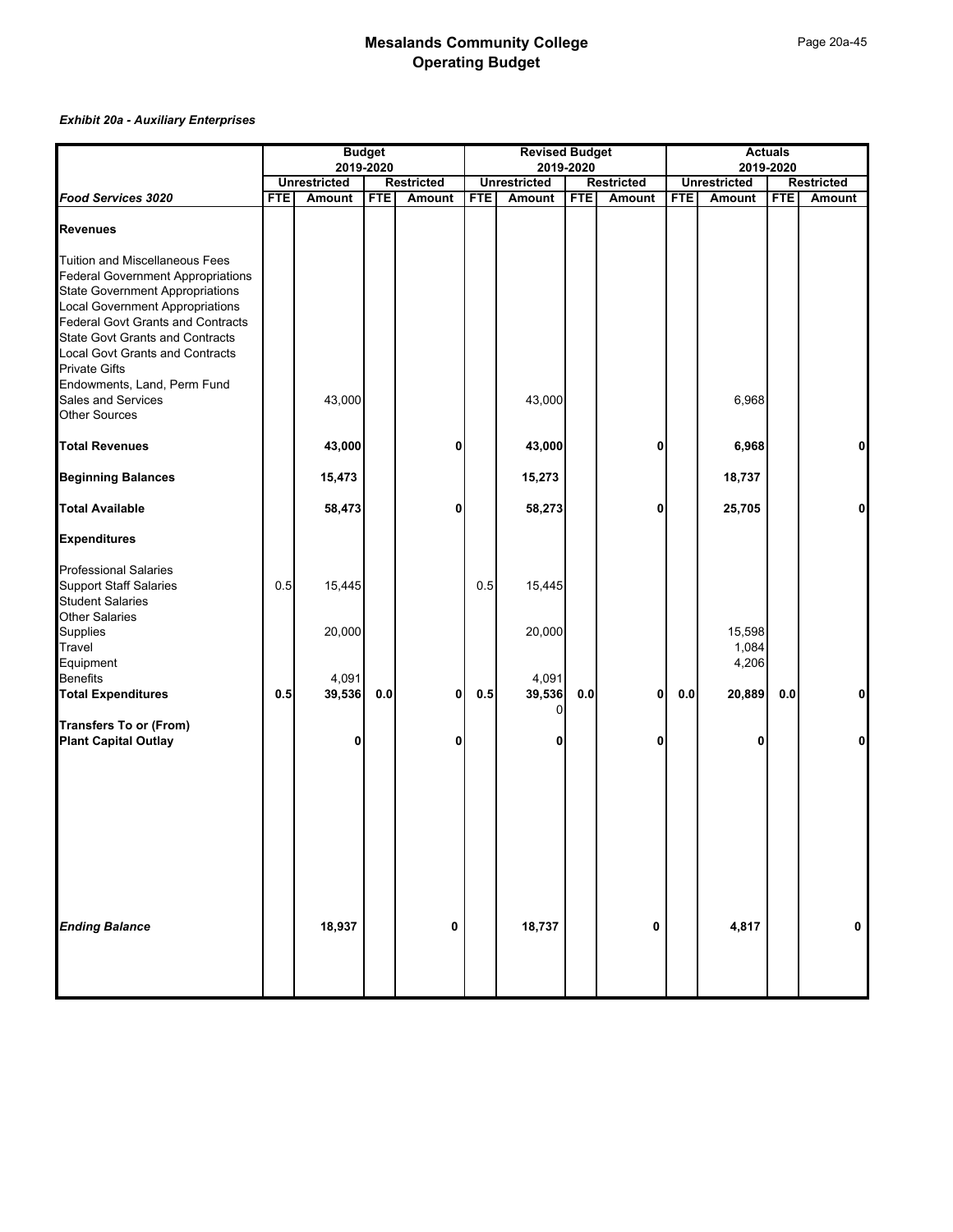# Mesalands Community College
## Operating Budget

***Exhibit 20a - Auxiliary Enterprises***

| | Budget 2019-2020 | | | | Revised Budget 2019-2020 | | | | Actuals 2019-2020 | | | |
|---|---|---|---|---|---|---|---|---|---|---|---|---|
| | Unrestricted | | Restricted | | Unrestricted | | Restricted | | Unrestricted | | Restricted | |
| ***Food Services 3020*** | **FTE** | **Amount** | **FTE** | **Amount** | **FTE** | **Amount** | **FTE** | **Amount** | **FTE** | **Amount** | **FTE** | **Amount** |
| **Revenues** | | | | | | | | | | | | |
| Tuition and Miscellaneous Fees | | | | | | | | | | | | |
| Federal Government Appropriations | | | | | | | | | | | | |
| State Government Appropriations | | | | | | | | | | | | |
| Local Government Appropriations | | | | | | | | | | | | |
| Federal Govt Grants and Contracts | | | | | | | | | | | | |
| State Govt Grants and Contracts | | | | | | | | | | | | |
| Local Govt Grants and Contracts | | | | | | | | | | | | |
| Private Gifts | | | | | | | | | | | | |
| Endowments, Land, Perm Fund | | | | | | | | | | | | |
| Sales and Services | | 43,000 | | | | 43,000 | | | | 6,968 | | |
| Other Sources | | | | | | | | | | | | |
| **Total Revenues** | | **43,000** | | **0** | | **43,000** | | **0** | | **6,968** | | **0** |
| **Beginning Balances** | | **15,473** | | | | **15,273** | | | | **18,737** | | |
| **Total Available** | | **58,473** | | **0** | | **58,273** | | **0** | | **25,705** | | **0** |
| **Expenditures** | | | | | | | | | | | | |
| Professional Salaries | | | | | | | | | | | | |
| Support Staff Salaries | 0.5 | 15,445 | | | 0.5 | 15,445 | | | | | | |
| Student Salaries | | | | | | | | | | | | |
| Other Salaries | | | | | | | | | | | | |
| Supplies | | 20,000 | | | | 20,000 | | | | 15,598 | | |
| Travel | | | | | | | | | | 1,084 | | |
| Equipment | | | | | | | | | | 4,206 | | |
| Benefits | | 4,091 | | | | 4,091 | | | | | | |
| **Total Expenditures** | **0.5** | **39,536** | **0.0** | **0** | **0.5** | **39,536** 0 | **0.0** | **0** | **0.0** | **20,889** | **0.0** | **0** |
| **Transfers To or (From)** | | | | | | | | | | | | |
| **Plant Capital Outlay** | | **0** | | **0** | | **0** | | **0** | | **0** | | **0** |
| ***Ending Balance*** | | **18,937** | | **0** | | **18,737** | | **0** | | **4,817** | | **0** |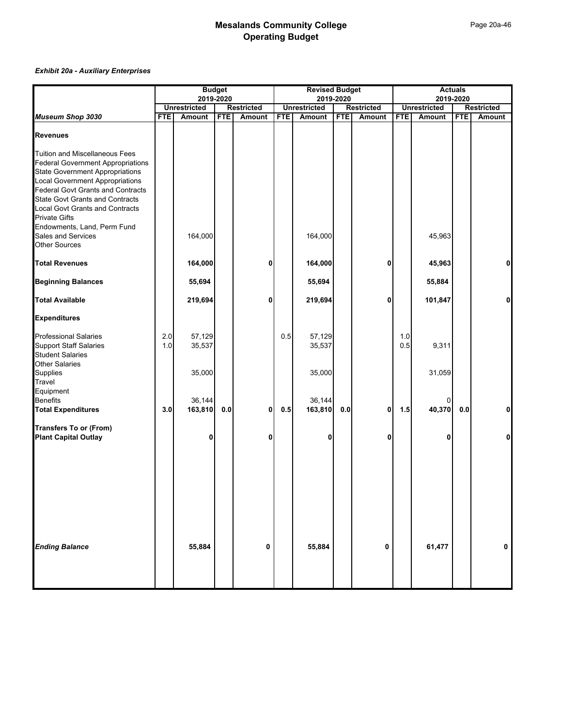# Mesalands Community College
## Operating Budget

***Exhibit 20a - Auxiliary Enterprises***

| | Budget 2019-2020 | | | | Revised Budget 2019-2020 | | | | Actuals 2019-2020 | | | |
|---|---|---|---|---|---|---|---|---|---|---|---|---|
| | Unrestricted | | Restricted | | Unrestricted | | Restricted | | Unrestricted | | Restricted | |
| ***Museum Shop 3030*** | **FTE** | **Amount** | **FTE** | **Amount** | **FTE** | **Amount** | **FTE** | **Amount** | **FTE** | **Amount** | **FTE** | **Amount** |
| **Revenues** | | | | | | | | | | | | |
| Tuition and Miscellaneous Fees | | | | | | | | | | | | |
| Federal Government Appropriations | | | | | | | | | | | | |
| State Government Appropriations | | | | | | | | | | | | |
| Local Government Appropriations | | | | | | | | | | | | |
| Federal Govt Grants and Contracts | | | | | | | | | | | | |
| State Govt Grants and Contracts | | | | | | | | | | | | |
| Local Govt Grants and Contracts | | | | | | | | | | | | |
| Private Gifts | | | | | | | | | | | | |
| Endowments, Land, Perm Fund | | | | | | | | | | | | |
| Sales and Services | | 164,000 | | | | 164,000 | | | | 45,963 | | |
| Other Sources | | | | | | | | | | | | |
| **Total Revenues** | | **164,000** | | **0** | | **164,000** | | **0** | | **45,963** | | **0** |
| **Beginning Balances** | | **55,694** | | | | **55,694** | | | | **55,884** | | |
| **Total Available** | | **219,694** | | **0** | | **219,694** | | **0** | | **101,847** | | **0** |
| **Expenditures** | | | | | | | | | | | | |
| Professional Salaries | 2.0 | 57,129 | | | 0.5 | 57,129 | | | 1.0 | | | |
| Support Staff Salaries | 1.0 | 35,537 | | | | 35,537 | | | 0.5 | 9,311 | | |
| Student Salaries | | | | | | | | | | | | |
| Other Salaries | | | | | | | | | | | | |
| Supplies | | 35,000 | | | | 35,000 | | | | 31,059 | | |
| Travel | | | | | | | | | | | | |
| Equipment | | | | | | | | | | | | |
| Benefits | | 36,144 | | | | 36,144 | | | | 0 | | |
| **Total Expenditures** | **3.0** | **163,810** | **0.0** | **0** | **0.5** | **163,810** | **0.0** | **0** | **1.5** | **40,370** | **0.0** | **0** |
| **Transfers To or (From)** | | | | | | | | | | | | |
| **Plant Capital Outlay** | | **0** | | **0** | | **0** | | **0** | | **0** | | **0** |
| ***Ending Balance*** | | **55,884** | | **0** | | **55,884** | | **0** | | **61,477** | | **0** |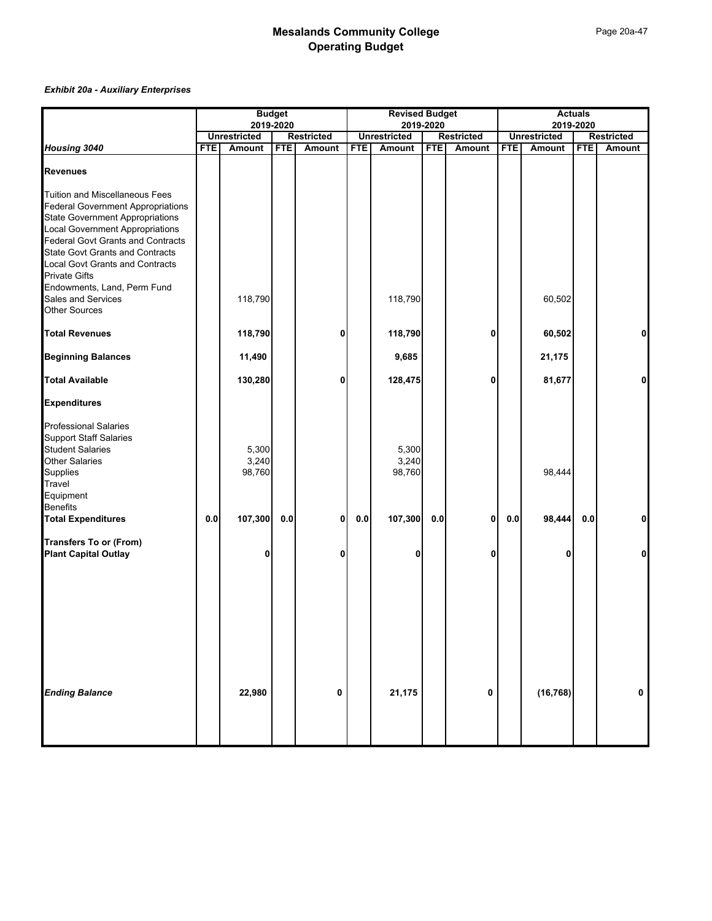# Mesalands Community College
# Operating Budget

***Exhibit 20a - Auxiliary Enterprises***

| | Budget 2019-2020 | | | | Revised Budget 2019-2020 | | | | Actuals 2019-2020 | | | |
|---|---|---|---|---|---|---|---|---|---|---|---|---|
| | Unrestricted | | Restricted | | Unrestricted | | Restricted | | Unrestricted | | Restricted | |
| ***Housing 3040*** | FTE | Amount | FTE | Amount | FTE | Amount | FTE | Amount | FTE | Amount | FTE | Amount |
| **Revenues** | | | | | | | | | | | | |
| Tuition and Miscellaneous Fees | | | | | | | | | | | | |
| Federal Government Appropriations | | | | | | | | | | | | |
| State Government Appropriations | | | | | | | | | | | | |
| Local Government Appropriations | | | | | | | | | | | | |
| Federal Govt Grants and Contracts | | | | | | | | | | | | |
| State Govt Grants and Contracts | | | | | | | | | | | | |
| Local Govt Grants and Contracts | | | | | | | | | | | | |
| Private Gifts | | | | | | | | | | | | |
| Endowments, Land, Perm Fund | | | | | | | | | | | | |
| Sales and Services | | 118,790 | | | | 118,790 | | | | 60,502 | | |
| Other Sources | | | | | | | | | | | | |
| **Total Revenues** | | **118,790** | | **0** | | **118,790** | | **0** | | **60,502** | | **0** |
| **Beginning Balances** | | **11,490** | | | | **9,685** | | | | **21,175** | | |
| **Total Available** | | **130,280** | | **0** | | **128,475** | | **0** | | **81,677** | | **0** |
| **Expenditures** | | | | | | | | | | | | |
| Professional Salaries | | | | | | | | | | | | |
| Support Staff Salaries | | | | | | | | | | | | |
| Student Salaries | | 5,300 | | | | 5,300 | | | | | | |
| Other Salaries | | 3,240 | | | | 3,240 | | | | | | |
| Supplies | | 98,760 | | | | 98,760 | | | | 98,444 | | |
| Travel | | | | | | | | | | | | |
| Equipment | | | | | | | | | | | | |
| Benefits | | | | | | | | | | | | |
| **Total Expenditures** | **0.0** | **107,300** | **0.0** | **0** | **0.0** | **107,300** | **0.0** | **0** | **0.0** | **98,444** | **0.0** | **0** |
| **Transfers To or (From)** | | | | | | | | | | | | |
| **Plant Capital Outlay** | | **0** | | **0** | | **0** | | **0** | | **0** | | **0** |
| ***Ending Balance*** | | **22,980** | | **0** | | **21,175** | | **0** | | **(16,768)** | | **0** |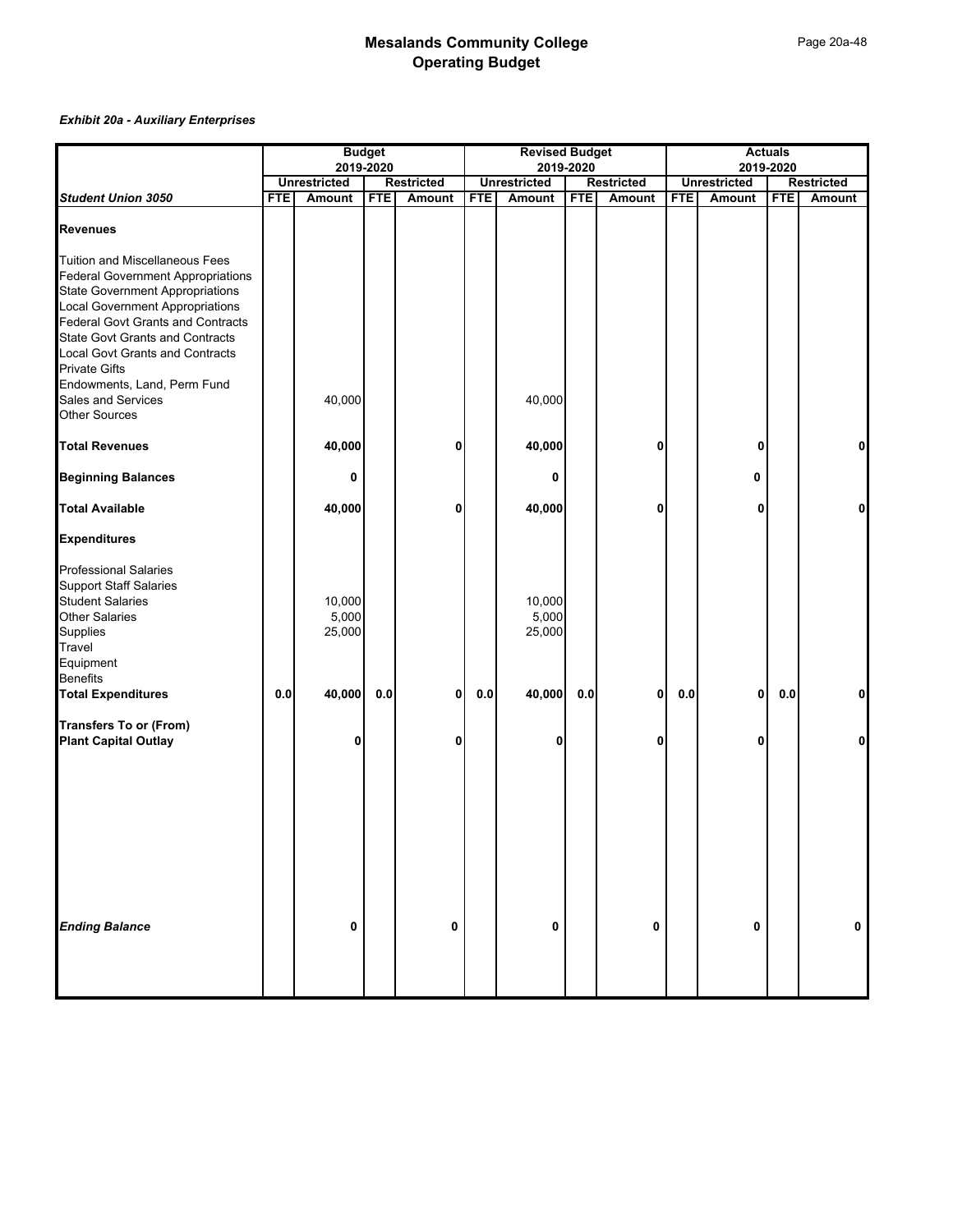# Mesalands Community College
# Operating Budget

***Exhibit 20a - Auxiliary Enterprises***

| | Budget 2019-2020 | | | | Revised Budget 2019-2020 | | | | Actuals 2019-2020 | | | |
|---|---|---|---|---|---|---|---|---|---|---|---|---|
| | Unrestricted | | Restricted | | Unrestricted | | Restricted | | Unrestricted | | Restricted | |
| **Student Union 3050** | **FTE** | **Amount** | **FTE** | **Amount** | **FTE** | **Amount** | **FTE** | **Amount** | **FTE** | **Amount** | **FTE** | **Amount** |
| **Revenues** | | | | | | | | | | | | |
| Tuition and Miscellaneous Fees | | | | | | | | | | | | |
| Federal Government Appropriations | | | | | | | | | | | | |
| State Government Appropriations | | | | | | | | | | | | |
| Local Government Appropriations | | | | | | | | | | | | |
| Federal Govt Grants and Contracts | | | | | | | | | | | | |
| State Govt Grants and Contracts | | | | | | | | | | | | |
| Local Govt Grants and Contracts | | | | | | | | | | | | |
| Private Gifts | | | | | | | | | | | | |
| Endowments, Land, Perm Fund | | | | | | | | | | | | |
| Sales and Services | | 40,000 | | | | 40,000 | | | | | | |
| Other Sources | | | | | | | | | | | | |
| **Total Revenues** | | **40,000** | | **0** | | **40,000** | | **0** | | **0** | | **0** |
| **Beginning Balances** | | **0** | | | | **0** | | | | **0** | | |
| **Total Available** | | **40,000** | | **0** | | **40,000** | | **0** | | **0** | | **0** |
| **Expenditures** | | | | | | | | | | | | |
| Professional Salaries | | | | | | | | | | | | |
| Support Staff Salaries | | | | | | | | | | | | |
| Student Salaries | | 10,000 | | | | 10,000 | | | | | | |
| Other Salaries | | 5,000 | | | | 5,000 | | | | | | |
| Supplies | | 25,000 | | | | 25,000 | | | | | | |
| Travel | | | | | | | | | | | | |
| Equipment | | | | | | | | | | | | |
| Benefits | | | | | | | | | | | | |
| **Total Expenditures** | **0.0** | **40,000** | **0.0** | **0** | **0.0** | **40,000** | **0.0** | **0** | **0.0** | **0** | **0.0** | **0** |
| **Transfers To or (From)** | | | | | | | | | | | | |
| **Plant Capital Outlay** | | **0** | | **0** | | **0** | | **0** | | **0** | | **0** |
| ***Ending Balance*** | | **0** | | **0** | | **0** | | **0** | | **0** | | **0** |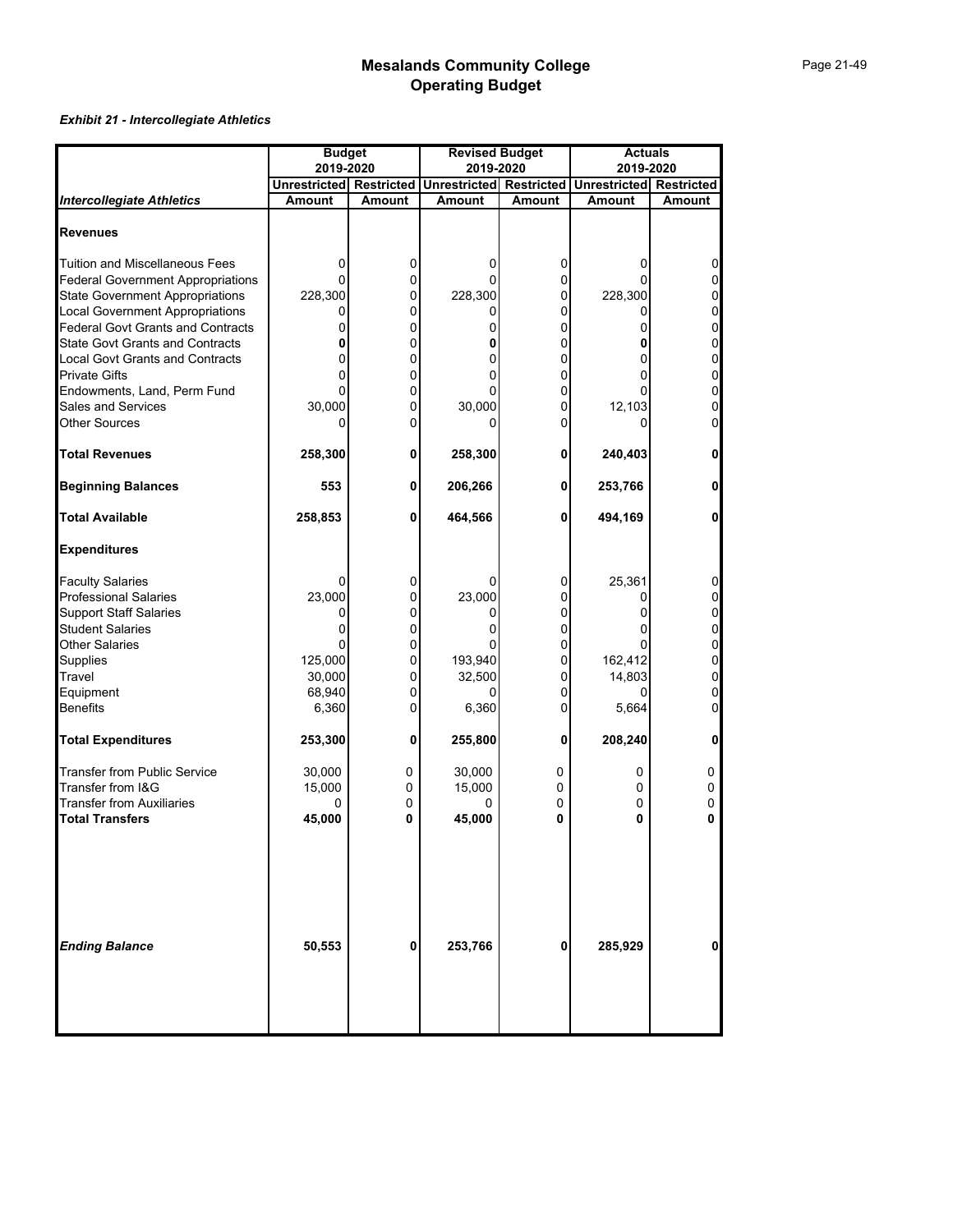# Mesalands Community College
## Operating Budget

***Exhibit 21 - Intercollegiate Athletics***

| | Budget 2019-2020 | | Revised Budget 2019-2020 | | Actuals 2019-2020 | |
|---|---|---|---|---|---|---|
| | Unrestricted | Restricted | Unrestricted | Restricted | Unrestricted | Restricted |
| ***Intercollegiate Athletics*** | **Amount** | **Amount** | **Amount** | **Amount** | **Amount** | **Amount** |
| **Revenues** | | | | | | |
| Tuition and Miscellaneous Fees | 0 | 0 | 0 | 0 | 0 | 0 |
| Federal Government Appropriations | 0 | 0 | 0 | 0 | 0 | 0 |
| State Government Appropriations | 228,300 | 0 | 228,300 | 0 | 228,300 | 0 |
| Local Government Appropriations | 0 | 0 | 0 | 0 | 0 | 0 |
| Federal Govt Grants and Contracts | 0 | 0 | 0 | 0 | 0 | 0 |
| State Govt Grants and Contracts | **0** | 0 | **0** | 0 | **0** | 0 |
| Local Govt Grants and Contracts | 0 | 0 | 0 | 0 | 0 | 0 |
| Private Gifts | 0 | 0 | 0 | 0 | 0 | 0 |
| Endowments, Land, Perm Fund | 0 | 0 | 0 | 0 | 0 | 0 |
| Sales and Services | 30,000 | 0 | 30,000 | 0 | 12,103 | 0 |
| Other Sources | 0 | 0 | 0 | 0 | 0 | 0 |
| **Total Revenues** | **258,300** | **0** | **258,300** | **0** | **240,403** | **0** |
| **Beginning Balances** | **553** | **0** | **206,266** | **0** | **253,766** | **0** |
| **Total Available** | **258,853** | **0** | **464,566** | **0** | **494,169** | **0** |
| **Expenditures** | | | | | | |
| Faculty Salaries | 0 | 0 | 0 | 0 | 25,361 | 0 |
| Professional Salaries | 23,000 | 0 | 23,000 | 0 | 0 | 0 |
| Support Staff Salaries | 0 | 0 | 0 | 0 | 0 | 0 |
| Student Salaries | 0 | 0 | 0 | 0 | 0 | 0 |
| Other Salaries | 0 | 0 | 0 | 0 | 0 | 0 |
| Supplies | 125,000 | 0 | 193,940 | 0 | 162,412 | 0 |
| Travel | 30,000 | 0 | 32,500 | 0 | 14,803 | 0 |
| Equipment | 68,940 | 0 | 0 | 0 | 0 | 0 |
| Benefits | 6,360 | 0 | 6,360 | 0 | 5,664 | 0 |
| **Total Expenditures** | **253,300** | **0** | **255,800** | **0** | **208,240** | **0** |
| Transfer from Public Service | 30,000 | 0 | 30,000 | 0 | 0 | 0 |
| Transfer from I&G | 15,000 | 0 | 15,000 | 0 | 0 | 0 |
| Transfer from Auxiliaries | 0 | 0 | 0 | 0 | 0 | 0 |
| **Total Transfers** | **45,000** | **0** | **45,000** | **0** | **0** | **0** |
| ***Ending Balance*** | **50,553** | **0** | **253,766** | **0** | **285,929** | **0** |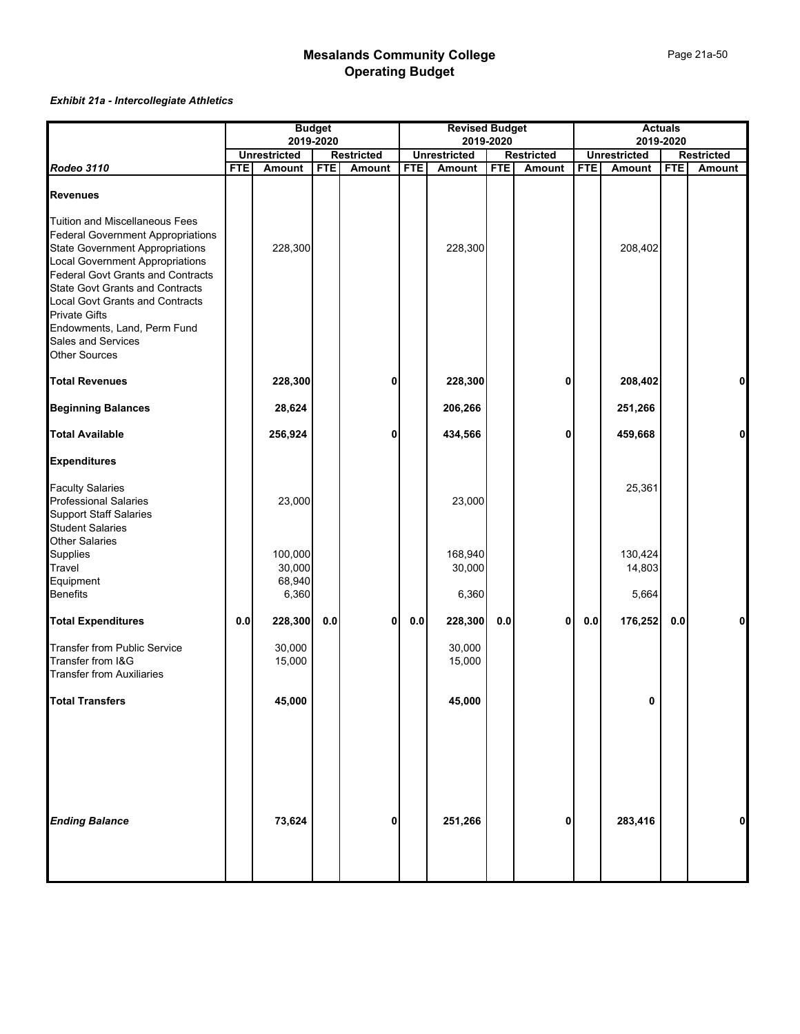# Mesalands Community College
## Operating Budget

***Exhibit 21a - Intercollegiate Athletics***

| | Budget 2019-2020 | | | | Revised Budget 2019-2020 | | | | Actuals 2019-2020 | | | |
|---|---|---|---|---|---|---|---|---|---|---|---|---|
| | Unrestricted | | Restricted | | Unrestricted | | Restricted | | Unrestricted | | Restricted | |
| ***Rodeo 3110*** | FTE | Amount | FTE | Amount | FTE | Amount | FTE | Amount | FTE | Amount | FTE | Amount |
| **Revenues** | | | | | | | | | | | | |
| Tuition and Miscellaneous Fees | | | | | | | | | | | | |
| Federal Government Appropriations | | | | | | | | | | | | |
| State Government Appropriations | | 228,300 | | | | 228,300 | | | | 208,402 | | |
| Local Government Appropriations | | | | | | | | | | | | |
| Federal Govt Grants and Contracts | | | | | | | | | | | | |
| State Govt Grants and Contracts | | | | | | | | | | | | |
| Local Govt Grants and Contracts | | | | | | | | | | | | |
| Private Gifts | | | | | | | | | | | | |
| Endowments, Land, Perm Fund | | | | | | | | | | | | |
| Sales and Services | | | | | | | | | | | | |
| Other Sources | | | | | | | | | | | | |
| **Total Revenues** | | **228,300** | | **0** | | **228,300** | | **0** | | **208,402** | | **0** |
| **Beginning Balances** | | **28,624** | | | | **206,266** | | | | **251,266** | | |
| **Total Available** | | **256,924** | | **0** | | **434,566** | | **0** | | **459,668** | | **0** |
| **Expenditures** | | | | | | | | | | | | |
| Faculty Salaries | | | | | | | | | | 25,361 | | |
| Professional Salaries | | 23,000 | | | | 23,000 | | | | | | |
| Support Staff Salaries | | | | | | | | | | | | |
| Student Salaries | | | | | | | | | | | | |
| Other Salaries | | | | | | | | | | | | |
| Supplies | | 100,000 | | | | 168,940 | | | | 130,424 | | |
| Travel | | 30,000 | | | | 30,000 | | | | 14,803 | | |
| Equipment | | 68,940 | | | | | | | | | | |
| Benefits | | 6,360 | | | | 6,360 | | | | 5,664 | | |
| **Total Expenditures** | **0.0** | **228,300** | **0.0** | **0** | **0.0** | **228,300** | **0.0** | **0** | **0.0** | **176,252** | **0.0** | **0** |
| Transfer from Public Service | | 30,000 | | | | 30,000 | | | | | | |
| Transfer from I&G | | 15,000 | | | | 15,000 | | | | | | |
| Transfer from Auxiliaries | | | | | | | | | | | | |
| **Total Transfers** | | **45,000** | | | | **45,000** | | | | **0** | | |
| ***Ending Balance*** | | **73,624** | | **0** | | **251,266** | | **0** | | **283,416** | | **0** |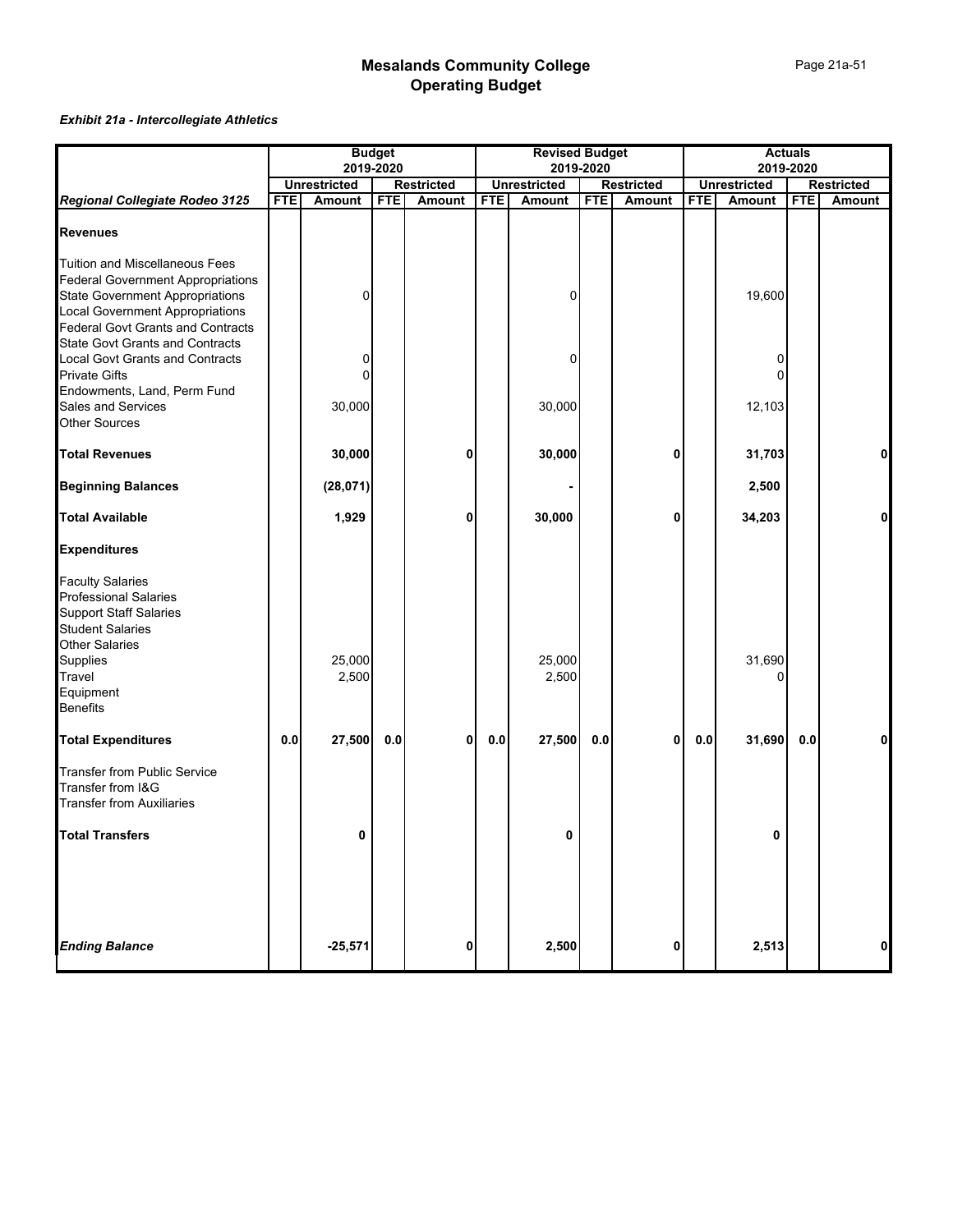# Mesalands Community College
## Operating Budget

*Exhibit 21a - Intercollegiate Athletics*

| | Budget 2019-2020 | | | | Revised Budget 2019-2020 | | | | Actuals 2019-2020 | | | |
|---|---|---|---|---|---|---|---|---|---|---|---|---|
| | Unrestricted | | Restricted | | Unrestricted | | Restricted | | Unrestricted | | Restricted | |
| ***Regional Collegiate Rodeo 3125*** | FTE | Amount | FTE | Amount | FTE | Amount | FTE | Amount | FTE | Amount | FTE | Amount |
| **Revenues** | | | | | | | | | | | | |
| Tuition and Miscellaneous Fees | | | | | | | | | | | | |
| Federal Government Appropriations | | | | | | | | | | | | |
| State Government Appropriations | | 0 | | | | 0 | | | | 19,600 | | |
| Local Government Appropriations | | | | | | | | | | | | |
| Federal Govt Grants and Contracts | | | | | | | | | | | | |
| State Govt Grants and Contracts | | | | | | | | | | | | |
| Local Govt Grants and Contracts | | 0 | | | | 0 | | | | 0 | | |
| Private Gifts | | 0 | | | | | | | | 0 | | |
| Endowments, Land, Perm Fund | | | | | | | | | | | | |
| Sales and Services | | 30,000 | | | | 30,000 | | | | 12,103 | | |
| Other Sources | | | | | | | | | | | | |
| **Total Revenues** | | **30,000** | | **0** | | **30,000** | | **0** | | **31,703** | | **0** |
| **Beginning Balances** | | **(28,071)** | | | | **-** | | | | **2,500** | | |
| **Total Available** | | **1,929** | | **0** | | **30,000** | | **0** | | **34,203** | | **0** |
| **Expenditures** | | | | | | | | | | | | |
| Faculty Salaries | | | | | | | | | | | | |
| Professional Salaries | | | | | | | | | | | | |
| Support Staff Salaries | | | | | | | | | | | | |
| Student Salaries | | | | | | | | | | | | |
| Other Salaries | | | | | | | | | | | | |
| Supplies | | 25,000 | | | | 25,000 | | | | 31,690 | | |
| Travel | | 2,500 | | | | 2,500 | | | | 0 | | |
| Equipment | | | | | | | | | | | | |
| Benefits | | | | | | | | | | | | |
| **Total Expenditures** | **0.0** | **27,500** | **0.0** | **0** | **0.0** | **27,500** | **0.0** | **0** | **0.0** | **31,690** | **0.0** | **0** |
| Transfer from Public Service | | | | | | | | | | | | |
| Transfer from I&G | | | | | | | | | | | | |
| Transfer from Auxiliaries | | | | | | | | | | | | |
| **Total Transfers** | | **0** | | | | **0** | | | | **0** | | |
| ***Ending Balance*** | | **-25,571** | | **0** | | **2,500** | | **0** | | **2,513** | | **0** |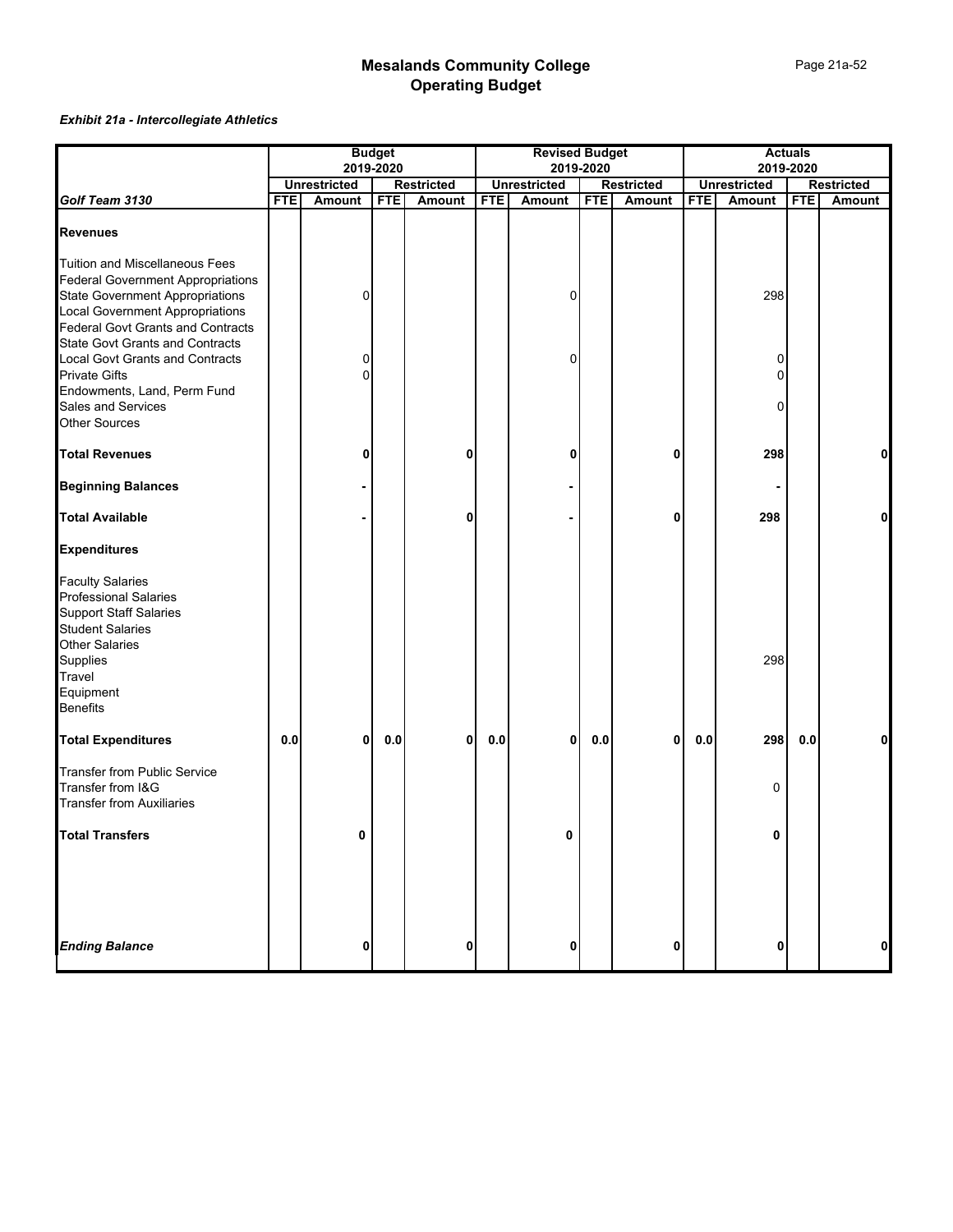# Mesalands Community College
## Operating Budget

***Exhibit 21a - Intercollegiate Athletics***

| | Budget 2019-2020 | | | | Revised Budget 2019-2020 | | | | Actuals 2019-2020 | | | |
|---|---|---|---|---|---|---|---|---|---|---|---|---|
| | Unrestricted | | Restricted | | Unrestricted | | Restricted | | Unrestricted | | Restricted | |
| ***Golf Team 3130*** | **FTE** | **Amount** | **FTE** | **Amount** | **FTE** | **Amount** | **FTE** | **Amount** | **FTE** | **Amount** | **FTE** | **Amount** |
| **Revenues** | | | | | | | | | | | | |
| Tuition and Miscellaneous Fees | | | | | | | | | | | | |
| Federal Government Appropriations | | | | | | | | | | | | |
| State Government Appropriations | | 0 | | | | 0 | | | | 298 | | |
| Local Government Appropriations | | | | | | | | | | | | |
| Federal Govt Grants and Contracts | | | | | | | | | | | | |
| State Govt Grants and Contracts | | | | | | | | | | | | |
| Local Govt Grants and Contracts | | 0 | | | | 0 | | | | 0 | | |
| Private Gifts | | 0 | | | | | | | | 0 | | |
| Endowments, Land, Perm Fund | | | | | | | | | | | | |
| Sales and Services | | | | | | | | | | 0 | | |
| Other Sources | | | | | | | | | | | | |
| **Total Revenues** | | **0** | | **0** | | **0** | | **0** | | **298** | | **0** |
| **Beginning Balances** | | **-** | | | | **-** | | | | **-** | | |
| **Total Available** | | **-** | | **0** | | **-** | | **0** | | **298** | | **0** |
| **Expenditures** | | | | | | | | | | | | |
| Faculty Salaries | | | | | | | | | | | | |
| Professional Salaries | | | | | | | | | | | | |
| Support Staff Salaries | | | | | | | | | | | | |
| Student Salaries | | | | | | | | | | | | |
| Other Salaries | | | | | | | | | | | | |
| Supplies | | | | | | | | | | 298 | | |
| Travel | | | | | | | | | | | | |
| Equipment | | | | | | | | | | | | |
| Benefits | | | | | | | | | | | | |
| **Total Expenditures** | **0.0** | **0** | **0.0** | **0** | **0.0** | **0** | **0.0** | **0** | **0.0** | **298** | **0.0** | **0** |
| Transfer from Public Service | | | | | | | | | | | | |
| Transfer from I&G | | | | | | | | | | 0 | | |
| Transfer from Auxiliaries | | | | | | | | | | | | |
| **Total Transfers** | | **0** | | | | **0** | | | | **0** | | |
| ***Ending Balance*** | | **0** | | **0** | | **0** | | **0** | | **0** | | **0** |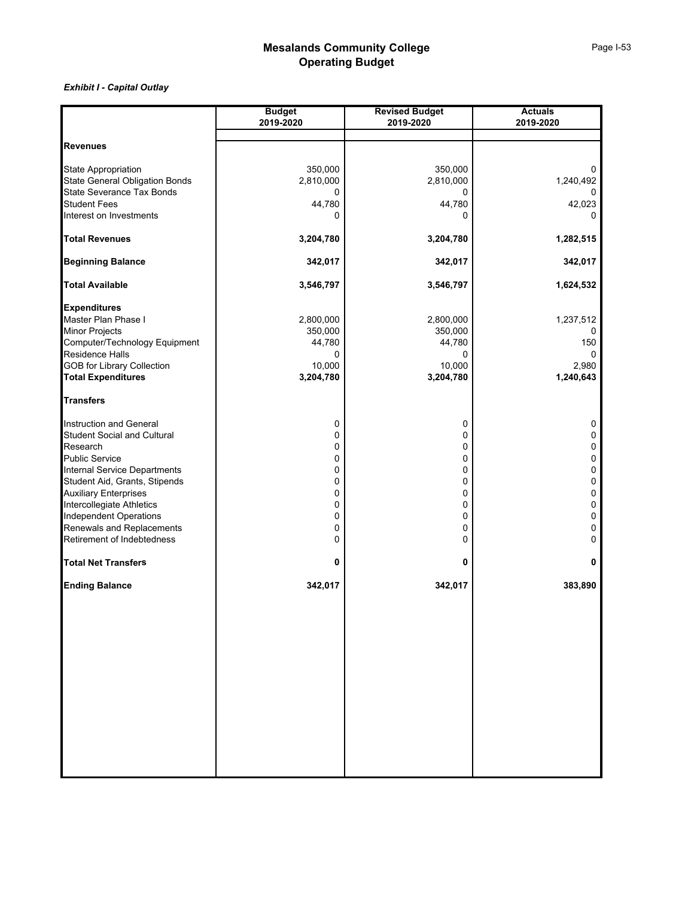# Mesalands Community College
## Operating Budget

***Exhibit I - Capital Outlay***

| | Budget 2019-2020 | Revised Budget 2019-2020 | Actuals 2019-2020 |
|---|---|---|---|
| **Revenues** | | | |
| State Appropriation | 350,000 | 350,000 | 0 |
| State General Obligation Bonds | 2,810,000 | 2,810,000 | 1,240,492 |
| State Severance Tax Bonds | 0 | 0 | 0 |
| Student Fees | 44,780 | 44,780 | 42,023 |
| Interest on Investments | 0 | 0 | 0 |
| **Total Revenues** | **3,204,780** | **3,204,780** | **1,282,515** |
| **Beginning Balance** | **342,017** | **342,017** | **342,017** |
| **Total Available** | **3,546,797** | **3,546,797** | **1,624,532** |
| **Expenditures** | | | |
| Master Plan Phase I | 2,800,000 | 2,800,000 | 1,237,512 |
| Minor Projects | 350,000 | 350,000 | 0 |
| Computer/Technology Equipment | 44,780 | 44,780 | 150 |
| Residence Halls | 0 | 0 | 0 |
| GOB for Library Collection | 10,000 | 10,000 | 2,980 |
| **Total Expenditures** | **3,204,780** | **3,204,780** | **1,240,643** |
| **Transfers** | | | |
| Instruction and General | 0 | 0 | 0 |
| Student Social and Cultural | 0 | 0 | 0 |
| Research | 0 | 0 | 0 |
| Public Service | 0 | 0 | 0 |
| Internal Service Departments | 0 | 0 | 0 |
| Student Aid, Grants, Stipends | 0 | 0 | 0 |
| Auxiliary Enterprises | 0 | 0 | 0 |
| Intercollegiate Athletics | 0 | 0 | 0 |
| Independent Operations | 0 | 0 | 0 |
| Renewals and Replacements | 0 | 0 | 0 |
| Retirement of Indebtedness | 0 | 0 | 0 |
| **Total Net Transfers** | **0** | **0** | **0** |
| **Ending Balance** | **342,017** | **342,017** | **383,890** |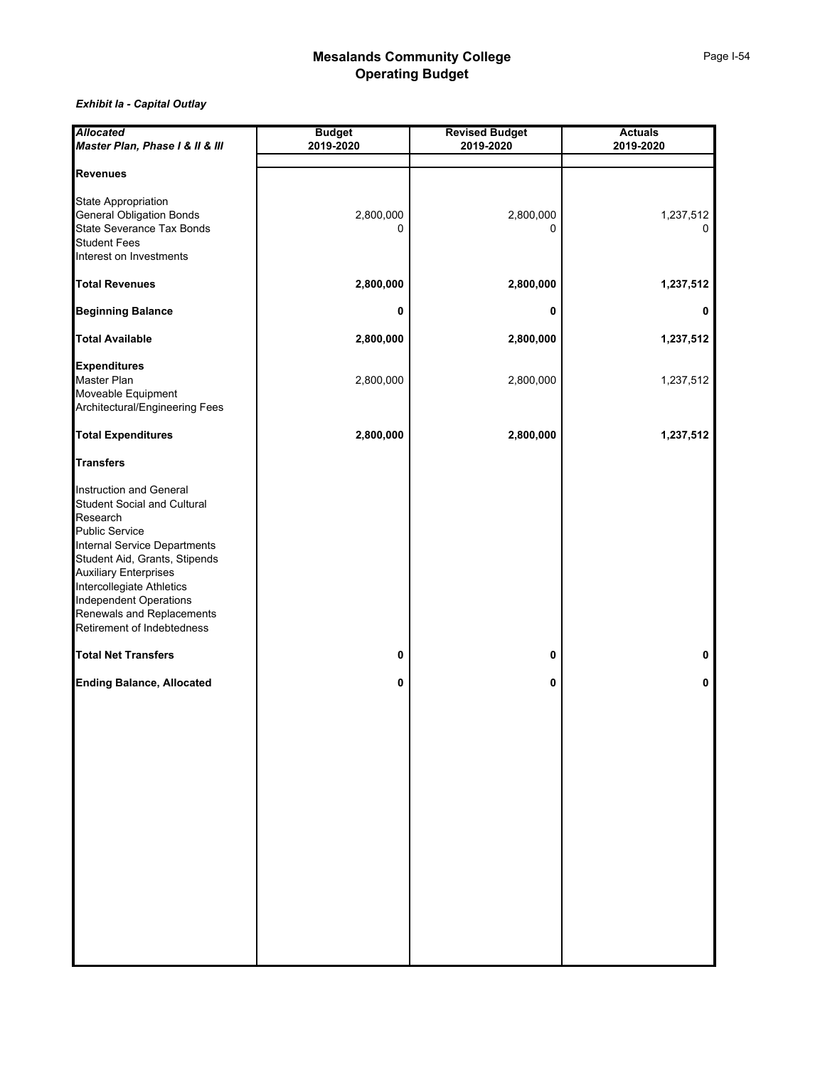# Mesalands Community College
## Operating Budget

***Exhibit Ia - Capital Outlay***

| ***Allocated*** ***Master Plan, Phase I & II & III*** | **Budget 2019-2020** | **Revised Budget 2019-2020** | **Actuals 2019-2020** |
|---|---|---|---|
| **Revenues** | | | |
| State Appropriation | | | |
| General Obligation Bonds | 2,800,000 | 2,800,000 | 1,237,512 |
| State Severance Tax Bonds | 0 | 0 | 0 |
| Student Fees | | | |
| Interest on Investments | | | |
| **Total Revenues** | **2,800,000** | **2,800,000** | **1,237,512** |
| **Beginning Balance** | **0** | **0** | **0** |
| **Total Available** | **2,800,000** | **2,800,000** | **1,237,512** |
| **Expenditures** | | | |
| Master Plan | 2,800,000 | 2,800,000 | 1,237,512 |
| Moveable Equipment | | | |
| Architectural/Engineering Fees | | | |
| **Total Expenditures** | **2,800,000** | **2,800,000** | **1,237,512** |
| **Transfers** | | | |
| Instruction and General | | | |
| Student Social and Cultural | | | |
| Research | | | |
| Public Service | | | |
| Internal Service Departments | | | |
| Student Aid, Grants, Stipends | | | |
| Auxiliary Enterprises | | | |
| Intercollegiate Athletics | | | |
| Independent Operations | | | |
| Renewals and Replacements | | | |
| Retirement of Indebtedness | | | |
| **Total Net Transfers** | **0** | **0** | **0** |
| **Ending Balance, Allocated** | **0** | **0** | **0** |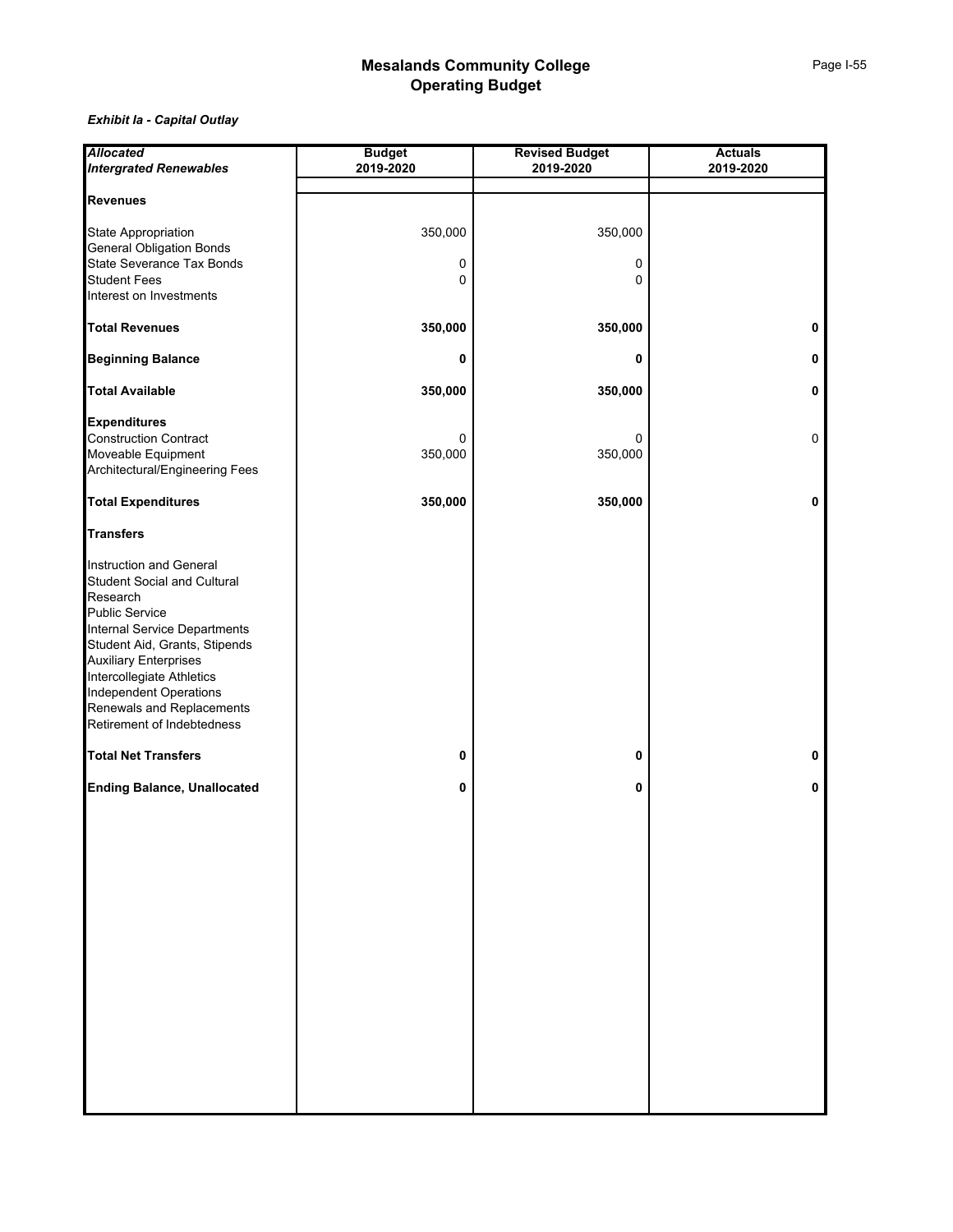# Mesalands Community College
# Operating Budget

*Exhibit Ia - Capital Outlay*

| *Allocated* *Intergrated Renewables* | Budget 2019-2020 | Revised Budget 2019-2020 | Actuals 2019-2020 |
|---|---|---|---|
| **Revenues** | | | |
| State Appropriation | 350,000 | 350,000 | |
| General Obligation Bonds | | | |
| State Severance Tax Bonds | 0 | 0 | |
| Student Fees | 0 | 0 | |
| Interest on Investments | | | |
| **Total Revenues** | **350,000** | **350,000** | **0** |
| **Beginning Balance** | **0** | **0** | **0** |
| **Total Available** | **350,000** | **350,000** | **0** |
| **Expenditures** | | | |
| Construction Contract | 0 | 0 | 0 |
| Moveable Equipment | 350,000 | 350,000 | |
| Architectural/Engineering Fees | | | |
| **Total Expenditures** | **350,000** | **350,000** | **0** |
| **Transfers** | | | |
| Instruction and General | | | |
| Student Social and Cultural | | | |
| Research | | | |
| Public Service | | | |
| Internal Service Departments | | | |
| Student Aid, Grants, Stipends | | | |
| Auxiliary Enterprises | | | |
| Intercollegiate Athletics | | | |
| Independent Operations | | | |
| Renewals and Replacements | | | |
| Retirement of Indebtedness | | | |
| **Total Net Transfers** | **0** | **0** | **0** |
| **Ending Balance, Unallocated** | **0** | **0** | **0** |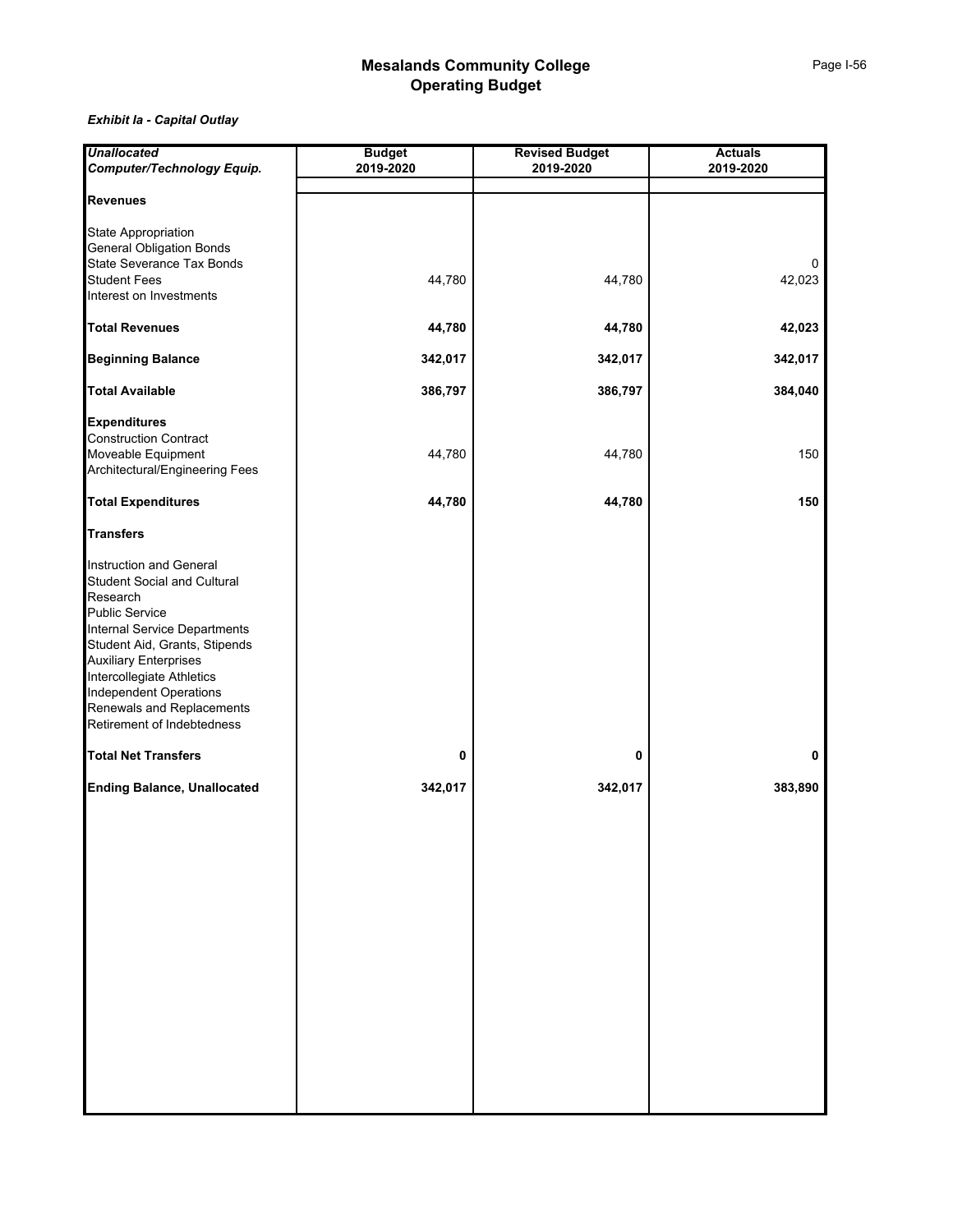# Mesalands Community College
## Operating Budget

***Exhibit Ia - Capital Outlay***

| ***Unallocated Computer/Technology Equip.*** | **Budget 2019-2020** | **Revised Budget 2019-2020** | **Actuals 2019-2020** |
|---|---|---|---|
| **Revenues** | | | |
| State Appropriation | | | |
| General Obligation Bonds | | | |
| State Severance Tax Bonds | | | 0 |
| Student Fees | 44,780 | 44,780 | 42,023 |
| Interest on Investments | | | |
| **Total Revenues** | **44,780** | **44,780** | **42,023** |
| **Beginning Balance** | **342,017** | **342,017** | **342,017** |
| **Total Available** | **386,797** | **386,797** | **384,040** |
| **Expenditures** | | | |
| Construction Contract | | | |
| Moveable Equipment | 44,780 | 44,780 | 150 |
| Architectural/Engineering Fees | | | |
| **Total Expenditures** | **44,780** | **44,780** | **150** |
| **Transfers** | | | |
| Instruction and General | | | |
| Student Social and Cultural | | | |
| Research | | | |
| Public Service | | | |
| Internal Service Departments | | | |
| Student Aid, Grants, Stipends | | | |
| Auxiliary Enterprises | | | |
| Intercollegiate Athletics | | | |
| Independent Operations | | | |
| Renewals and Replacements | | | |
| Retirement of Indebtedness | | | |
| **Total Net Transfers** | **0** | **0** | **0** |
| **Ending Balance, Unallocated** | **342,017** | **342,017** | **383,890** |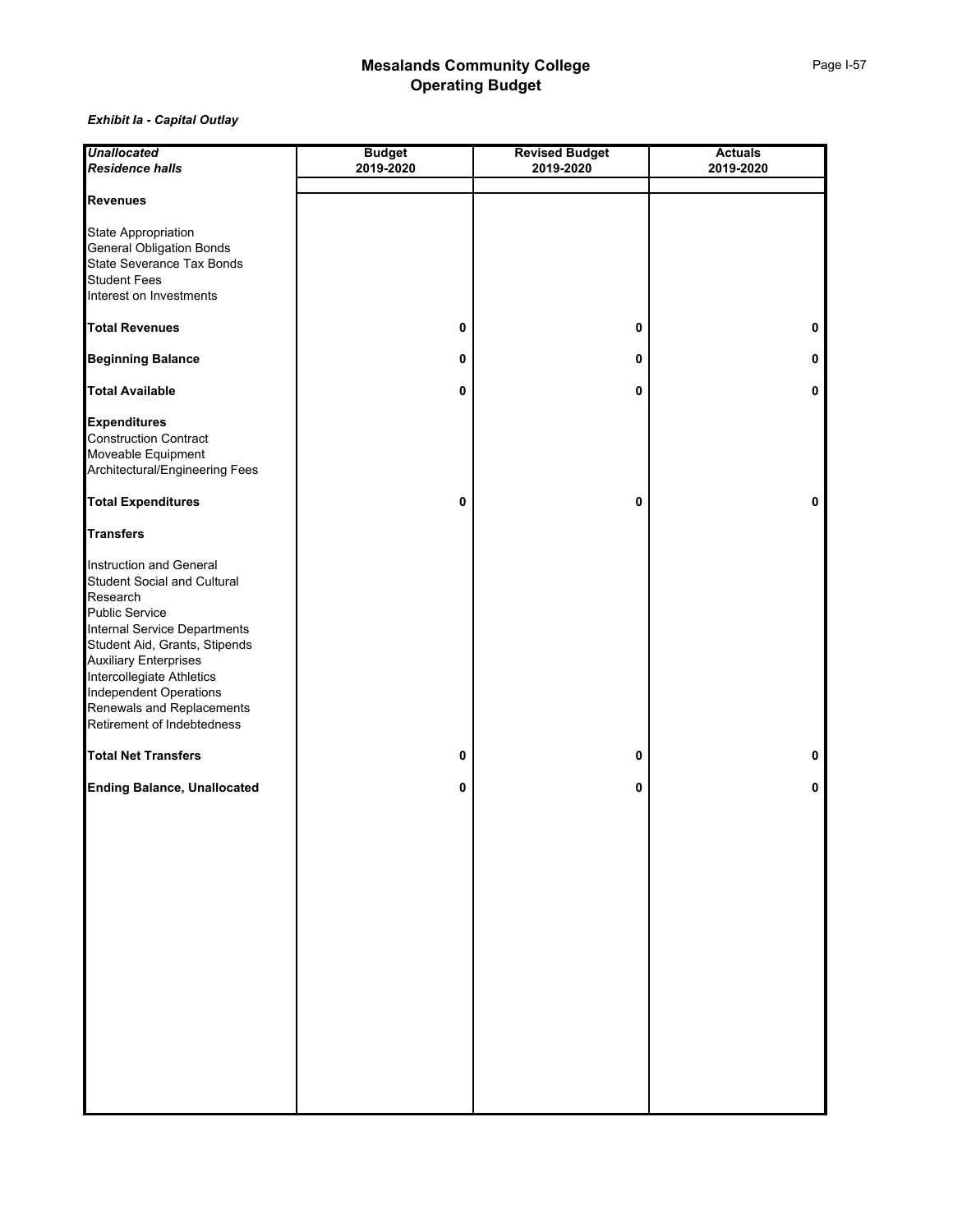## Mesalands Community College
## Operating Budget

*Exhibit Ia - Capital Outlay*

| *Unallocated* *Residence halls* | Budget 2019-2020 | Revised Budget 2019-2020 | Actuals 2019-2020 |
|---|---|---|---|
| **Revenues** | | | |
| State Appropriation | | | |
| General Obligation Bonds | | | |
| State Severance Tax Bonds | | | |
| Student Fees | | | |
| Interest on Investments | | | |
| **Total Revenues** | **0** | **0** | **0** |
| **Beginning Balance** | **0** | **0** | **0** |
| **Total Available** | **0** | **0** | **0** |
| **Expenditures** | | | |
| Construction Contract | | | |
| Moveable Equipment | | | |
| Architectural/Engineering Fees | | | |
| **Total Expenditures** | **0** | **0** | **0** |
| **Transfers** | | | |
| Instruction and General | | | |
| Student Social and Cultural | | | |
| Research | | | |
| Public Service | | | |
| Internal Service Departments | | | |
| Student Aid, Grants, Stipends | | | |
| Auxiliary Enterprises | | | |
| Intercollegiate Athletics | | | |
| Independent Operations | | | |
| Renewals and Replacements | | | |
| Retirement of Indebtedness | | | |
| **Total Net Transfers** | **0** | **0** | **0** |
| **Ending Balance, Unallocated** | **0** | **0** | **0** |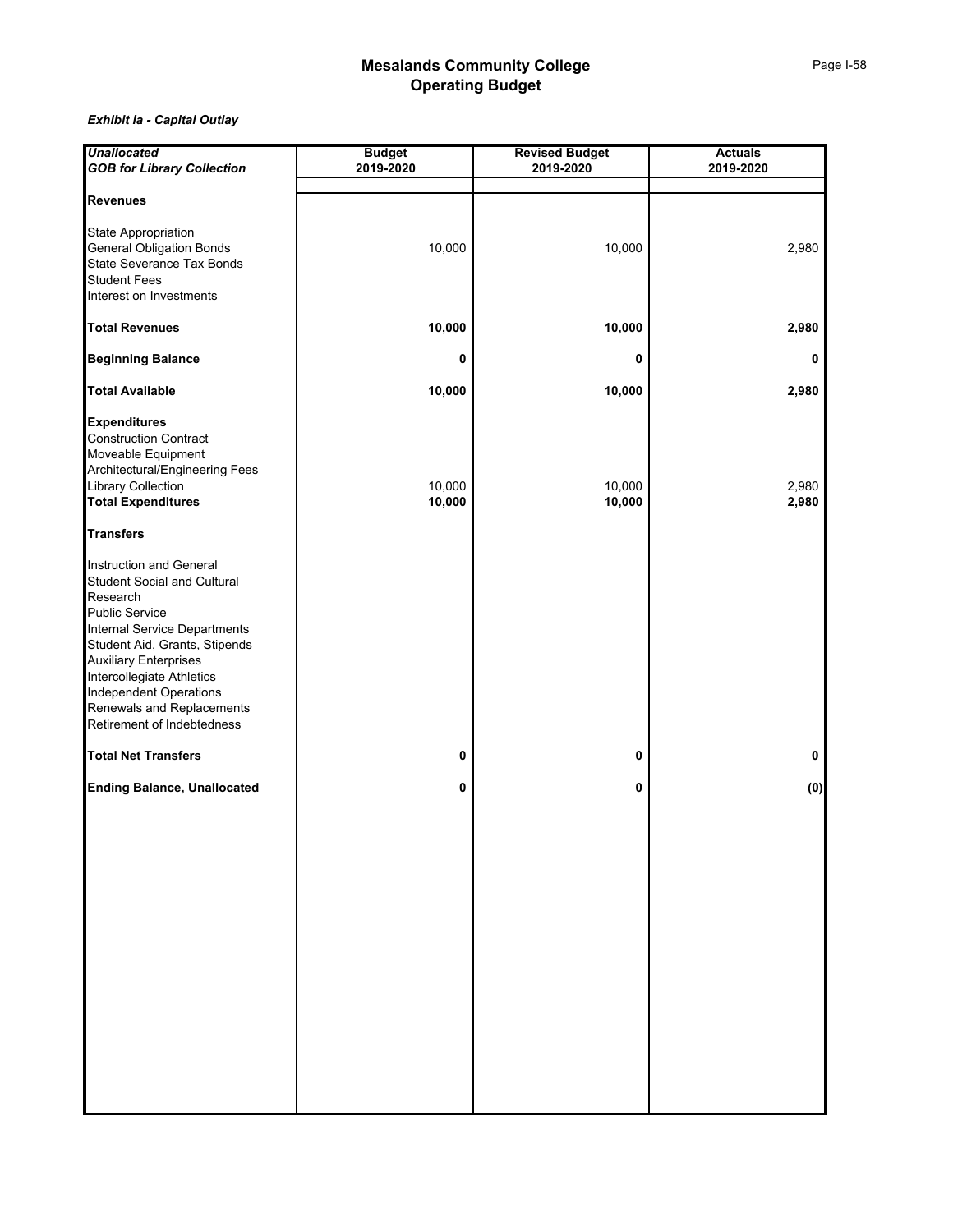# Mesalands Community College
# Operating Budget

*Exhibit Ia - Capital Outlay*

| ***Unallocated***<br>***GOB for Library Collection*** | **Budget**<br>**2019-2020** | **Revised Budget**<br>**2019-2020** | **Actuals**<br>**2019-2020** |
|---|---|---|---|
| **Revenues** | | | |
| State Appropriation | | | |
| General Obligation Bonds | 10,000 | 10,000 | 2,980 |
| State Severance Tax Bonds | | | |
| Student Fees | | | |
| Interest on Investments | | | |
| **Total Revenues** | **10,000** | **10,000** | **2,980** |
| **Beginning Balance** | **0** | **0** | **0** |
| **Total Available** | **10,000** | **10,000** | **2,980** |
| **Expenditures** | | | |
| Construction Contract | | | |
| Moveable Equipment | | | |
| Architectural/Engineering Fees | | | |
| Library Collection | 10,000 | 10,000 | 2,980 |
| **Total Expenditures** | **10,000** | **10,000** | **2,980** |
| **Transfers** | | | |
| Instruction and General | | | |
| Student Social and Cultural | | | |
| Research | | | |
| Public Service | | | |
| Internal Service Departments | | | |
| Student Aid, Grants, Stipends | | | |
| Auxiliary Enterprises | | | |
| Intercollegiate Athletics | | | |
| Independent Operations | | | |
| Renewals and Replacements | | | |
| Retirement of Indebtedness | | | |
| **Total Net Transfers** | **0** | **0** | **0** |
| **Ending Balance, Unallocated** | **0** | **0** | **(0)** |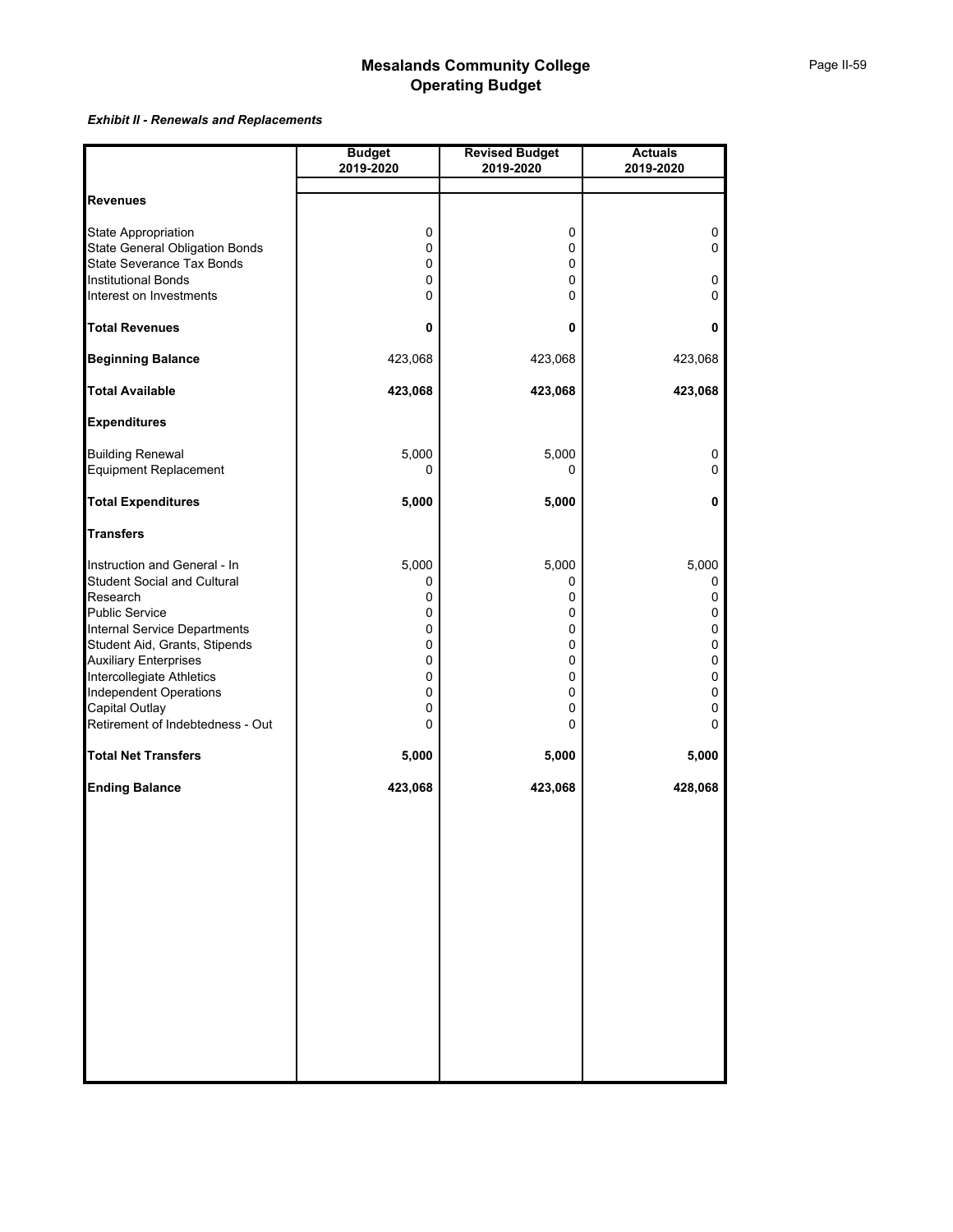# Mesalands Community College
# Operating Budget

***Exhibit II - Renewals and Replacements***

| | Budget 2019-2020 | Revised Budget 2019-2020 | Actuals 2019-2020 |
|---|---|---|---|
| **Revenues** | | | |
| State Appropriation | 0 | 0 | 0 |
| State General Obligation Bonds | 0 | 0 | 0 |
| State Severance Tax Bonds | 0 | 0 | |
| Institutional Bonds | 0 | 0 | 0 |
| Interest on Investments | 0 | 0 | 0 |
| **Total Revenues** | **0** | **0** | **0** |
| **Beginning Balance** | 423,068 | 423,068 | 423,068 |
| **Total Available** | **423,068** | **423,068** | **423,068** |
| **Expenditures** | | | |
| Building Renewal | 5,000 | 5,000 | 0 |
| Equipment Replacement | 0 | 0 | 0 |
| **Total Expenditures** | **5,000** | **5,000** | **0** |
| **Transfers** | | | |
| Instruction and General - In | 5,000 | 5,000 | 5,000 |
| Student Social and Cultural | 0 | 0 | 0 |
| Research | 0 | 0 | 0 |
| Public Service | 0 | 0 | 0 |
| Internal Service Departments | 0 | 0 | 0 |
| Student Aid, Grants, Stipends | 0 | 0 | 0 |
| Auxiliary Enterprises | 0 | 0 | 0 |
| Intercollegiate Athletics | 0 | 0 | 0 |
| Independent Operations | 0 | 0 | 0 |
| Capital Outlay | 0 | 0 | 0 |
| Retirement of Indebtedness - Out | 0 | 0 | 0 |
| **Total Net Transfers** | **5,000** | **5,000** | **5,000** |
| **Ending Balance** | **423,068** | **423,068** | **428,068** |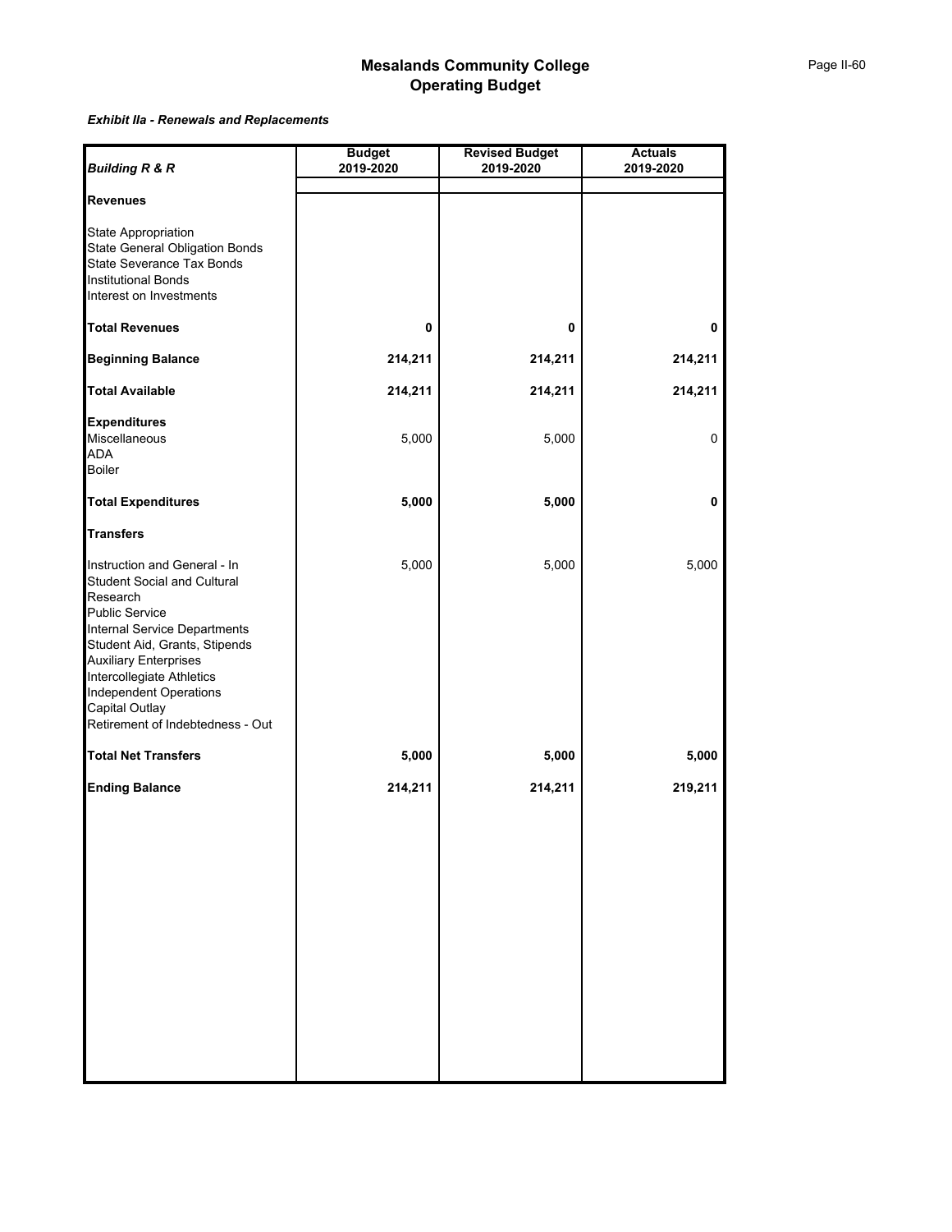# Mesalands Community College
## Operating Budget

***Exhibit IIa - Renewals and Replacements***

| ***Building R & R*** | **Budget 2019-2020** | **Revised Budget 2019-2020** | **Actuals 2019-2020** |
|---|---|---|---|
| **Revenues** | | | |
| State Appropriation | | | |
| State General Obligation Bonds | | | |
| State Severance Tax Bonds | | | |
| Institutional Bonds | | | |
| Interest on Investments | | | |
| **Total Revenues** | **0** | **0** | **0** |
| **Beginning Balance** | **214,211** | **214,211** | **214,211** |
| **Total Available** | **214,211** | **214,211** | **214,211** |
| **Expenditures** | | | |
| Miscellaneous | 5,000 | 5,000 | 0 |
| ADA | | | |
| Boiler | | | |
| **Total Expenditures** | **5,000** | **5,000** | **0** |
| **Transfers** | | | |
| Instruction and General - In | 5,000 | 5,000 | 5,000 |
| Student Social and Cultural | | | |
| Research | | | |
| Public Service | | | |
| Internal Service Departments | | | |
| Student Aid, Grants, Stipends | | | |
| Auxiliary Enterprises | | | |
| Intercollegiate Athletics | | | |
| Independent Operations | | | |
| Capital Outlay | | | |
| Retirement of Indebtedness - Out | | | |
| **Total Net Transfers** | **5,000** | **5,000** | **5,000** |
| **Ending Balance** | **214,211** | **214,211** | **219,211** |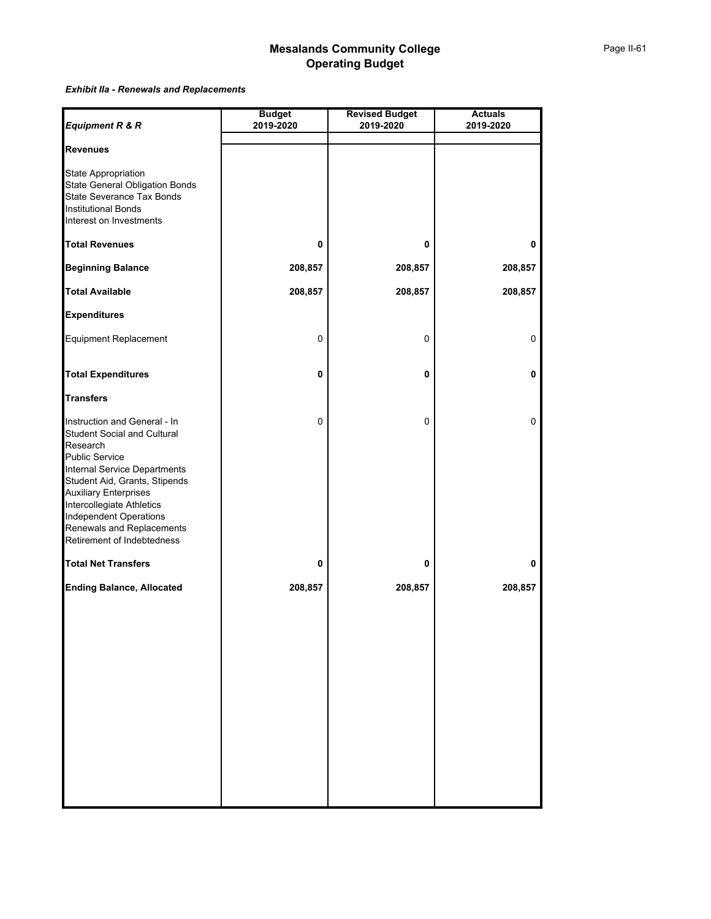# Mesalands Community College
## Operating Budget

***Exhibit IIa - Renewals and Replacements***

| ***Equipment R & R*** | **Budget 2019-2020** | **Revised Budget 2019-2020** | **Actuals 2019-2020** |
|---|---|---|---|
| **Revenues** | | | |
| State Appropriation | | | |
| State General Obligation Bonds | | | |
| State Severance Tax Bonds | | | |
| Institutional Bonds | | | |
| Interest on Investments | | | |
| **Total Revenues** | **0** | **0** | **0** |
| **Beginning Balance** | **208,857** | **208,857** | **208,857** |
| **Total Available** | **208,857** | **208,857** | **208,857** |
| **Expenditures** | | | |
| Equipment Replacement | 0 | 0 | 0 |
| **Total Expenditures** | **0** | **0** | **0** |
| **Transfers** | | | |
| Instruction and General - In | 0 | 0 | 0 |
| Student Social and Cultural | | | |
| Research | | | |
| Public Service | | | |
| Internal Service Departments | | | |
| Student Aid, Grants, Stipends | | | |
| Auxiliary Enterprises | | | |
| Intercollegiate Athletics | | | |
| Independent Operations | | | |
| Renewals and Replacements | | | |
| Retirement of Indebtedness | | | |
| **Total Net Transfers** | **0** | **0** | **0** |
| **Ending Balance, Allocated** | **208,857** | **208,857** | **208,857** |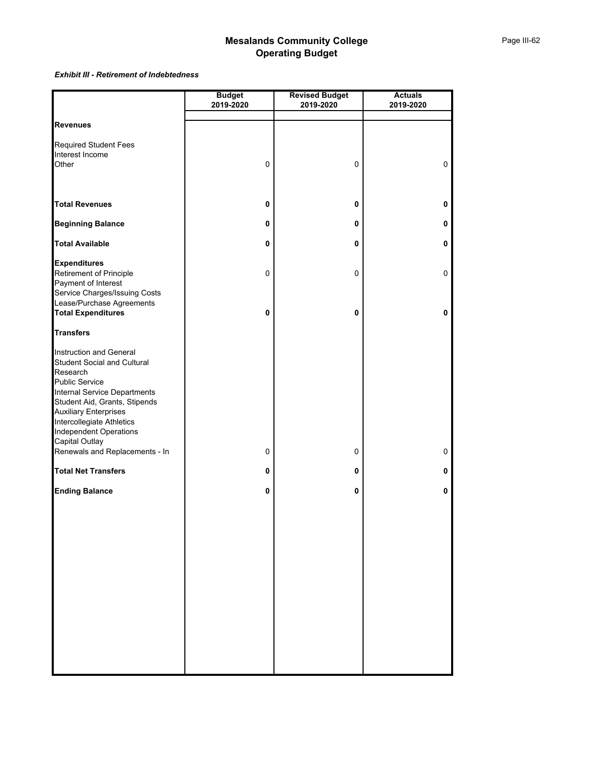# Mesalands Community College
## Operating Budget

***Exhibit III - Retirement of Indebtedness***

| | Budget 2019-2020 | Revised Budget 2019-2020 | Actuals 2019-2020 |
|---|---|---|---|
| **Revenues** | | | |
| Required Student Fees | | | |
| Interest Income | | | |
| Other | 0 | 0 | 0 |
| **Total Revenues** | **0** | **0** | **0** |
| **Beginning Balance** | **0** | **0** | **0** |
| **Total Available** | **0** | **0** | **0** |
| **Expenditures** | | | |
| Retirement of Principle | 0 | 0 | 0 |
| Payment of Interest | | | |
| Service Charges/Issuing Costs | | | |
| Lease/Purchase Agreements | | | |
| **Total Expenditures** | **0** | **0** | **0** |
| **Transfers** | | | |
| Instruction and General | | | |
| Student Social and Cultural | | | |
| Research | | | |
| Public Service | | | |
| Internal Service Departments | | | |
| Student Aid, Grants, Stipends | | | |
| Auxiliary Enterprises | | | |
| Intercollegiate Athletics | | | |
| Independent Operations | | | |
| Capital Outlay | | | |
| Renewals and Replacements - In | 0 | 0 | 0 |
| **Total Net Transfers** | **0** | **0** | **0** |
| **Ending Balance** | **0** | **0** | **0** |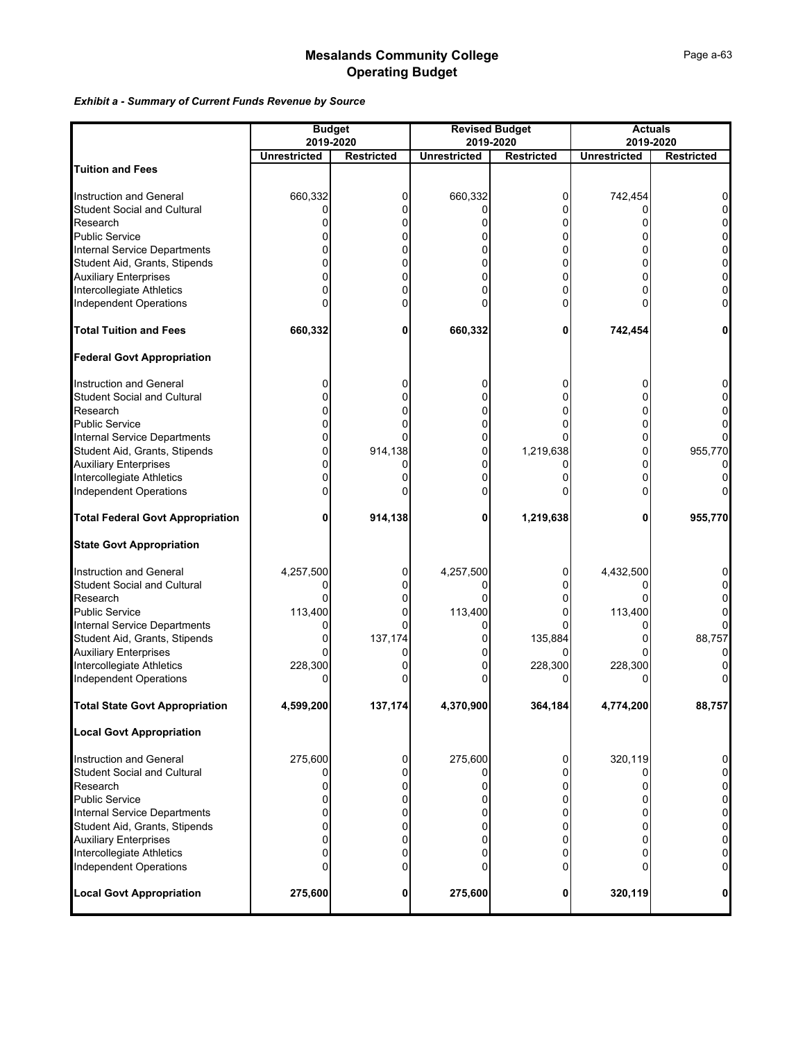# Mesalands Community College
## Operating Budget

*Exhibit a - Summary of Current Funds Revenue by Source*

| | Budget 2019-2020 | | Revised Budget 2019-2020 | | Actuals 2019-2020 | |
|---|---|---|---|---|---|---|
| | Unrestricted | Restricted | Unrestricted | Restricted | Unrestricted | Restricted |
| **Tuition and Fees** | | | | | | |
| Instruction and General | 660,332 | 0 | 660,332 | 0 | 742,454 | 0 |
| Student Social and Cultural | 0 | 0 | 0 | 0 | 0 | 0 |
| Research | 0 | 0 | 0 | 0 | 0 | 0 |
| Public Service | 0 | 0 | 0 | 0 | 0 | 0 |
| Internal Service Departments | 0 | 0 | 0 | 0 | 0 | 0 |
| Student Aid, Grants, Stipends | 0 | 0 | 0 | 0 | 0 | 0 |
| Auxiliary Enterprises | 0 | 0 | 0 | 0 | 0 | 0 |
| Intercollegiate Athletics | 0 | 0 | 0 | 0 | 0 | 0 |
| Independent Operations | 0 | 0 | 0 | 0 | 0 | 0 |
| **Total Tuition and Fees** | **660,332** | **0** | **660,332** | **0** | **742,454** | **0** |
| **Federal Govt Appropriation** | | | | | | |
| Instruction and General | 0 | 0 | 0 | 0 | 0 | 0 |
| Student Social and Cultural | 0 | 0 | 0 | 0 | 0 | 0 |
| Research | 0 | 0 | 0 | 0 | 0 | 0 |
| Public Service | 0 | 0 | 0 | 0 | 0 | 0 |
| Internal Service Departments | 0 | 0 | 0 | 0 | 0 | 0 |
| Student Aid, Grants, Stipends | 0 | 914,138 | 0 | 1,219,638 | 0 | 955,770 |
| Auxiliary Enterprises | 0 | 0 | 0 | 0 | 0 | 0 |
| Intercollegiate Athletics | 0 | 0 | 0 | 0 | 0 | 0 |
| Independent Operations | 0 | 0 | 0 | 0 | 0 | 0 |
| **Total Federal Govt Appropriation** | **0** | **914,138** | **0** | **1,219,638** | **0** | **955,770** |
| **State Govt Appropriation** | | | | | | |
| Instruction and General | 4,257,500 | 0 | 4,257,500 | 0 | 4,432,500 | 0 |
| Student Social and Cultural | 0 | 0 | 0 | 0 | 0 | 0 |
| Research | 0 | 0 | 0 | 0 | 0 | 0 |
| Public Service | 113,400 | 0 | 113,400 | 0 | 113,400 | 0 |
| Internal Service Departments | 0 | 0 | 0 | 0 | 0 | 0 |
| Student Aid, Grants, Stipends | 0 | 137,174 | 0 | 135,884 | 0 | 88,757 |
| Auxiliary Enterprises | 0 | 0 | 0 | 0 | 0 | 0 |
| Intercollegiate Athletics | 228,300 | 0 | 0 | 228,300 | 228,300 | 0 |
| Independent Operations | 0 | 0 | 0 | 0 | 0 | 0 |
| **Total State Govt Appropriation** | **4,599,200** | **137,174** | **4,370,900** | **364,184** | **4,774,200** | **88,757** |
| **Local Govt Appropriation** | | | | | | |
| Instruction and General | 275,600 | 0 | 275,600 | 0 | 320,119 | 0 |
| Student Social and Cultural | 0 | 0 | 0 | 0 | 0 | 0 |
| Research | 0 | 0 | 0 | 0 | 0 | 0 |
| Public Service | 0 | 0 | 0 | 0 | 0 | 0 |
| Internal Service Departments | 0 | 0 | 0 | 0 | 0 | 0 |
| Student Aid, Grants, Stipends | 0 | 0 | 0 | 0 | 0 | 0 |
| Auxiliary Enterprises | 0 | 0 | 0 | 0 | 0 | 0 |
| Intercollegiate Athletics | 0 | 0 | 0 | 0 | 0 | 0 |
| Independent Operations | 0 | 0 | 0 | 0 | 0 | 0 |
| **Local Govt Appropriation** | **275,600** | **0** | **275,600** | **0** | **320,119** | **0** |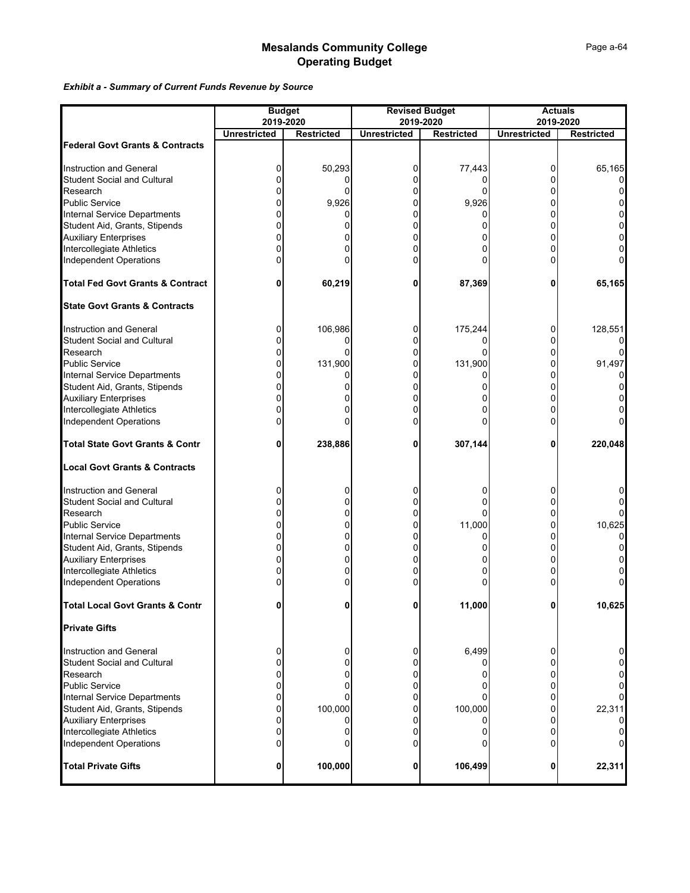# Mesalands Community College
## Operating Budget

***Exhibit a - Summary of Current Funds Revenue by Source***

| | Budget 2019-2020 | | Revised Budget 2019-2020 | | Actuals 2019-2020 | |
|---|---|---|---|---|---|---|
| | **Unrestricted** | **Restricted** | **Unrestricted** | **Restricted** | **Unrestricted** | **Restricted** |
| **Federal Govt Grants & Contracts** | | | | | | |
| Instruction and General | 0 | 50,293 | 0 | 77,443 | 0 | 65,165 |
| Student Social and Cultural | 0 | 0 | 0 | 0 | 0 | 0 |
| Research | 0 | 0 | 0 | 0 | 0 | 0 |
| Public Service | 0 | 9,926 | 0 | 9,926 | 0 | 0 |
| Internal Service Departments | 0 | 0 | 0 | 0 | 0 | 0 |
| Student Aid, Grants, Stipends | 0 | 0 | 0 | 0 | 0 | 0 |
| Auxiliary Enterprises | 0 | 0 | 0 | 0 | 0 | 0 |
| Intercollegiate Athletics | 0 | 0 | 0 | 0 | 0 | 0 |
| Independent Operations | 0 | 0 | 0 | 0 | 0 | 0 |
| **Total Fed Govt Grants & Contract** | **0** | **60,219** | **0** | **87,369** | **0** | **65,165** |
| **State Govt Grants & Contracts** | | | | | | |
| Instruction and General | 0 | 106,986 | 0 | 175,244 | 0 | 128,551 |
| Student Social and Cultural | 0 | 0 | 0 | 0 | 0 | 0 |
| Research | 0 | 0 | 0 | 0 | 0 | 0 |
| Public Service | 0 | 131,900 | 0 | 131,900 | 0 | 91,497 |
| Internal Service Departments | 0 | 0 | 0 | 0 | 0 | 0 |
| Student Aid, Grants, Stipends | 0 | 0 | 0 | 0 | 0 | 0 |
| Auxiliary Enterprises | 0 | 0 | 0 | 0 | 0 | 0 |
| Intercollegiate Athletics | 0 | 0 | 0 | 0 | 0 | 0 |
| Independent Operations | 0 | 0 | 0 | 0 | 0 | 0 |
| **Total State Govt Grants & Contr** | **0** | **238,886** | **0** | **307,144** | **0** | **220,048** |
| **Local Govt Grants & Contracts** | | | | | | |
| Instruction and General | 0 | 0 | 0 | 0 | 0 | 0 |
| Student Social and Cultural | 0 | 0 | 0 | 0 | 0 | 0 |
| Research | 0 | 0 | 0 | 0 | 0 | 0 |
| Public Service | 0 | 0 | 0 | 11,000 | 0 | 10,625 |
| Internal Service Departments | 0 | 0 | 0 | 0 | 0 | 0 |
| Student Aid, Grants, Stipends | 0 | 0 | 0 | 0 | 0 | 0 |
| Auxiliary Enterprises | 0 | 0 | 0 | 0 | 0 | 0 |
| Intercollegiate Athletics | 0 | 0 | 0 | 0 | 0 | 0 |
| Independent Operations | 0 | 0 | 0 | 0 | 0 | 0 |
| **Total Local Govt Grants & Contr** | **0** | **0** | **0** | **11,000** | **0** | **10,625** |
| **Private Gifts** | | | | | | |
| Instruction and General | 0 | 0 | 0 | 6,499 | 0 | 0 |
| Student Social and Cultural | 0 | 0 | 0 | 0 | 0 | 0 |
| Research | 0 | 0 | 0 | 0 | 0 | 0 |
| Public Service | 0 | 0 | 0 | 0 | 0 | 0 |
| Internal Service Departments | 0 | 0 | 0 | 0 | 0 | 0 |
| Student Aid, Grants, Stipends | 0 | 100,000 | 0 | 100,000 | 0 | 22,311 |
| Auxiliary Enterprises | 0 | 0 | 0 | 0 | 0 | 0 |
| Intercollegiate Athletics | 0 | 0 | 0 | 0 | 0 | 0 |
| Independent Operations | 0 | 0 | 0 | 0 | 0 | 0 |
| **Total Private Gifts** | **0** | **100,000** | **0** | **106,499** | **0** | **22,311** |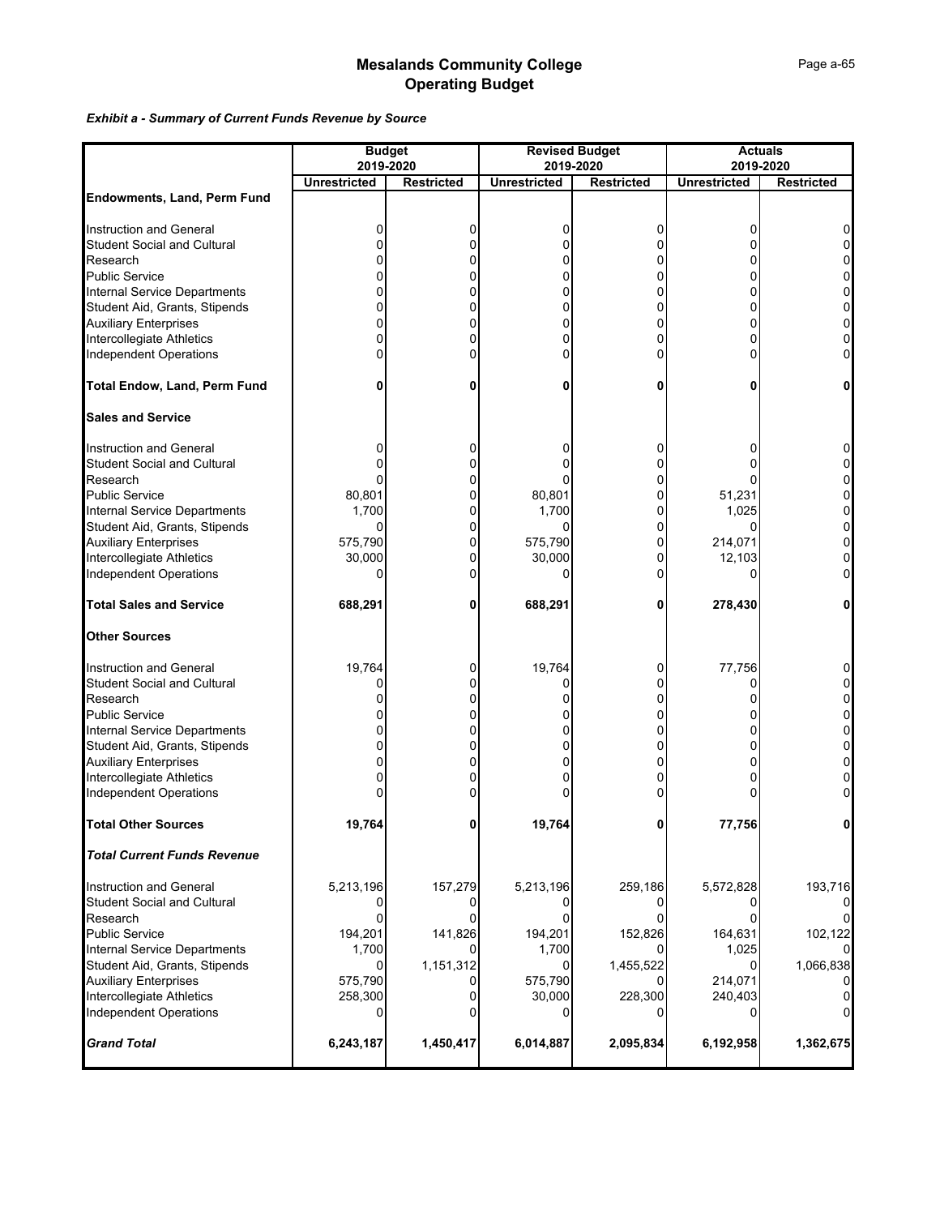# Mesalands Community College
# Operating Budget

***Exhibit a - Summary of Current Funds Revenue by Source***

| | Budget 2019-2020 | | Revised Budget 2019-2020 | | Actuals 2019-2020 | |
|---|---|---|---|---|---|---|
| | **Unrestricted** | **Restricted** | **Unrestricted** | **Restricted** | **Unrestricted** | **Restricted** |
| **Endowments, Land, Perm Fund** | | | | | | |
| Instruction and General | 0 | 0 | 0 | 0 | 0 | 0 |
| Student Social and Cultural | 0 | 0 | 0 | 0 | 0 | 0 |
| Research | 0 | 0 | 0 | 0 | 0 | 0 |
| Public Service | 0 | 0 | 0 | 0 | 0 | 0 |
| Internal Service Departments | 0 | 0 | 0 | 0 | 0 | 0 |
| Student Aid, Grants, Stipends | 0 | 0 | 0 | 0 | 0 | 0 |
| Auxiliary Enterprises | 0 | 0 | 0 | 0 | 0 | 0 |
| Intercollegiate Athletics | 0 | 0 | 0 | 0 | 0 | 0 |
| Independent Operations | 0 | 0 | 0 | 0 | 0 | 0 |
| **Total Endow, Land, Perm Fund** | **0** | **0** | **0** | **0** | **0** | **0** |
| **Sales and Service** | | | | | | |
| Instruction and General | 0 | 0 | 0 | 0 | 0 | 0 |
| Student Social and Cultural | 0 | 0 | 0 | 0 | 0 | 0 |
| Research | 0 | 0 | 0 | 0 | 0 | 0 |
| Public Service | 80,801 | 0 | 80,801 | 0 | 51,231 | 0 |
| Internal Service Departments | 1,700 | 0 | 1,700 | 0 | 1,025 | 0 |
| Student Aid, Grants, Stipends | 0 | 0 | 0 | 0 | 0 | 0 |
| Auxiliary Enterprises | 575,790 | 0 | 575,790 | 0 | 214,071 | 0 |
| Intercollegiate Athletics | 30,000 | 0 | 30,000 | 0 | 12,103 | 0 |
| Independent Operations | 0 | 0 | 0 | 0 | 0 | 0 |
| **Total Sales and Service** | **688,291** | **0** | **688,291** | **0** | **278,430** | **0** |
| **Other Sources** | | | | | | |
| Instruction and General | 19,764 | 0 | 19,764 | 0 | 77,756 | 0 |
| Student Social and Cultural | 0 | 0 | 0 | 0 | 0 | 0 |
| Research | 0 | 0 | 0 | 0 | 0 | 0 |
| Public Service | 0 | 0 | 0 | 0 | 0 | 0 |
| Internal Service Departments | 0 | 0 | 0 | 0 | 0 | 0 |
| Student Aid, Grants, Stipends | 0 | 0 | 0 | 0 | 0 | 0 |
| Auxiliary Enterprises | 0 | 0 | 0 | 0 | 0 | 0 |
| Intercollegiate Athletics | 0 | 0 | 0 | 0 | 0 | 0 |
| Independent Operations | 0 | 0 | 0 | 0 | 0 | 0 |
| **Total Other Sources** | **19,764** | **0** | **19,764** | **0** | **77,756** | **0** |
| ***Total Current Funds Revenue*** | | | | | | |
| Instruction and General | 5,213,196 | 157,279 | 5,213,196 | 259,186 | 5,572,828 | 193,716 |
| Student Social and Cultural | 0 | 0 | 0 | 0 | 0 | 0 |
| Research | 0 | 0 | 0 | 0 | 0 | 0 |
| Public Service | 194,201 | 141,826 | 194,201 | 152,826 | 164,631 | 102,122 |
| Internal Service Departments | 1,700 | 0 | 1,700 | 0 | 1,025 | 0 |
| Student Aid, Grants, Stipends | 0 | 1,151,312 | 0 | 1,455,522 | 0 | 1,066,838 |
| Auxiliary Enterprises | 575,790 | 0 | 575,790 | 0 | 214,071 | 0 |
| Intercollegiate Athletics | 258,300 | 0 | 30,000 | 228,300 | 240,403 | 0 |
| Independent Operations | 0 | 0 | 0 | 0 | 0 | 0 |
| ***Grand Total*** | **6,243,187** | **1,450,417** | **6,014,887** | **2,095,834** | **6,192,958** | **1,362,675** |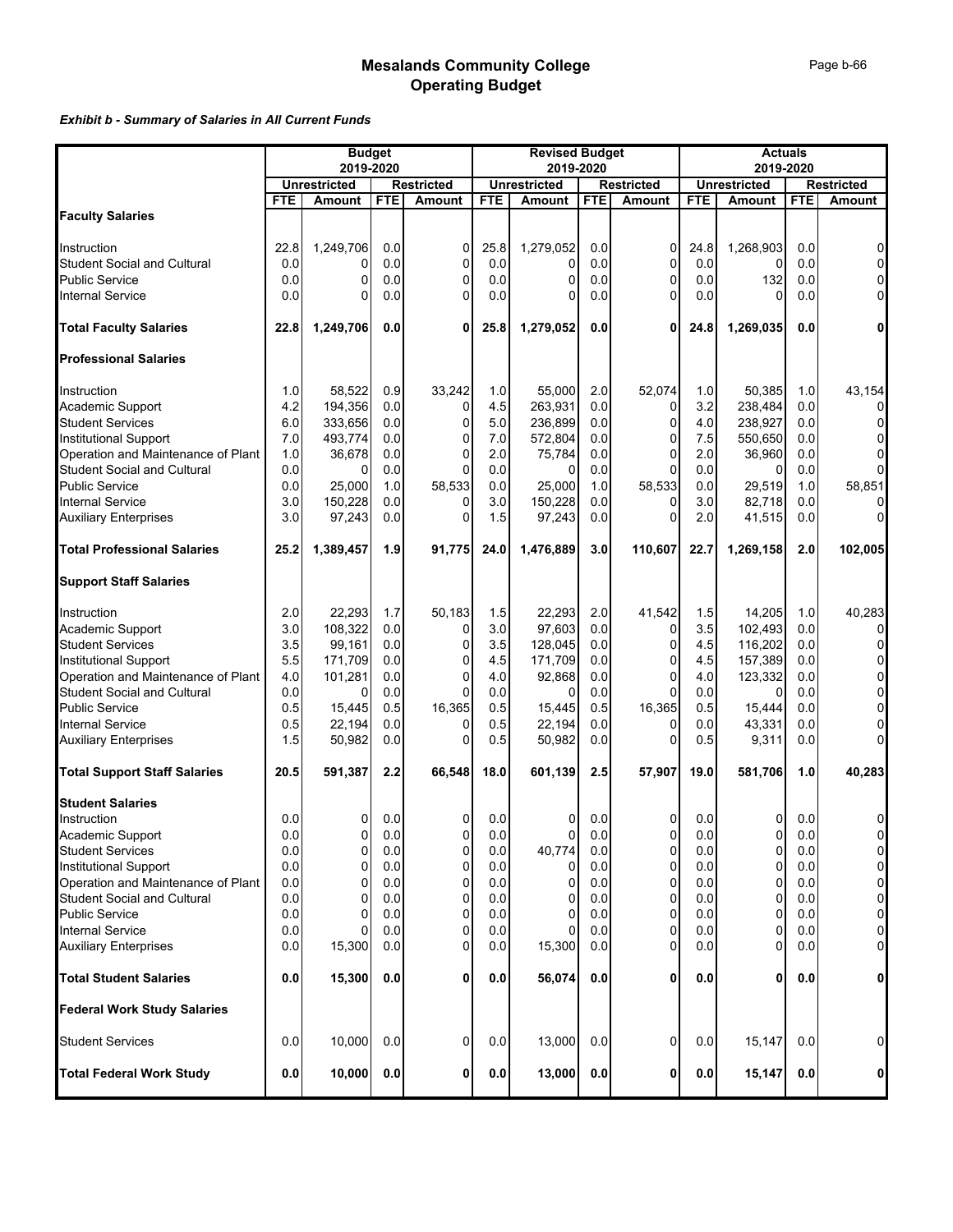# Mesalands Community College
## Operating Budget

***Exhibit b - Summary of Salaries in All Current Funds***

| | Budget 2019-2020 | | | | Revised Budget 2019-2020 | | | | Actuals 2019-2020 | | | |
|---|---|---|---|---|---|---|---|---|---|---|---|---|
| | Unrestricted | | Restricted | | Unrestricted | | Restricted | | Unrestricted | | Restricted | |
| | FTE | Amount | FTE | Amount | FTE | Amount | FTE | Amount | FTE | Amount | FTE | Amount |
| **Faculty Salaries** | | | | | | | | | | | | |
| Instruction | 22.8 | 1,249,706 | 0.0 | 0 | 25.8 | 1,279,052 | 0.0 | 0 | 24.8 | 1,268,903 | 0.0 | 0 |
| Student Social and Cultural | 0.0 | 0 | 0.0 | 0 | 0.0 | 0 | 0.0 | 0 | 0.0 | 0 | 0.0 | 0 |
| Public Service | 0.0 | 0 | 0.0 | 0 | 0.0 | 0 | 0.0 | 0 | 0.0 | 132 | 0.0 | 0 |
| Internal Service | 0.0 | 0 | 0.0 | 0 | 0.0 | 0 | 0.0 | 0 | 0.0 | 0 | 0.0 | 0 |
| **Total Faculty Salaries** | **22.8** | **1,249,706** | **0.0** | **0** | **25.8** | **1,279,052** | **0.0** | **0** | **24.8** | **1,269,035** | **0.0** | **0** |
| **Professional Salaries** | | | | | | | | | | | | |
| Instruction | 1.0 | 58,522 | 0.9 | 33,242 | 1.0 | 55,000 | 2.0 | 52,074 | 1.0 | 50,385 | 1.0 | 43,154 |
| Academic Support | 4.2 | 194,356 | 0.0 | 0 | 4.5 | 263,931 | 0.0 | 0 | 3.2 | 238,484 | 0.0 | 0 |
| Student Services | 6.0 | 333,656 | 0.0 | 0 | 5.0 | 236,899 | 0.0 | 0 | 4.0 | 238,927 | 0.0 | 0 |
| Institutional Support | 7.0 | 493,774 | 0.0 | 0 | 7.0 | 572,804 | 0.0 | 0 | 7.5 | 550,650 | 0.0 | 0 |
| Operation and Maintenance of Plant | 1.0 | 36,678 | 0.0 | 0 | 2.0 | 75,784 | 0.0 | 0 | 2.0 | 36,960 | 0.0 | 0 |
| Student Social and Cultural | 0.0 | 0 | 0.0 | 0 | 0.0 | 0 | 0.0 | 0 | 0.0 | 0 | 0.0 | 0 |
| Public Service | 0.0 | 25,000 | 1.0 | 58,533 | 0.0 | 25,000 | 1.0 | 58,533 | 0.0 | 29,519 | 1.0 | 58,851 |
| Internal Service | 3.0 | 150,228 | 0.0 | 0 | 3.0 | 150,228 | 0.0 | 0 | 3.0 | 82,718 | 0.0 | 0 |
| Auxiliary Enterprises | 3.0 | 97,243 | 0.0 | 0 | 1.5 | 97,243 | 0.0 | 0 | 2.0 | 41,515 | 0.0 | 0 |
| **Total Professional Salaries** | **25.2** | **1,389,457** | **1.9** | **91,775** | **24.0** | **1,476,889** | **3.0** | **110,607** | **22.7** | **1,269,158** | **2.0** | **102,005** |
| **Support Staff Salaries** | | | | | | | | | | | | |
| Instruction | 2.0 | 22,293 | 1.7 | 50,183 | 1.5 | 22,293 | 2.0 | 41,542 | 1.5 | 14,205 | 1.0 | 40,283 |
| Academic Support | 3.0 | 108,322 | 0.0 | 0 | 3.0 | 97,603 | 0.0 | 0 | 3.5 | 102,493 | 0.0 | 0 |
| Student Services | 3.5 | 99,161 | 0.0 | 0 | 3.5 | 128,045 | 0.0 | 0 | 4.5 | 116,202 | 0.0 | 0 |
| Institutional Support | 5.5 | 171,709 | 0.0 | 0 | 4.5 | 171,709 | 0.0 | 0 | 4.5 | 157,389 | 0.0 | 0 |
| Operation and Maintenance of Plant | 4.0 | 101,281 | 0.0 | 0 | 4.0 | 92,868 | 0.0 | 0 | 4.0 | 123,332 | 0.0 | 0 |
| Student Social and Cultural | 0.0 | 0 | 0.0 | 0 | 0.0 | 0 | 0.0 | 0 | 0.0 | 0 | 0.0 | 0 |
| Public Service | 0.5 | 15,445 | 0.5 | 16,365 | 0.5 | 15,445 | 0.5 | 16,365 | 0.5 | 15,444 | 0.0 | 0 |
| Internal Service | 0.5 | 22,194 | 0.0 | 0 | 0.5 | 22,194 | 0.0 | 0 | 0.0 | 43,331 | 0.0 | 0 |
| Auxiliary Enterprises | 1.5 | 50,982 | 0.0 | 0 | 0.5 | 50,982 | 0.0 | 0 | 0.5 | 9,311 | 0.0 | 0 |
| **Total Support Staff Salaries** | **20.5** | **591,387** | **2.2** | **66,548** | **18.0** | **601,139** | **2.5** | **57,907** | **19.0** | **581,706** | **1.0** | **40,283** |
| **Student Salaries** | | | | | | | | | | | | |
| Instruction | 0.0 | 0 | 0.0 | 0 | 0.0 | 0 | 0.0 | 0 | 0.0 | 0 | 0.0 | 0 |
| Academic Support | 0.0 | 0 | 0.0 | 0 | 0.0 | 0 | 0.0 | 0 | 0.0 | 0 | 0.0 | 0 |
| Student Services | 0.0 | 0 | 0.0 | 0 | 0.0 | 40,774 | 0.0 | 0 | 0.0 | 0 | 0.0 | 0 |
| Institutional Support | 0.0 | 0 | 0.0 | 0 | 0.0 | 0 | 0.0 | 0 | 0.0 | 0 | 0.0 | 0 |
| Operation and Maintenance of Plant | 0.0 | 0 | 0.0 | 0 | 0.0 | 0 | 0.0 | 0 | 0.0 | 0 | 0.0 | 0 |
| Student Social and Cultural | 0.0 | 0 | 0.0 | 0 | 0.0 | 0 | 0.0 | 0 | 0.0 | 0 | 0.0 | 0 |
| Public Service | 0.0 | 0 | 0.0 | 0 | 0.0 | 0 | 0.0 | 0 | 0.0 | 0 | 0.0 | 0 |
| Internal Service | 0.0 | 0 | 0.0 | 0 | 0.0 | 0 | 0.0 | 0 | 0.0 | 0 | 0.0 | 0 |
| Auxiliary Enterprises | 0.0 | 15,300 | 0.0 | 0 | 0.0 | 15,300 | 0.0 | 0 | 0.0 | 0 | 0.0 | 0 |
| **Total Student Salaries** | **0.0** | **15,300** | **0.0** | **0** | **0.0** | **56,074** | **0.0** | **0** | **0.0** | **0** | **0.0** | **0** |
| **Federal Work Study Salaries** | | | | | | | | | | | | |
| Student Services | 0.0 | 10,000 | 0.0 | 0 | 0.0 | 13,000 | 0.0 | 0 | 0.0 | 15,147 | 0.0 | 0 |
| **Total Federal Work Study** | **0.0** | **10,000** | **0.0** | **0** | **0.0** | **13,000** | **0.0** | **0** | **0.0** | **15,147** | **0.0** | **0** |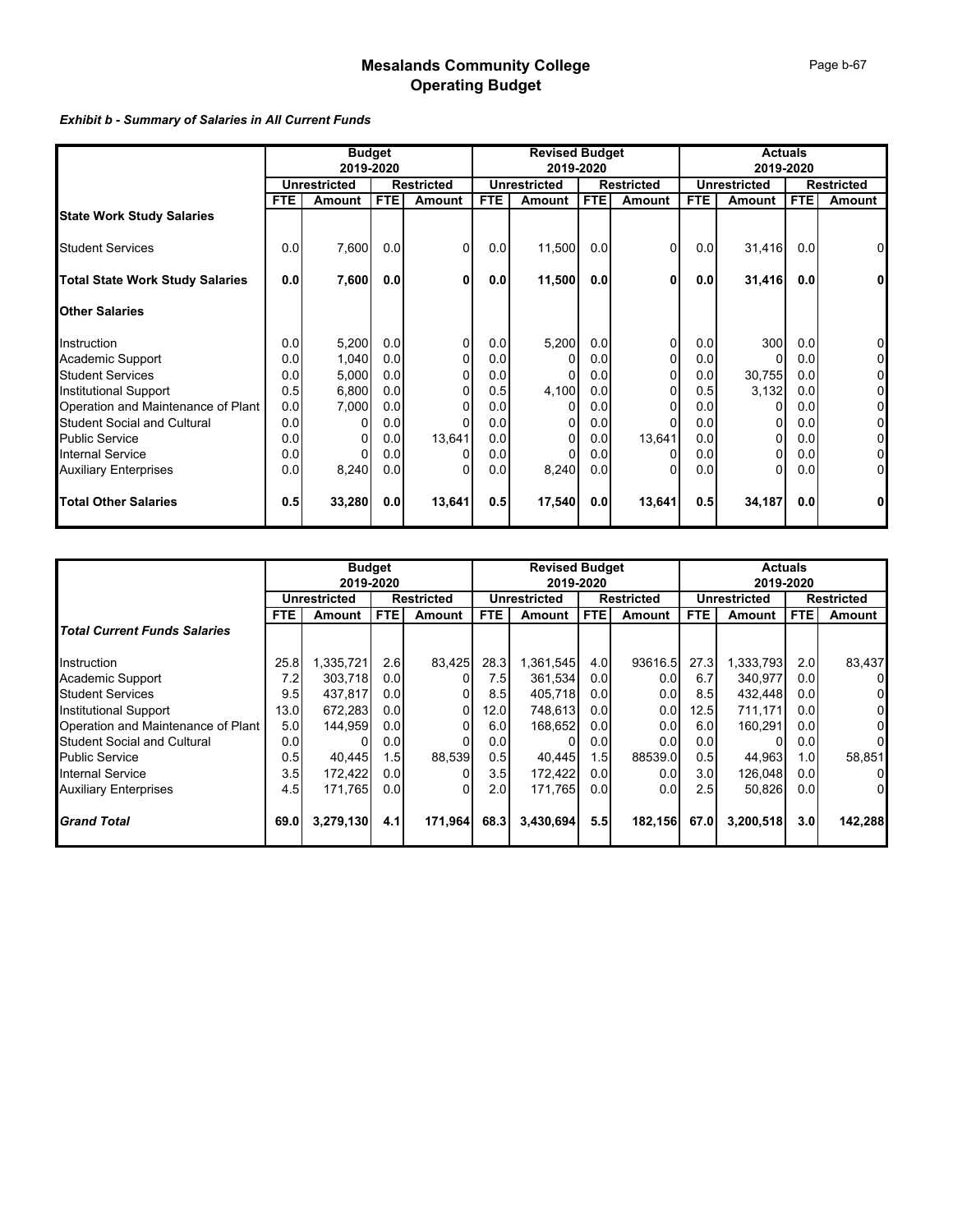# Mesalands Community College
## Operating Budget

***Exhibit b - Summary of Salaries in All Current Funds***

| | Budget 2019-2020 | | | | Revised Budget 2019-2020 | | | | Actuals 2019-2020 | | | |
|---|---|---|---|---|---|---|---|---|---|---|---|---|
| | Unrestricted | | Restricted | | Unrestricted | | Restricted | | Unrestricted | | Restricted | |
| | FTE | Amount | FTE | Amount | FTE | Amount | FTE | Amount | FTE | Amount | FTE | Amount |
| **State Work Study Salaries** | | | | | | | | | | | | |
| Student Services | 0.0 | 7,600 | 0.0 | 0 | 0.0 | 11,500 | 0.0 | 0 | 0.0 | 31,416 | 0.0 | 0 |
| **Total State Work Study Salaries** | **0.0** | **7,600** | **0.0** | **0** | **0.0** | **11,500** | **0.0** | **0** | **0.0** | **31,416** | **0.0** | **0** |
| **Other Salaries** | | | | | | | | | | | | |
| Instruction | 0.0 | 5,200 | 0.0 | 0 | 0.0 | 5,200 | 0.0 | 0 | 0.0 | 300 | 0.0 | 0 |
| Academic Support | 0.0 | 1,040 | 0.0 | 0 | 0.0 | 0 | 0.0 | 0 | 0.0 | 0 | 0.0 | 0 |
| Student Services | 0.0 | 5,000 | 0.0 | 0 | 0.0 | 0 | 0.0 | 0 | 0.0 | 30,755 | 0.0 | 0 |
| Institutional Support | 0.5 | 6,800 | 0.0 | 0 | 0.5 | 4,100 | 0.0 | 0 | 0.5 | 3,132 | 0.0 | 0 |
| Operation and Maintenance of Plant | 0.0 | 7,000 | 0.0 | 0 | 0.0 | 0 | 0.0 | 0 | 0.0 | 0 | 0.0 | 0 |
| Student Social and Cultural | 0.0 | 0 | 0.0 | 0 | 0.0 | 0 | 0.0 | 0 | 0.0 | 0 | 0.0 | 0 |
| Public Service | 0.0 | 0 | 0.0 | 13,641 | 0.0 | 0 | 0.0 | 13,641 | 0.0 | 0 | 0.0 | 0 |
| Internal Service | 0.0 | 0 | 0.0 | 0 | 0.0 | 0 | 0.0 | 0 | 0.0 | 0 | 0.0 | 0 |
| Auxiliary Enterprises | 0.0 | 8,240 | 0.0 | 0 | 0.0 | 8,240 | 0.0 | 0 | 0.0 | 0 | 0.0 | 0 |
| **Total Other Salaries** | **0.5** | **33,280** | **0.0** | **13,641** | **0.5** | **17,540** | **0.0** | **13,641** | **0.5** | **34,187** | **0.0** | **0** |

| | Budget 2019-2020 | | | | Revised Budget 2019-2020 | | | | Actuals 2019-2020 | | | |
|---|---|---|---|---|---|---|---|---|---|---|---|---|
| | Unrestricted | | Restricted | | Unrestricted | | Restricted | | Unrestricted | | Restricted | |
| | FTE | Amount | FTE | Amount | FTE | Amount | FTE | Amount | FTE | Amount | FTE | Amount |
| ***Total Current Funds Salaries*** | | | | | | | | | | | | |
| Instruction | 25.8 | 1,335,721 | 2.6 | 83,425 | 28.3 | 1,361,545 | 4.0 | 93616.5 | 27.3 | 1,333,793 | 2.0 | 83,437 |
| Academic Support | 7.2 | 303,718 | 0.0 | 0 | 7.5 | 361,534 | 0.0 | 0.0 | 6.7 | 340,977 | 0.0 | 0 |
| Student Services | 9.5 | 437,817 | 0.0 | 0 | 8.5 | 405,718 | 0.0 | 0.0 | 8.5 | 432,448 | 0.0 | 0 |
| Institutional Support | 13.0 | 672,283 | 0.0 | 0 | 12.0 | 748,613 | 0.0 | 0.0 | 12.5 | 711,171 | 0.0 | 0 |
| Operation and Maintenance of Plant | 5.0 | 144,959 | 0.0 | 0 | 6.0 | 168,652 | 0.0 | 0.0 | 6.0 | 160,291 | 0.0 | 0 |
| Student Social and Cultural | 0.0 | 0 | 0.0 | 0 | 0.0 | 0 | 0.0 | 0.0 | 0.0 | 0 | 0.0 | 0 |
| Public Service | 0.5 | 40,445 | 1.5 | 88,539 | 0.5 | 40,445 | 1.5 | 88539.0 | 0.5 | 44,963 | 1.0 | 58,851 |
| Internal Service | 3.5 | 172,422 | 0.0 | 0 | 3.5 | 172,422 | 0.0 | 0.0 | 3.0 | 126,048 | 0.0 | 0 |
| Auxiliary Enterprises | 4.5 | 171,765 | 0.0 | 0 | 2.0 | 171,765 | 0.0 | 0.0 | 2.5 | 50,826 | 0.0 | 0 |
| ***Grand Total*** | **69.0** | **3,279,130** | **4.1** | **171,964** | **68.3** | **3,430,694** | **5.5** | **182,156** | **67.0** | **3,200,518** | **3.0** | **142,288** |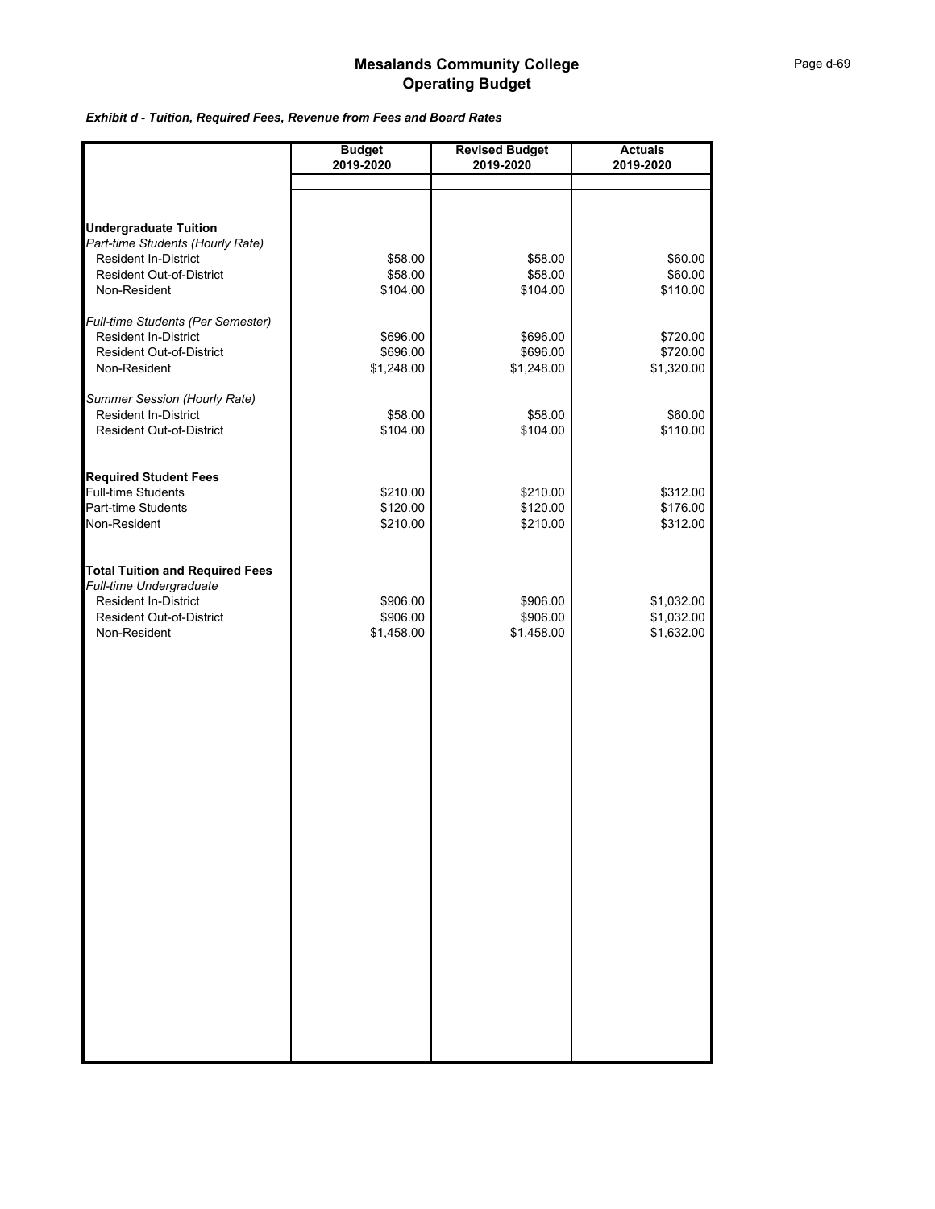# Mesalands Community College
## Operating Budget

***Exhibit d - Tuition, Required Fees, Revenue from Fees and Board Rates***

| | Budget 2019-2020 | Revised Budget 2019-2020 | Actuals 2019-2020 |
|---|---|---|---|
| **Undergraduate Tuition** | | | |
| *Part-time Students (Hourly Rate)* | | | |
| Resident In-District | $58.00 | $58.00 | $60.00 |
| Resident Out-of-District | $58.00 | $58.00 | $60.00 |
| Non-Resident | $104.00 | $104.00 | $110.00 |
| *Full-time Students (Per Semester)* | | | |
| Resident In-District | $696.00 | $696.00 | $720.00 |
| Resident Out-of-District | $696.00 | $696.00 | $720.00 |
| Non-Resident | $1,248.00 | $1,248.00 | $1,320.00 |
| *Summer Session (Hourly Rate)* | | | |
| Resident In-District | $58.00 | $58.00 | $60.00 |
| Resident Out-of-District | $104.00 | $104.00 | $110.00 |
| **Required Student Fees** | | | |
| Full-time Students | $210.00 | $210.00 | $312.00 |
| Part-time Students | $120.00 | $120.00 | $176.00 |
| Non-Resident | $210.00 | $210.00 | $312.00 |
| **Total Tuition and Required Fees** | | | |
| *Full-time Undergraduate* | | | |
| Resident In-District | $906.00 | $906.00 | $1,032.00 |
| Resident Out-of-District | $906.00 | $906.00 | $1,032.00 |
| Non-Resident | $1,458.00 | $1,458.00 | $1,632.00 |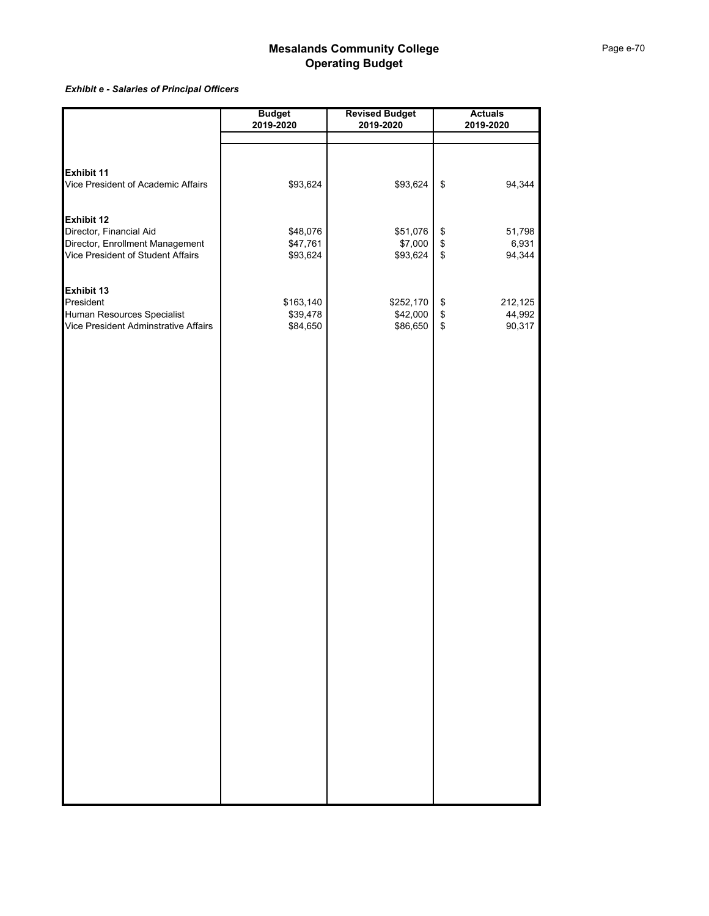# Mesalands Community College
## Operating Budget

***Exhibit e - Salaries of Principal Officers***

| | Budget 2019-2020 | Revised Budget 2019-2020 | Actuals 2019-2020 |
|---|---|---|---|
| **Exhibit 11** | | | |
| Vice President of Academic Affairs | \$93,624 | \$93,624 | \$ 94,344 |
| **Exhibit 12** | | | |
| Director, Financial Aid | \$48,076 | \$51,076 | \$ 51,798 |
| Director, Enrollment Management | \$47,761 | \$7,000 | \$ 6,931 |
| Vice President of Student Affairs | \$93,624 | \$93,624 | \$ 94,344 |
| **Exhibit 13** | | | |
| President | \$163,140 | \$252,170 | \$ 212,125 |
| Human Resources Specialist | \$39,478 | \$42,000 | \$ 44,992 |
| Vice President Adminstrative Affairs | \$84,650 | \$86,650 | \$ 90,317 |